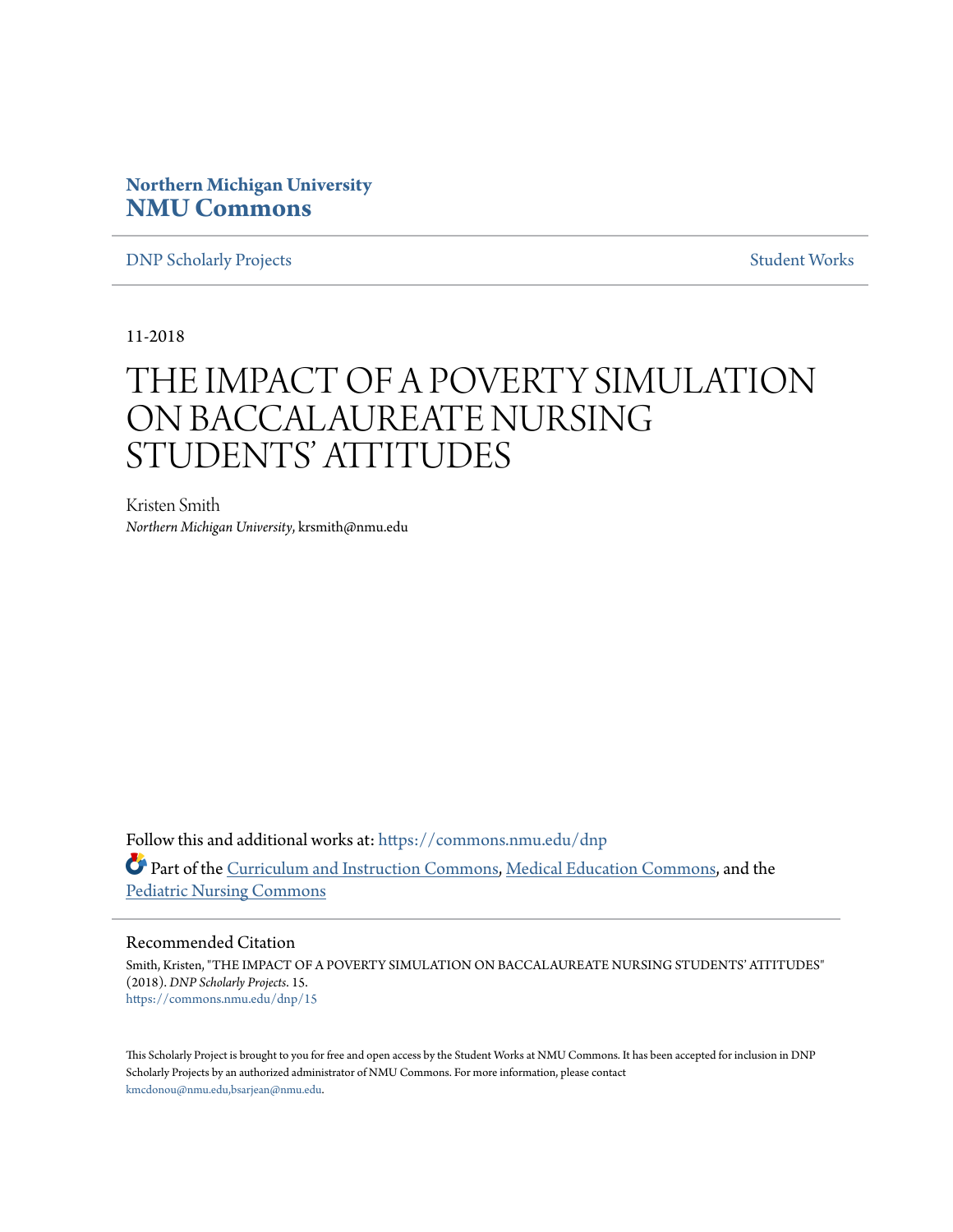**Northern Michigan University**
**NMU Commons**

DNP Scholarly Projects | Student Works

11-2018

# THE IMPACT OF A POVERTY SIMULATION ON BACCALAUREATE NURSING STUDENTS' ATTITUDES

Kristen Smith
*Northern Michigan University*, krsmith@nmu.edu

Follow this and additional works at: https://commons.nmu.edu/dnp

Part of the Curriculum and Instruction Commons, Medical Education Commons, and the Pediatric Nursing Commons

## Recommended Citation

Smith, Kristen, "THE IMPACT OF A POVERTY SIMULATION ON BACCALAUREATE NURSING STUDENTS' ATTITUDES" (2018). *DNP Scholarly Projects*. 15.
https://commons.nmu.edu/dnp/15

This Scholarly Project is brought to you for free and open access by the Student Works at NMU Commons. It has been accepted for inclusion in DNP Scholarly Projects by an authorized administrator of NMU Commons. For more information, please contact kmcdonou@nmu.edu,bsarjean@nmu.edu.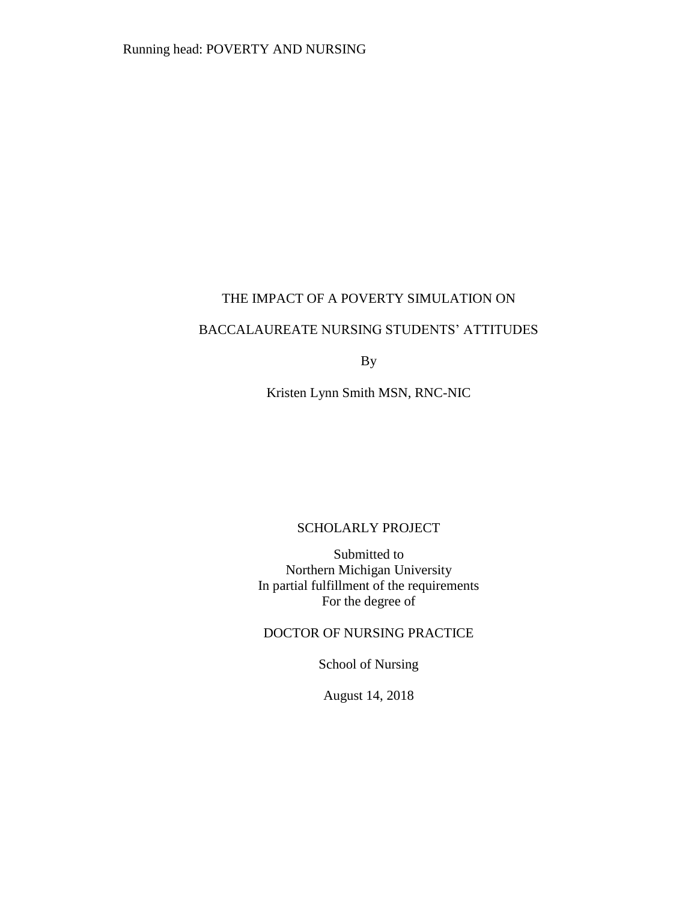# THE IMPACT OF A POVERTY SIMULATION ON BACCALAUREATE NURSING STUDENTS' ATTITUDES

By

Kristen Lynn Smith MSN, RNC-NIC

SCHOLARLY PROJECT

Submitted to
Northern Michigan University
In partial fulfillment of the requirements
For the degree of

DOCTOR OF NURSING PRACTICE

School of Nursing

August 14, 2018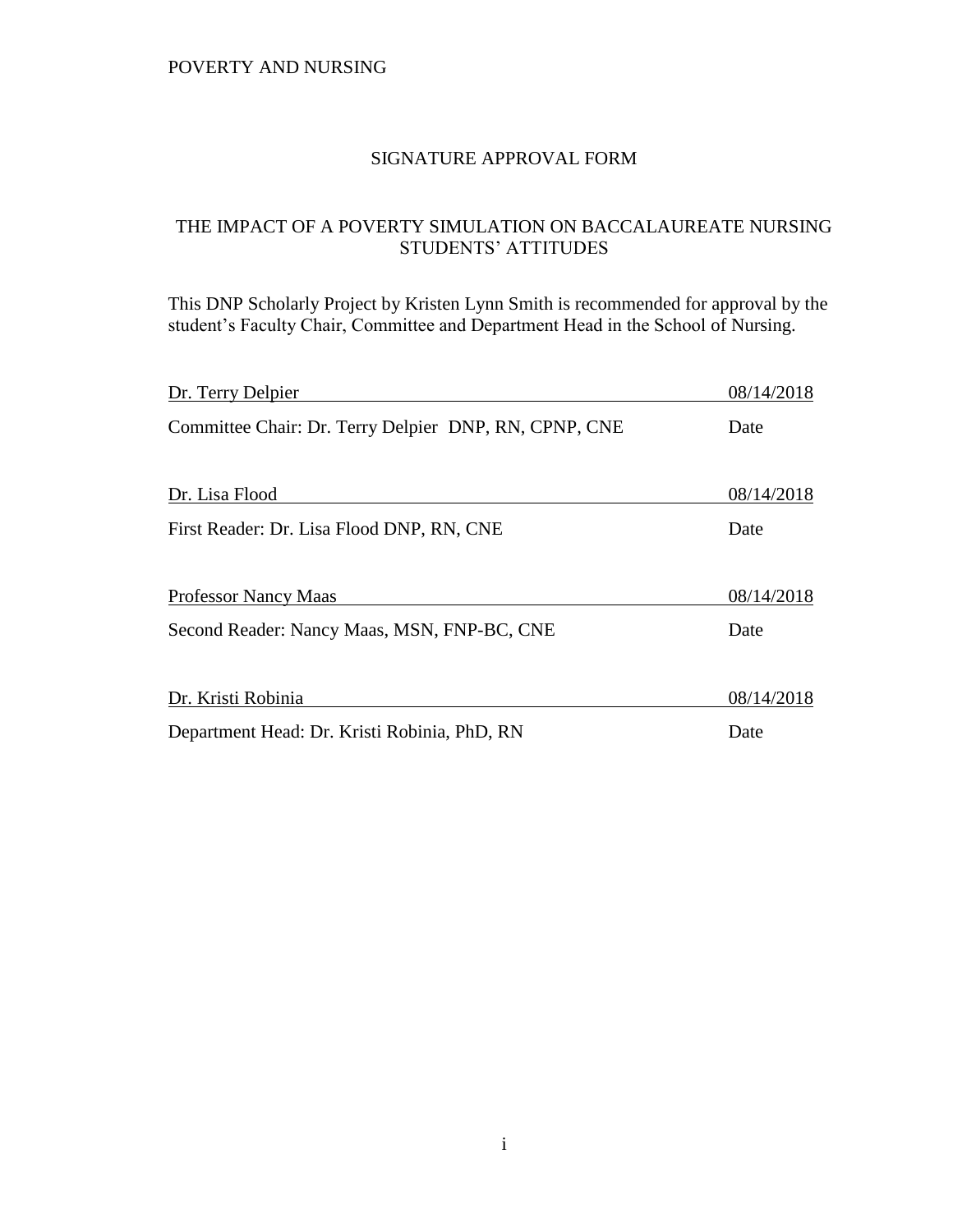## SIGNATURE APPROVAL FORM

## THE IMPACT OF A POVERTY SIMULATION ON BACCALAUREATE NURSING STUDENTS' ATTITUDES

This DNP Scholarly Project by Kristen Lynn Smith is recommended for approval by the student's Faculty Chair, Committee and Department Head in the School of Nursing.

| | |
|---|---|
| Dr. Terry Delpier | 08/14/2018 |
| Committee Chair: Dr. Terry Delpier DNP, RN, CPNP, CNE | Date |
| Dr. Lisa Flood | 08/14/2018 |
| First Reader: Dr. Lisa Flood DNP, RN, CNE | Date |
| Professor Nancy Maas | 08/14/2018 |
| Second Reader: Nancy Maas, MSN, FNP-BC, CNE | Date |
| Dr. Kristi Robinia | 08/14/2018 |
| Department Head: Dr. Kristi Robinia, PhD, RN | Date |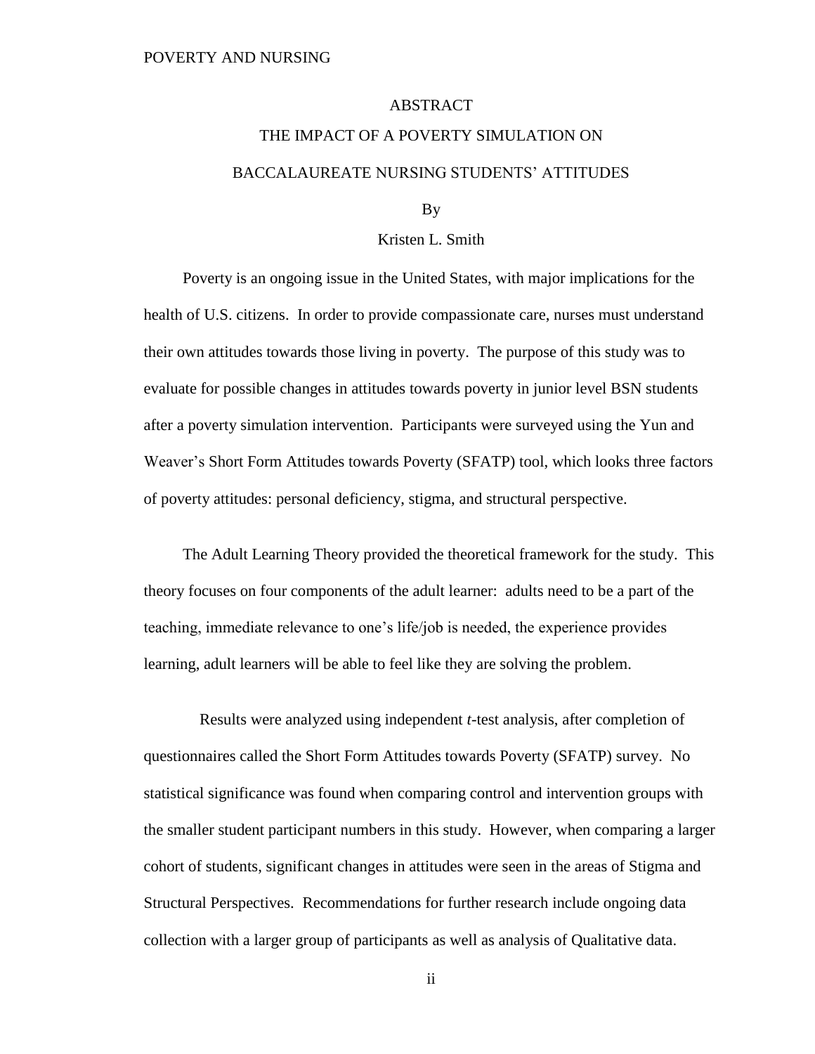# ABSTRACT

## THE IMPACT OF A POVERTY SIMULATION ON BACCALAUREATE NURSING STUDENTS' ATTITUDES

By

Kristen L. Smith

Poverty is an ongoing issue in the United States, with major implications for the health of U.S. citizens. In order to provide compassionate care, nurses must understand their own attitudes towards those living in poverty. The purpose of this study was to evaluate for possible changes in attitudes towards poverty in junior level BSN students after a poverty simulation intervention. Participants were surveyed using the Yun and Weaver's Short Form Attitudes towards Poverty (SFATP) tool, which looks three factors of poverty attitudes: personal deficiency, stigma, and structural perspective.

The Adult Learning Theory provided the theoretical framework for the study. This theory focuses on four components of the adult learner: adults need to be a part of the teaching, immediate relevance to one's life/job is needed, the experience provides learning, adult learners will be able to feel like they are solving the problem.

Results were analyzed using independent *t*-test analysis, after completion of questionnaires called the Short Form Attitudes towards Poverty (SFATP) survey. No statistical significance was found when comparing control and intervention groups with the smaller student participant numbers in this study. However, when comparing a larger cohort of students, significant changes in attitudes were seen in the areas of Stigma and Structural Perspectives. Recommendations for further research include ongoing data collection with a larger group of participants as well as analysis of Qualitative data.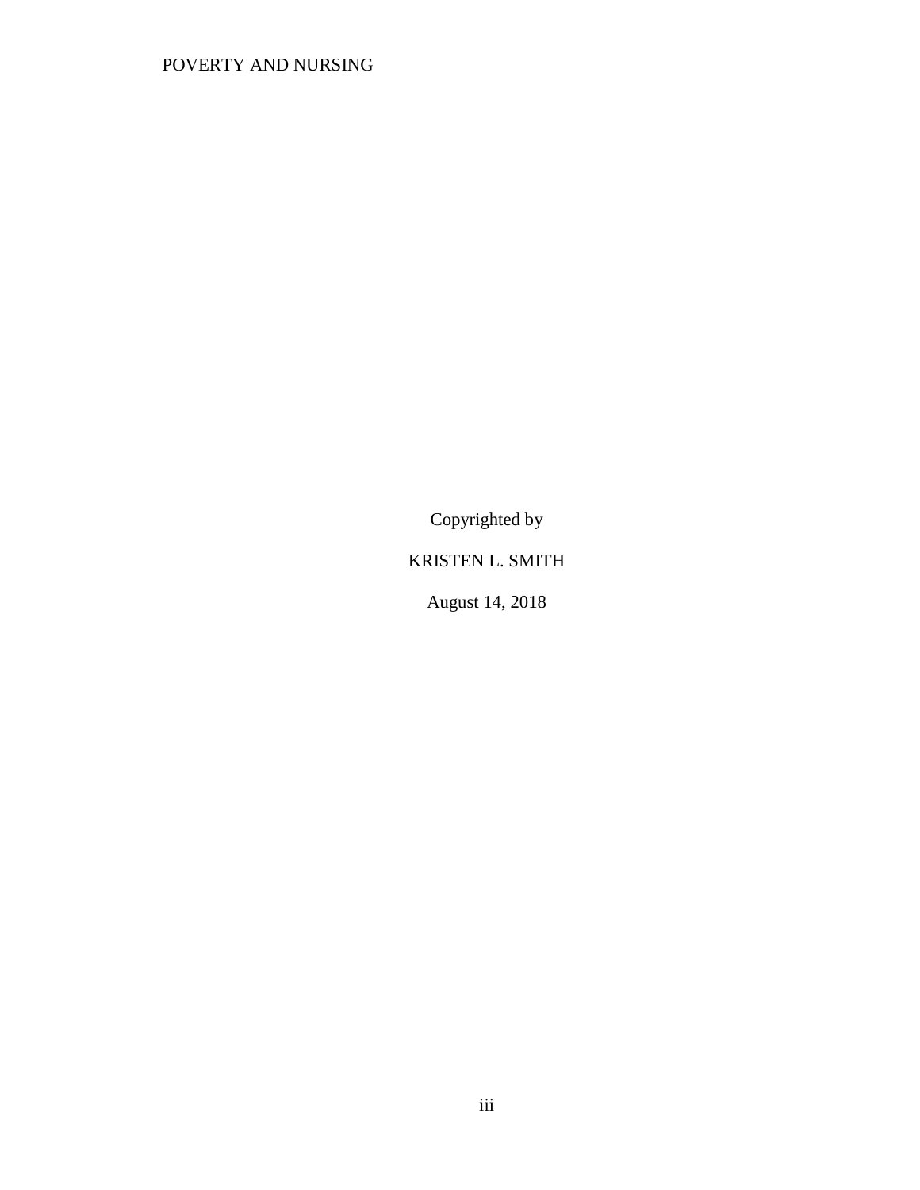Copyrighted by

KRISTEN L. SMITH

August 14, 2018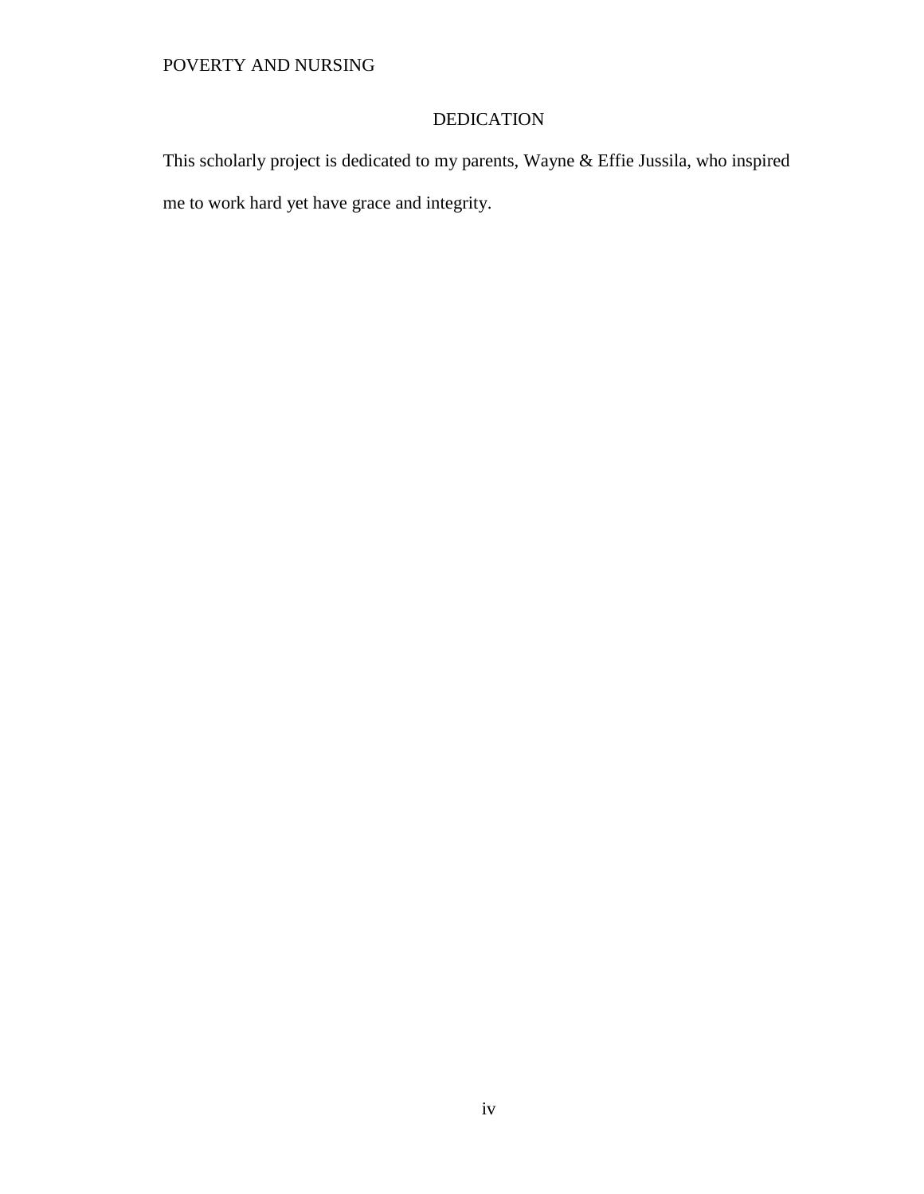# DEDICATION

This scholarly project is dedicated to my parents, Wayne & Effie Jussila, who inspired me to work hard yet have grace and integrity.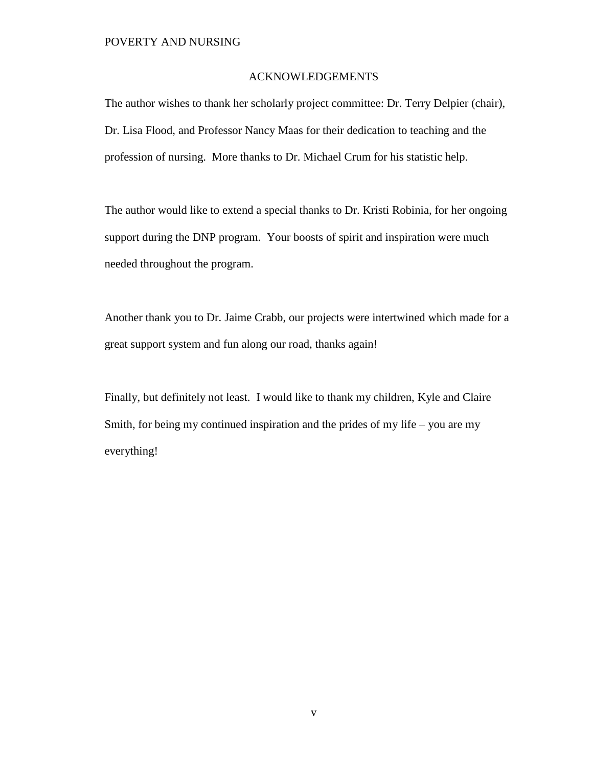## ACKNOWLEDGEMENTS

The author wishes to thank her scholarly project committee: Dr. Terry Delpier (chair), Dr. Lisa Flood, and Professor Nancy Maas for their dedication to teaching and the profession of nursing. More thanks to Dr. Michael Crum for his statistic help.

The author would like to extend a special thanks to Dr. Kristi Robinia, for her ongoing support during the DNP program. Your boosts of spirit and inspiration were much needed throughout the program.

Another thank you to Dr. Jaime Crabb, our projects were intertwined which made for a great support system and fun along our road, thanks again!

Finally, but definitely not least. I would like to thank my children, Kyle and Claire Smith, for being my continued inspiration and the prides of my life – you are my everything!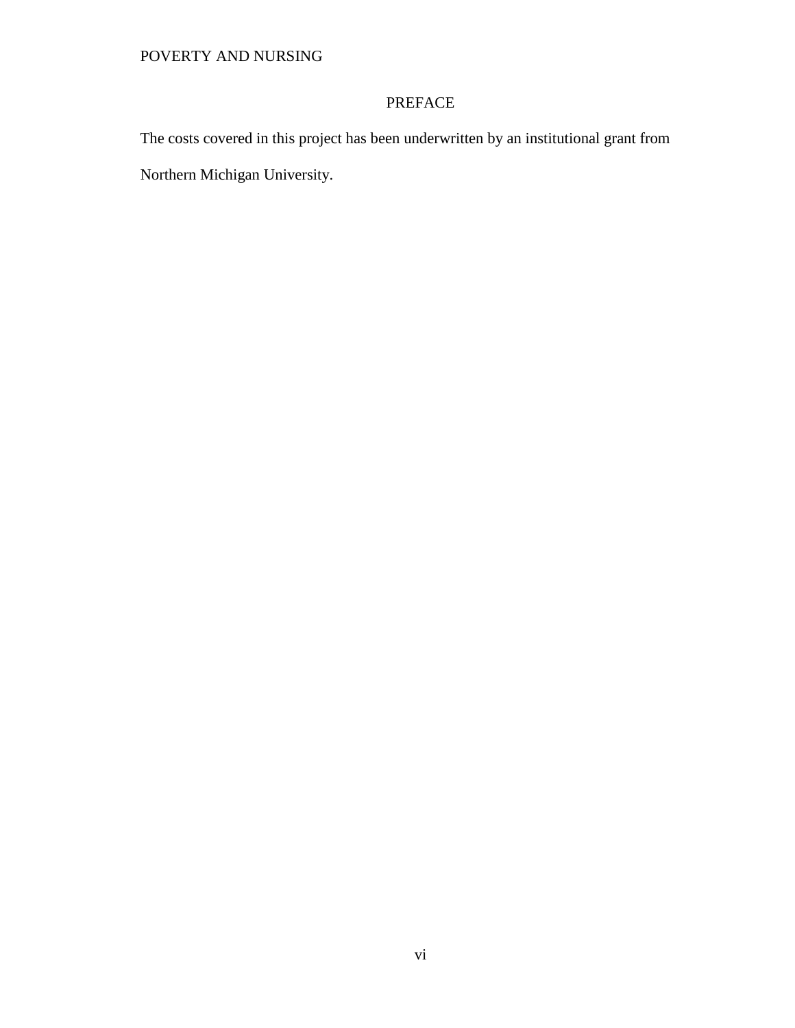# PREFACE

The costs covered in this project has been underwritten by an institutional grant from Northern Michigan University.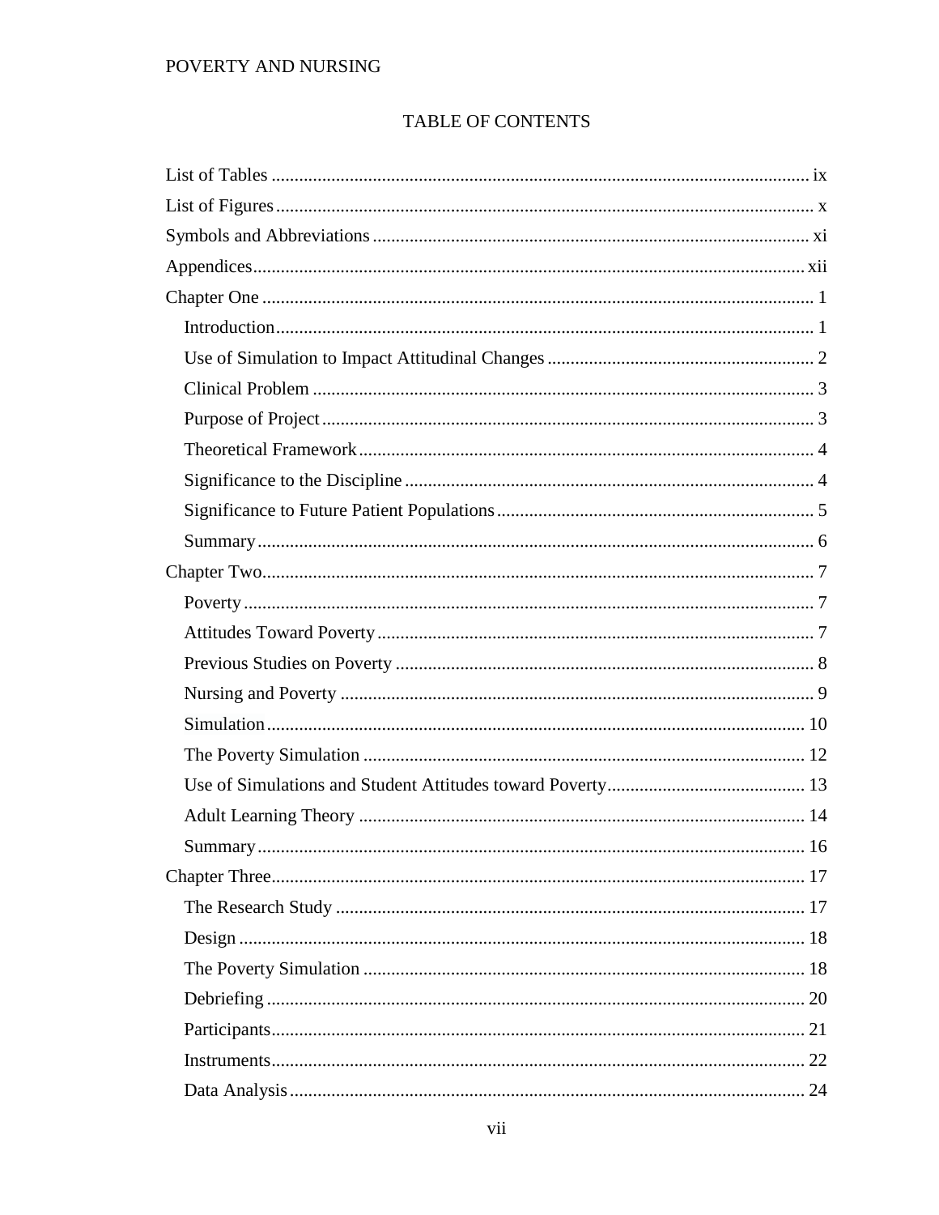# TABLE OF CONTENTS

List of Tables ........................................................................................................ ix
List of Figures ........................................................................................................ x
Symbols and Abbreviations .................................................................................... xi
Appendices ............................................................................................................ xii
Chapter One ............................................................................................................ 1
  Introduction ........................................................................................................ 1
  Use of Simulation to Impact Attitudinal Changes ............................................. 2
  Clinical Problem ................................................................................................. 3
  Purpose of Project ............................................................................................... 3
  Theoretical Framework ....................................................................................... 4
  Significance to the Discipline ............................................................................. 4
  Significance to Future Patient Populations ......................................................... 5
  Summary ............................................................................................................. 6
Chapter Two ............................................................................................................ 7
  Poverty ................................................................................................................ 7
  Attitudes Toward Poverty ................................................................................... 7
  Previous Studies on Poverty ............................................................................... 8
  Nursing and Poverty ............................................................................................ 9
  Simulation ......................................................................................................... 10
  The Poverty Simulation ..................................................................................... 12
  Use of Simulations and Student Attitudes toward Poverty ................................ 13
  Adult Learning Theory ...................................................................................... 14
  Summary ........................................................................................................... 16
Chapter Three ........................................................................................................ 17
  The Research Study .......................................................................................... 17
  Design ............................................................................................................... 18
  The Poverty Simulation ..................................................................................... 18
  Debriefing ......................................................................................................... 20
  Participants ........................................................................................................ 21
  Instruments ........................................................................................................ 22
  Data Analysis .................................................................................................... 24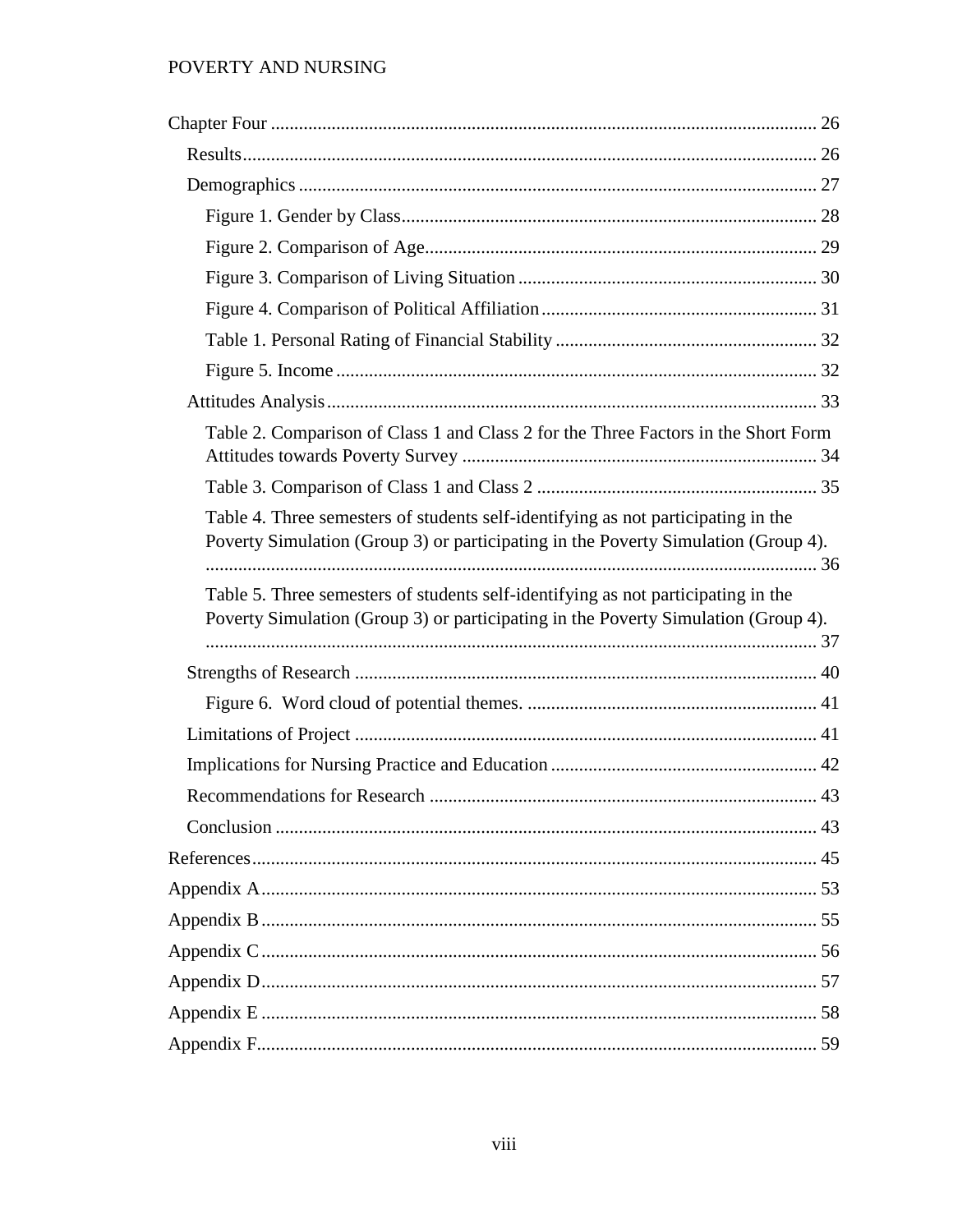Chapter Four ............................................................................................................ 26

- Results ............................................................................................................ 26
- Demographics ................................................................................................ 27
  - Figure 1. Gender by Class ........................................................................ 28
  - Figure 2. Comparison of Age .................................................................... 29
  - Figure 3. Comparison of Living Situation ................................................. 30
  - Figure 4. Comparison of Political Affiliation ............................................ 31
  - Table 1. Personal Rating of Financial Stability ......................................... 32
  - Figure 5. Income ........................................................................................ 32
- Attitudes Analysis .......................................................................................... 33
  - Table 2. Comparison of Class 1 and Class 2 for the Three Factors in the Short Form Attitudes towards Poverty Survey ............................................................................ 34
  - Table 3. Comparison of Class 1 and Class 2 ............................................. 35
  - Table 4. Three semesters of students self-identifying as not participating in the Poverty Simulation (Group 3) or participating in the Poverty Simulation (Group 4). ........................................................................................................................... 36
  - Table 5. Three semesters of students self-identifying as not participating in the Poverty Simulation (Group 3) or participating in the Poverty Simulation (Group 4). ........................................................................................................................... 37
- Strengths of Research .................................................................................... 40
  - Figure 6. Word cloud of potential themes. ............................................... 41
- Limitations of Project .................................................................................... 41
- Implications for Nursing Practice and Education .......................................... 42
- Recommendations for Research .................................................................... 43
- Conclusion ..................................................................................................... 43

References ................................................................................................................ 45

Appendix A ............................................................................................................... 53

Appendix B ............................................................................................................... 55

Appendix C ............................................................................................................... 56

Appendix D ............................................................................................................... 57

Appendix E ............................................................................................................... 58

Appendix F ............................................................................................................... 59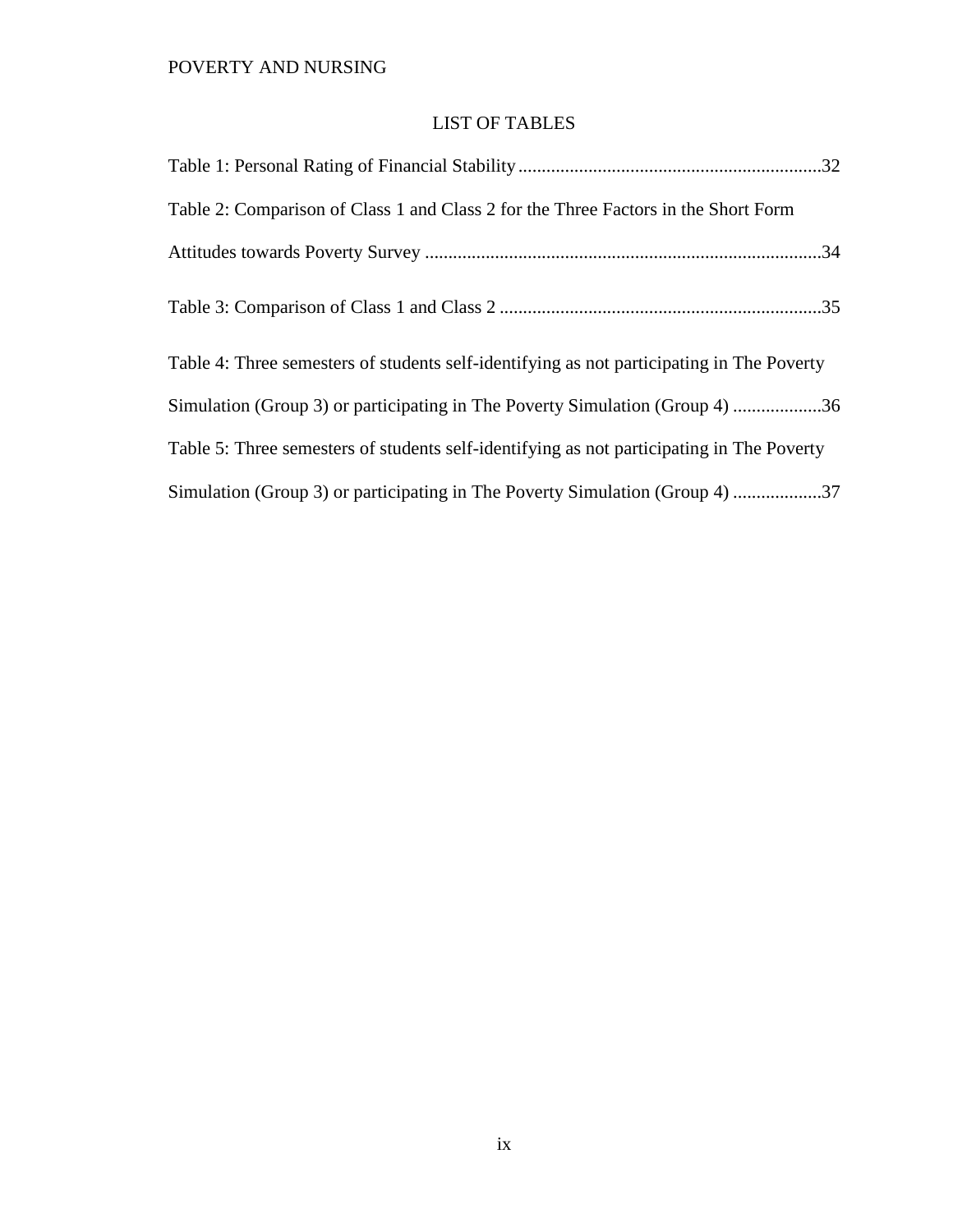# LIST OF TABLES

Table 1: Personal Rating of Financial Stability.................................................................32

Table 2: Comparison of Class 1 and Class 2 for the Three Factors in the Short Form Attitudes towards Poverty Survey .....................................................................................34

Table 3: Comparison of Class 1 and Class 2 .....................................................................35

Table 4: Three semesters of students self-identifying as not participating in The Poverty Simulation (Group 3) or participating in The Poverty Simulation (Group 4) ...................36

Table 5: Three semesters of students self-identifying as not participating in The Poverty Simulation (Group 3) or participating in The Poverty Simulation (Group 4) ...................37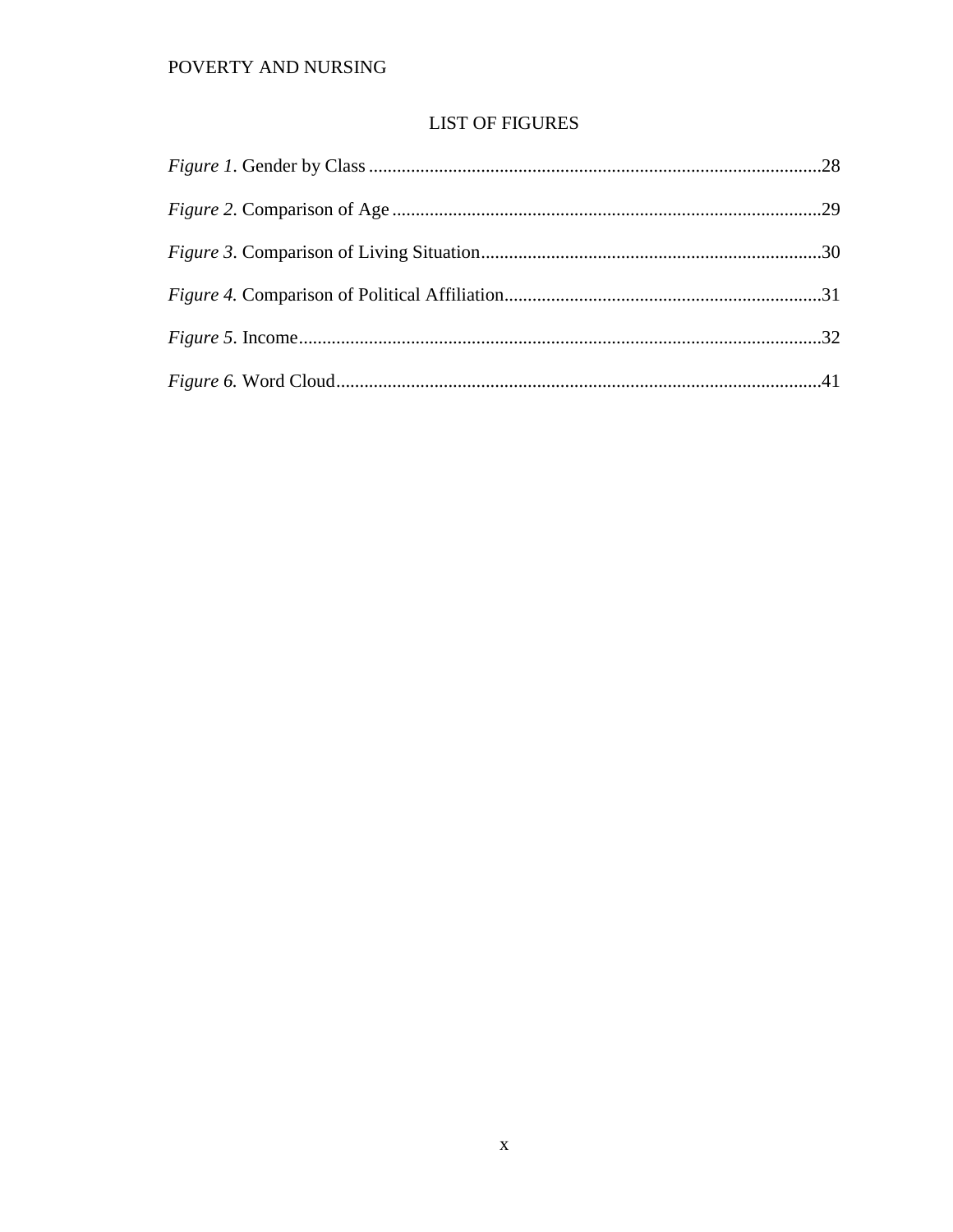## LIST OF FIGURES

*Figure 1*. Gender by Class ........................................................................................28

*Figure 2*. Comparison of Age ....................................................................................29

*Figure 3*. Comparison of Living Situation..................................................................30

*Figure 4.* Comparison of Political Affiliation.............................................................31

*Figure 5*. Income........................................................................................................32

*Figure 6.* Word Cloud.................................................................................................41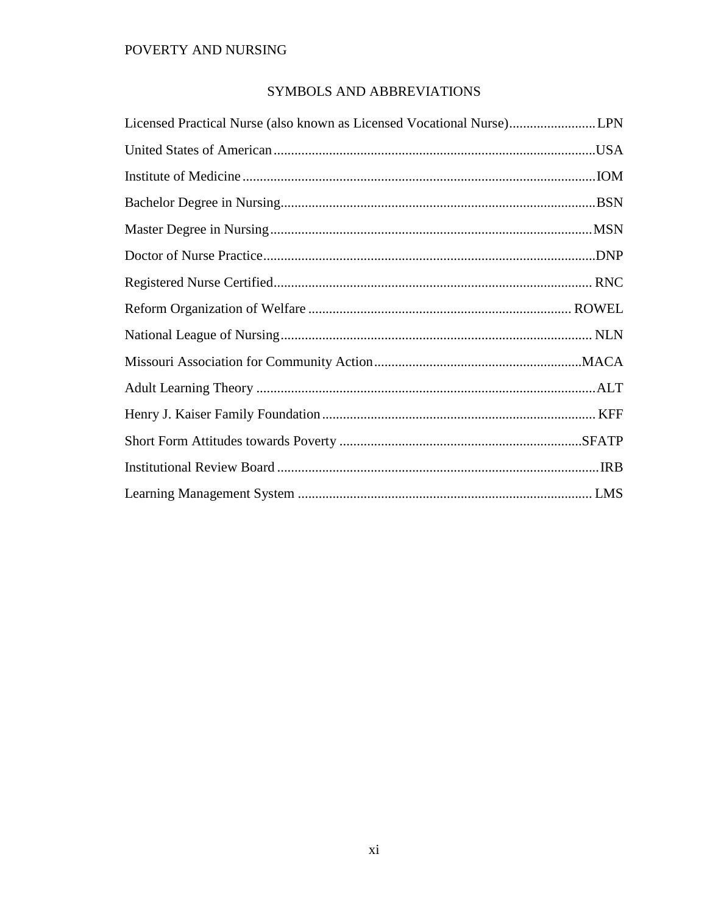## SYMBOLS AND ABBREVIATIONS

Licensed Practical Nurse (also known as Licensed Vocational Nurse)......................... LPN

United States of American............................................................................................USA

Institute of Medicine.....................................................................................................IOM

Bachelor Degree in Nursing..........................................................................................BSN

Master Degree in Nursing............................................................................................MSN

Doctor of Nurse Practice...............................................................................................DNP

Registered Nurse Certified........................................................................................... RNC

Reform Organization of Welfare ........................................................................... ROWEL

National League of Nursing......................................................................................... NLN

Missouri Association for Community Action............................................................MACA

Adult Learning Theory .................................................................................................ALT

Henry J. Kaiser Family Foundation.............................................................................. KFF

Short Form Attitudes towards Poverty ......................................................................SFATP

Institutional Review Board ............................................................................................IRB

Learning Management System .................................................................................... LMS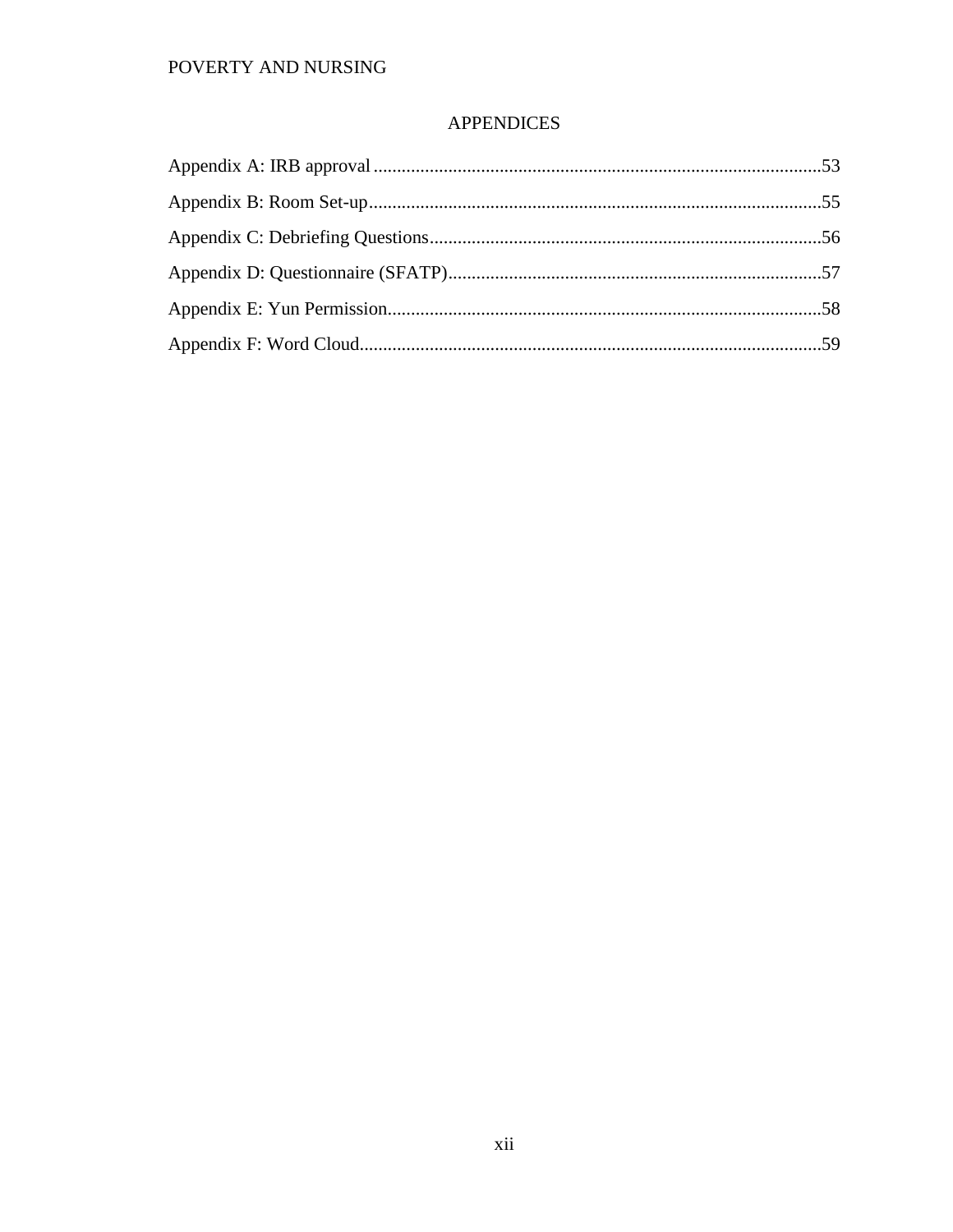# APPENDICES

Appendix A: IRB approval ................................................................................................53

Appendix B: Room Set-up.................................................................................................55

Appendix C: Debriefing Questions....................................................................................56

Appendix D: Questionnaire (SFATP)................................................................................57

Appendix E: Yun Permission.............................................................................................58

Appendix F: Word Cloud...................................................................................................59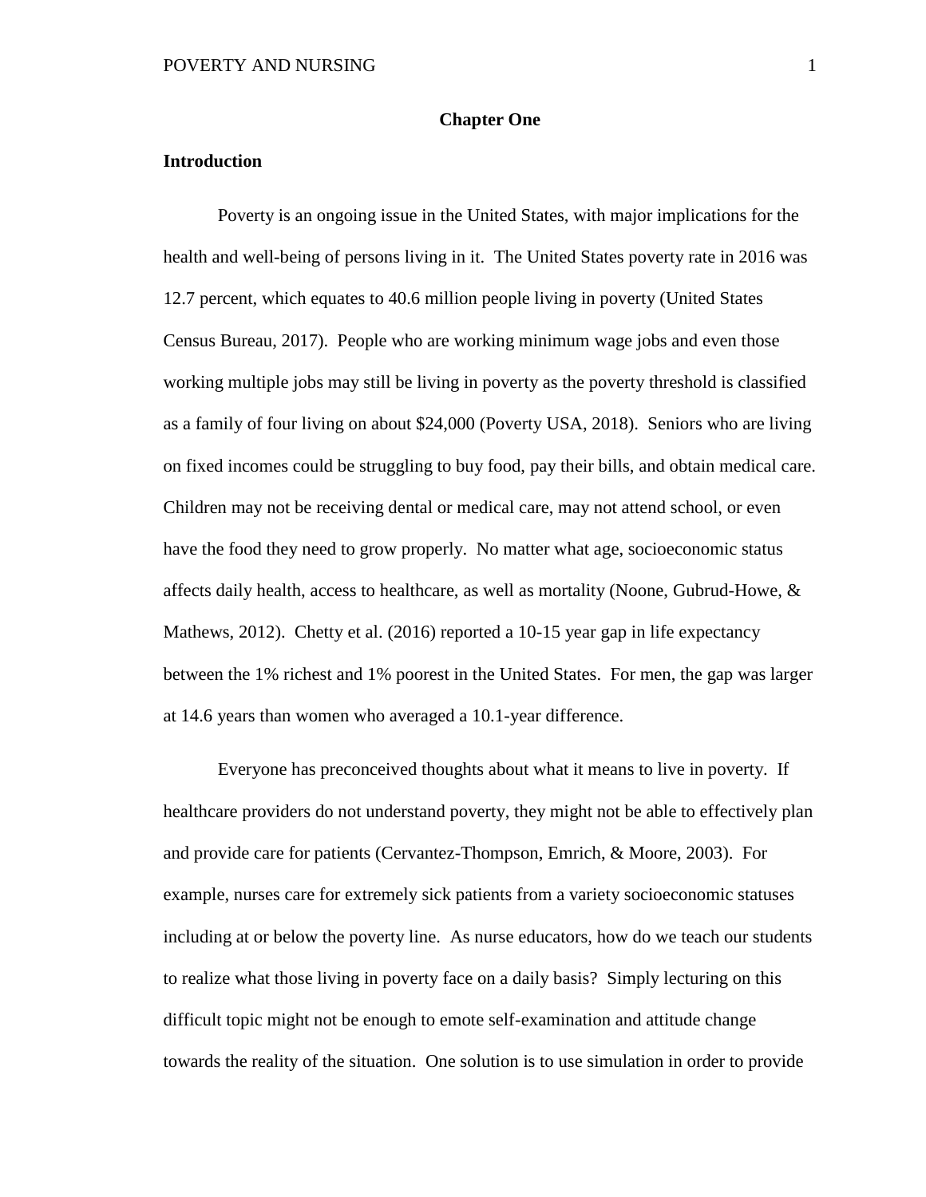# Chapter One

## Introduction

Poverty is an ongoing issue in the United States, with major implications for the health and well-being of persons living in it. The United States poverty rate in 2016 was 12.7 percent, which equates to 40.6 million people living in poverty (United States Census Bureau, 2017). People who are working minimum wage jobs and even those working multiple jobs may still be living in poverty as the poverty threshold is classified as a family of four living on about $24,000 (Poverty USA, 2018). Seniors who are living on fixed incomes could be struggling to buy food, pay their bills, and obtain medical care. Children may not be receiving dental or medical care, may not attend school, or even have the food they need to grow properly. No matter what age, socioeconomic status affects daily health, access to healthcare, as well as mortality (Noone, Gubrud-Howe, & Mathews, 2012). Chetty et al. (2016) reported a 10-15 year gap in life expectancy between the 1% richest and 1% poorest in the United States. For men, the gap was larger at 14.6 years than women who averaged a 10.1-year difference.

Everyone has preconceived thoughts about what it means to live in poverty. If healthcare providers do not understand poverty, they might not be able to effectively plan and provide care for patients (Cervantez-Thompson, Emrich, & Moore, 2003). For example, nurses care for extremely sick patients from a variety socioeconomic statuses including at or below the poverty line. As nurse educators, how do we teach our students to realize what those living in poverty face on a daily basis? Simply lecturing on this difficult topic might not be enough to emote self-examination and attitude change towards the reality of the situation. One solution is to use simulation in order to provide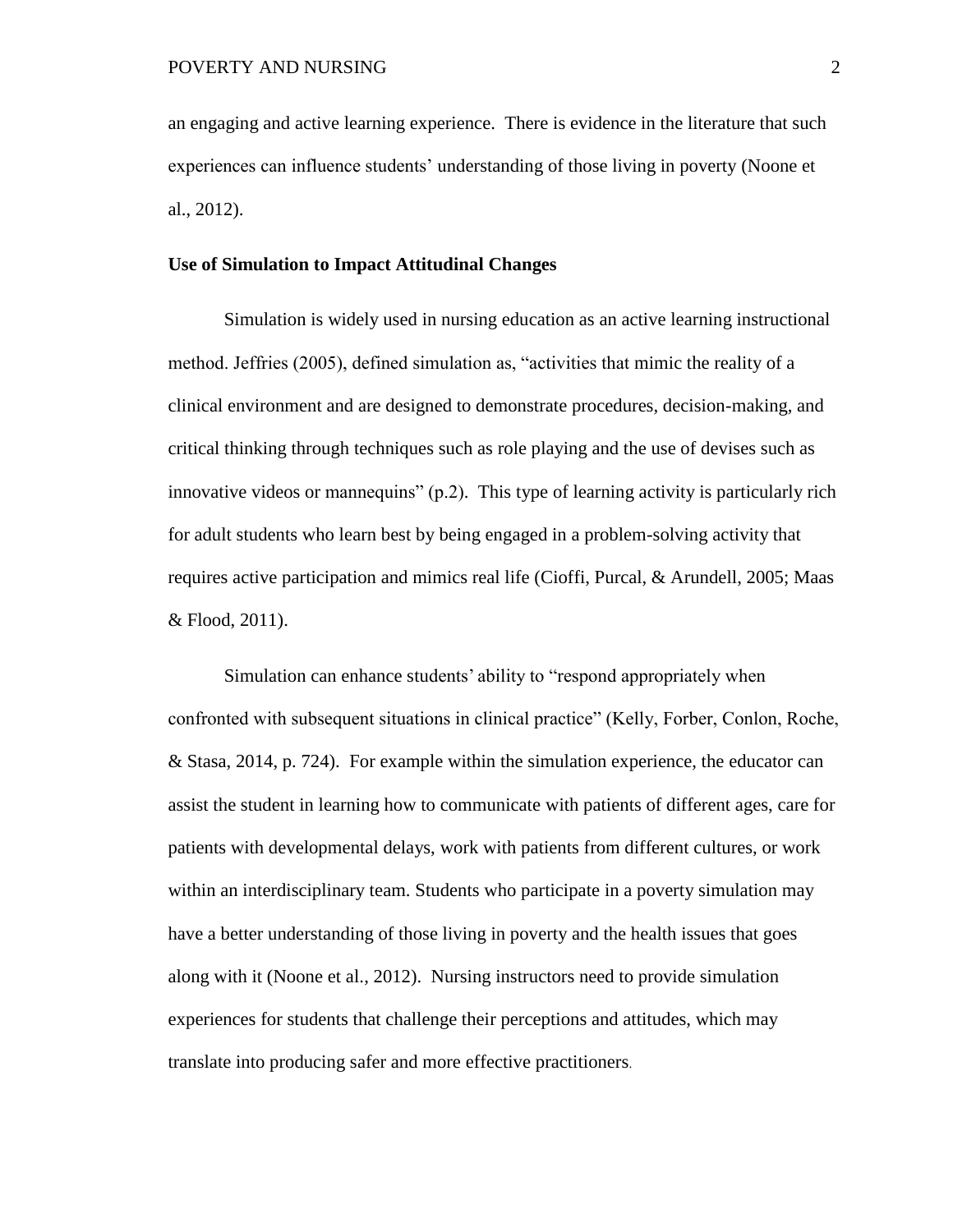an engaging and active learning experience. There is evidence in the literature that such experiences can influence students' understanding of those living in poverty (Noone et al., 2012).

**Use of Simulation to Impact Attitudinal Changes**

Simulation is widely used in nursing education as an active learning instructional method. Jeffries (2005), defined simulation as, "activities that mimic the reality of a clinical environment and are designed to demonstrate procedures, decision-making, and critical thinking through techniques such as role playing and the use of devises such as innovative videos or mannequins" (p.2). This type of learning activity is particularly rich for adult students who learn best by being engaged in a problem-solving activity that requires active participation and mimics real life (Cioffi, Purcal, & Arundell, 2005; Maas & Flood, 2011).

Simulation can enhance students' ability to "respond appropriately when confronted with subsequent situations in clinical practice" (Kelly, Forber, Conlon, Roche, & Stasa, 2014, p. 724). For example within the simulation experience, the educator can assist the student in learning how to communicate with patients of different ages, care for patients with developmental delays, work with patients from different cultures, or work within an interdisciplinary team. Students who participate in a poverty simulation may have a better understanding of those living in poverty and the health issues that goes along with it (Noone et al., 2012). Nursing instructors need to provide simulation experiences for students that challenge their perceptions and attitudes, which may translate into producing safer and more effective practitioners.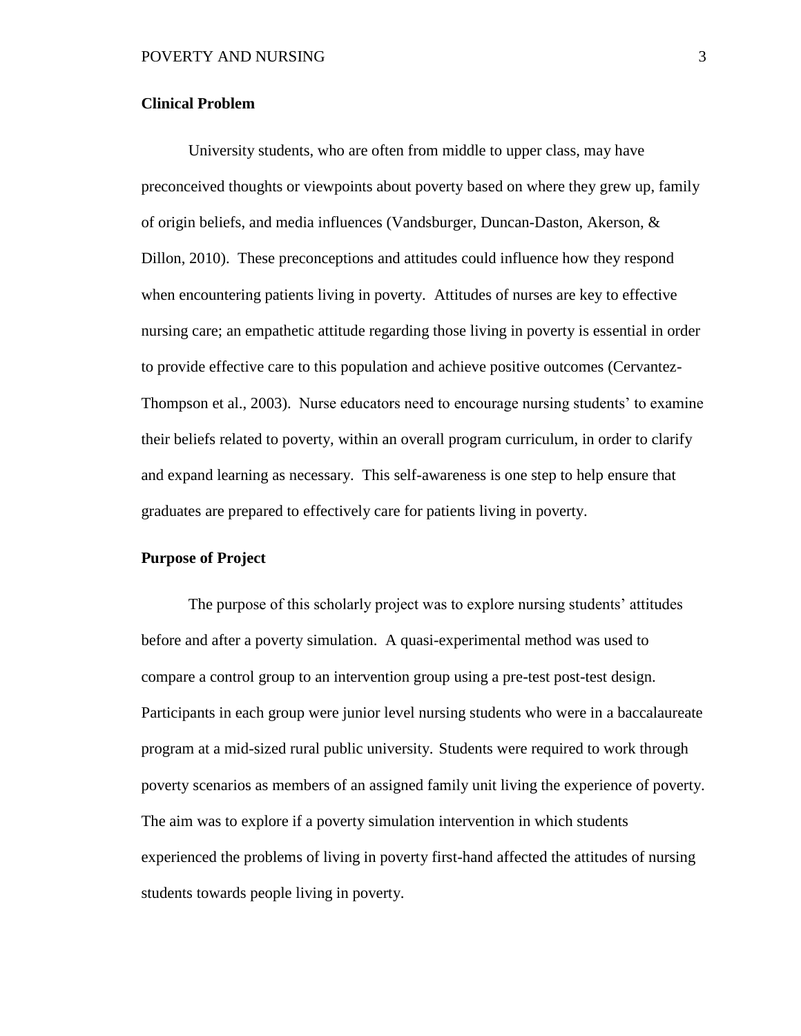**Clinical Problem**

University students, who are often from middle to upper class, may have preconceived thoughts or viewpoints about poverty based on where they grew up, family of origin beliefs, and media influences (Vandsburger, Duncan-Daston, Akerson, & Dillon, 2010). These preconceptions and attitudes could influence how they respond when encountering patients living in poverty. Attitudes of nurses are key to effective nursing care; an empathetic attitude regarding those living in poverty is essential in order to provide effective care to this population and achieve positive outcomes (Cervantez-Thompson et al., 2003). Nurse educators need to encourage nursing students' to examine their beliefs related to poverty, within an overall program curriculum, in order to clarify and expand learning as necessary. This self-awareness is one step to help ensure that graduates are prepared to effectively care for patients living in poverty.

**Purpose of Project**

The purpose of this scholarly project was to explore nursing students' attitudes before and after a poverty simulation. A quasi-experimental method was used to compare a control group to an intervention group using a pre-test post-test design. Participants in each group were junior level nursing students who were in a baccalaureate program at a mid-sized rural public university. Students were required to work through poverty scenarios as members of an assigned family unit living the experience of poverty. The aim was to explore if a poverty simulation intervention in which students experienced the problems of living in poverty first-hand affected the attitudes of nursing students towards people living in poverty.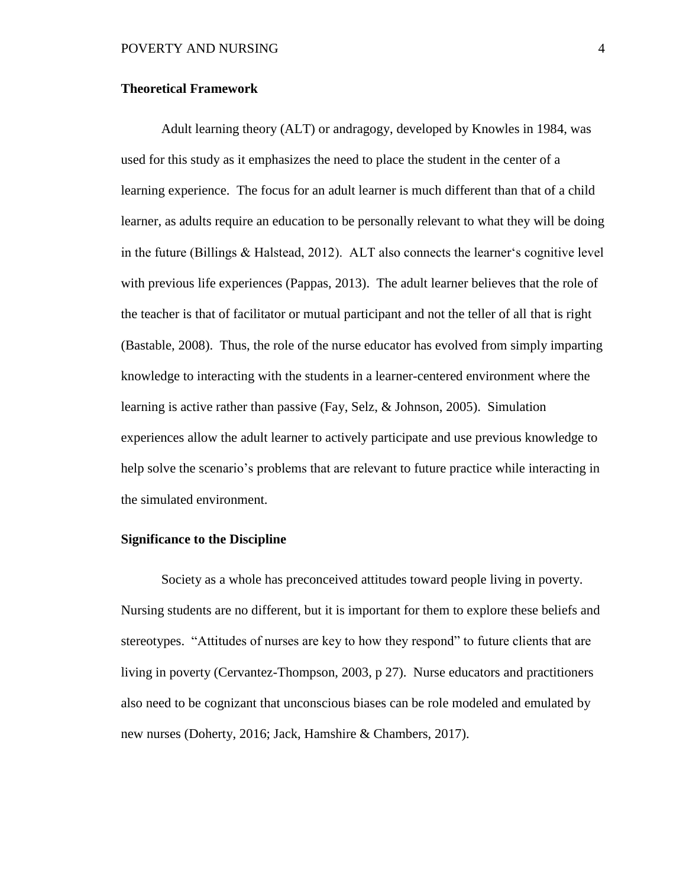## Theoretical Framework

Adult learning theory (ALT) or andragogy, developed by Knowles in 1984, was used for this study as it emphasizes the need to place the student in the center of a learning experience. The focus for an adult learner is much different than that of a child learner, as adults require an education to be personally relevant to what they will be doing in the future (Billings & Halstead, 2012). ALT also connects the learner's cognitive level with previous life experiences (Pappas, 2013). The adult learner believes that the role of the teacher is that of facilitator or mutual participant and not the teller of all that is right (Bastable, 2008). Thus, the role of the nurse educator has evolved from simply imparting knowledge to interacting with the students in a learner-centered environment where the learning is active rather than passive (Fay, Selz, & Johnson, 2005). Simulation experiences allow the adult learner to actively participate and use previous knowledge to help solve the scenario's problems that are relevant to future practice while interacting in the simulated environment.

## Significance to the Discipline

Society as a whole has preconceived attitudes toward people living in poverty. Nursing students are no different, but it is important for them to explore these beliefs and stereotypes. "Attitudes of nurses are key to how they respond" to future clients that are living in poverty (Cervantez-Thompson, 2003, p 27). Nurse educators and practitioners also need to be cognizant that unconscious biases can be role modeled and emulated by new nurses (Doherty, 2016; Jack, Hamshire & Chambers, 2017).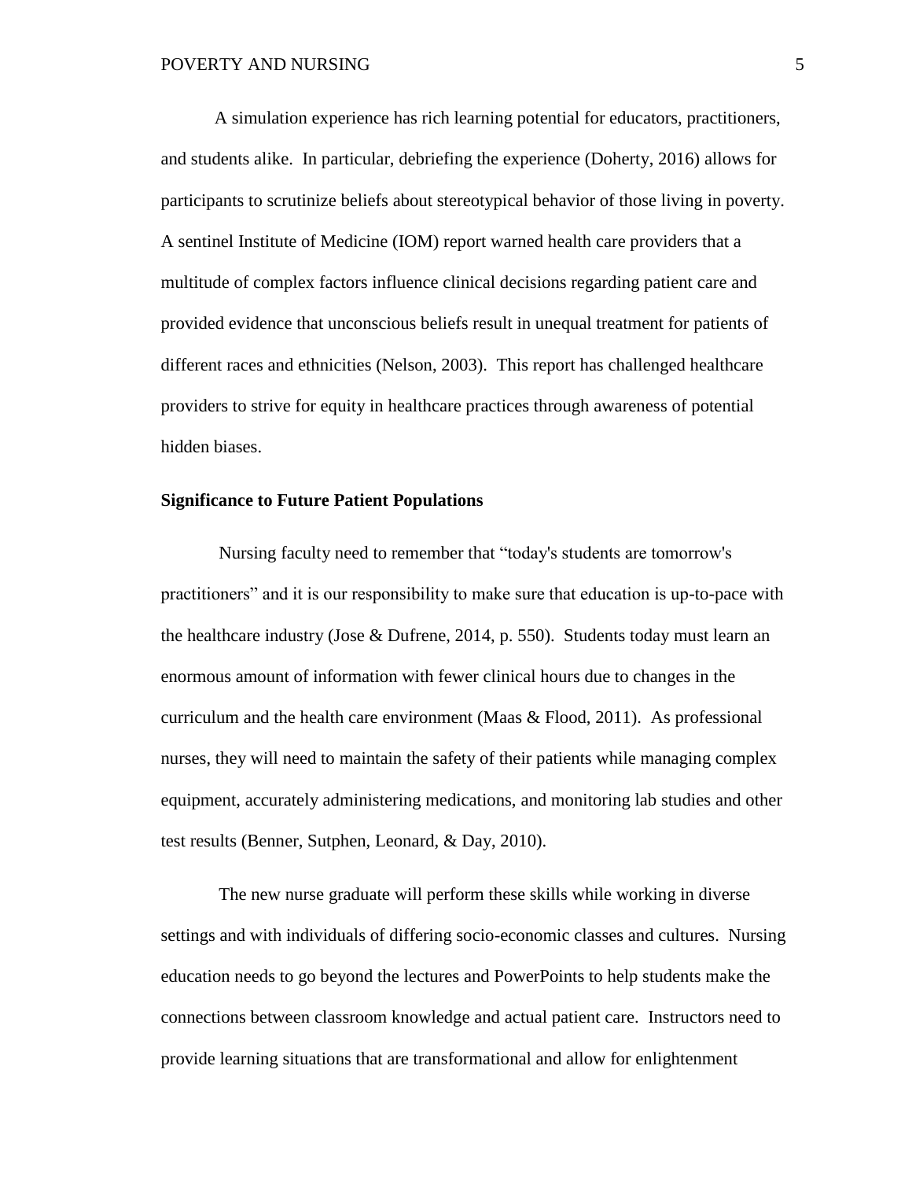A simulation experience has rich learning potential for educators, practitioners, and students alike. In particular, debriefing the experience (Doherty, 2016) allows for participants to scrutinize beliefs about stereotypical behavior of those living in poverty. A sentinel Institute of Medicine (IOM) report warned health care providers that a multitude of complex factors influence clinical decisions regarding patient care and provided evidence that unconscious beliefs result in unequal treatment for patients of different races and ethnicities (Nelson, 2003). This report has challenged healthcare providers to strive for equity in healthcare practices through awareness of potential hidden biases.

**Significance to Future Patient Populations**

Nursing faculty need to remember that “today's students are tomorrow's practitioners” and it is our responsibility to make sure that education is up-to-pace with the healthcare industry (Jose & Dufrene, 2014, p. 550). Students today must learn an enormous amount of information with fewer clinical hours due to changes in the curriculum and the health care environment (Maas & Flood, 2011). As professional nurses, they will need to maintain the safety of their patients while managing complex equipment, accurately administering medications, and monitoring lab studies and other test results (Benner, Sutphen, Leonard, & Day, 2010).

The new nurse graduate will perform these skills while working in diverse settings and with individuals of differing socio-economic classes and cultures. Nursing education needs to go beyond the lectures and PowerPoints to help students make the connections between classroom knowledge and actual patient care. Instructors need to provide learning situations that are transformational and allow for enlightenment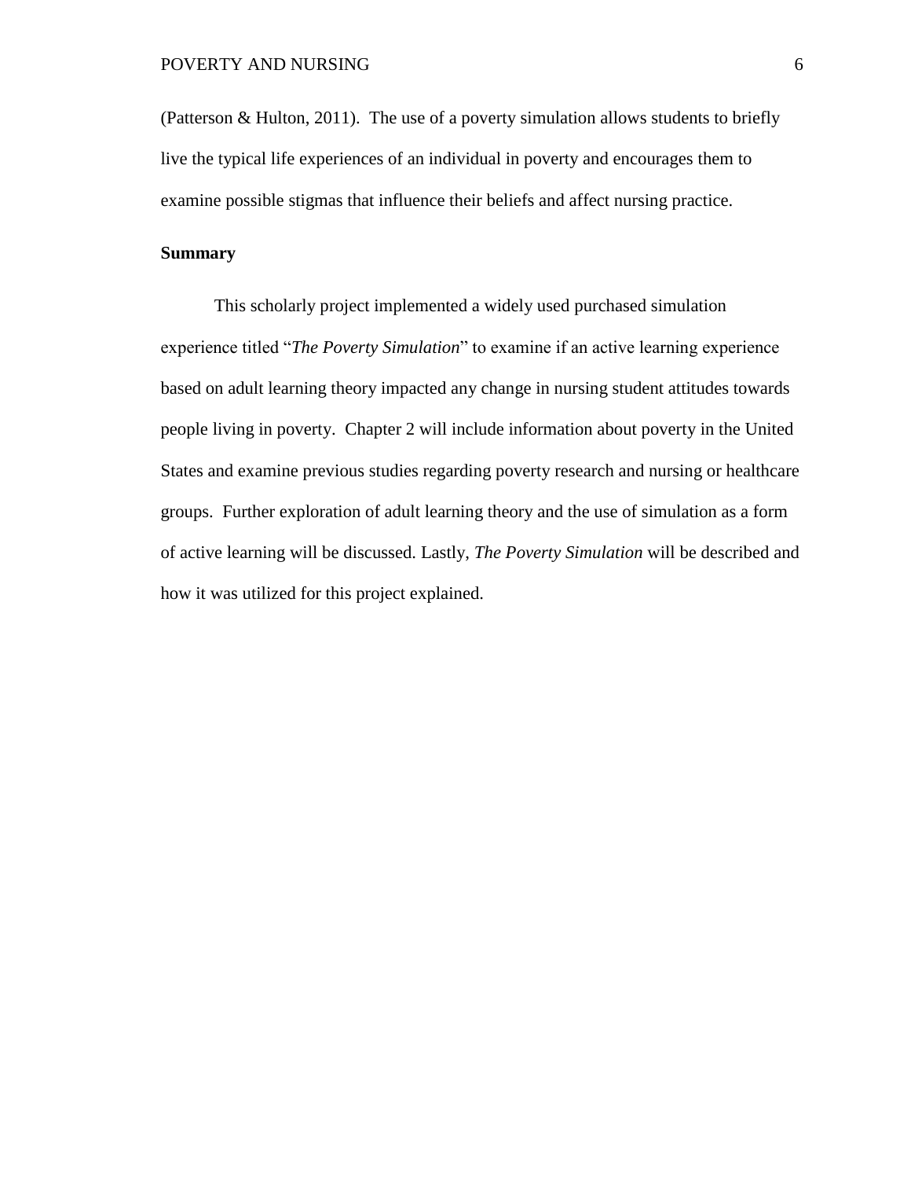(Patterson & Hulton, 2011). The use of a poverty simulation allows students to briefly live the typical life experiences of an individual in poverty and encourages them to examine possible stigmas that influence their beliefs and affect nursing practice.

## Summary

This scholarly project implemented a widely used purchased simulation experience titled "*The Poverty Simulation*" to examine if an active learning experience based on adult learning theory impacted any change in nursing student attitudes towards people living in poverty. Chapter 2 will include information about poverty in the United States and examine previous studies regarding poverty research and nursing or healthcare groups. Further exploration of adult learning theory and the use of simulation as a form of active learning will be discussed. Lastly, *The Poverty Simulation* will be described and how it was utilized for this project explained.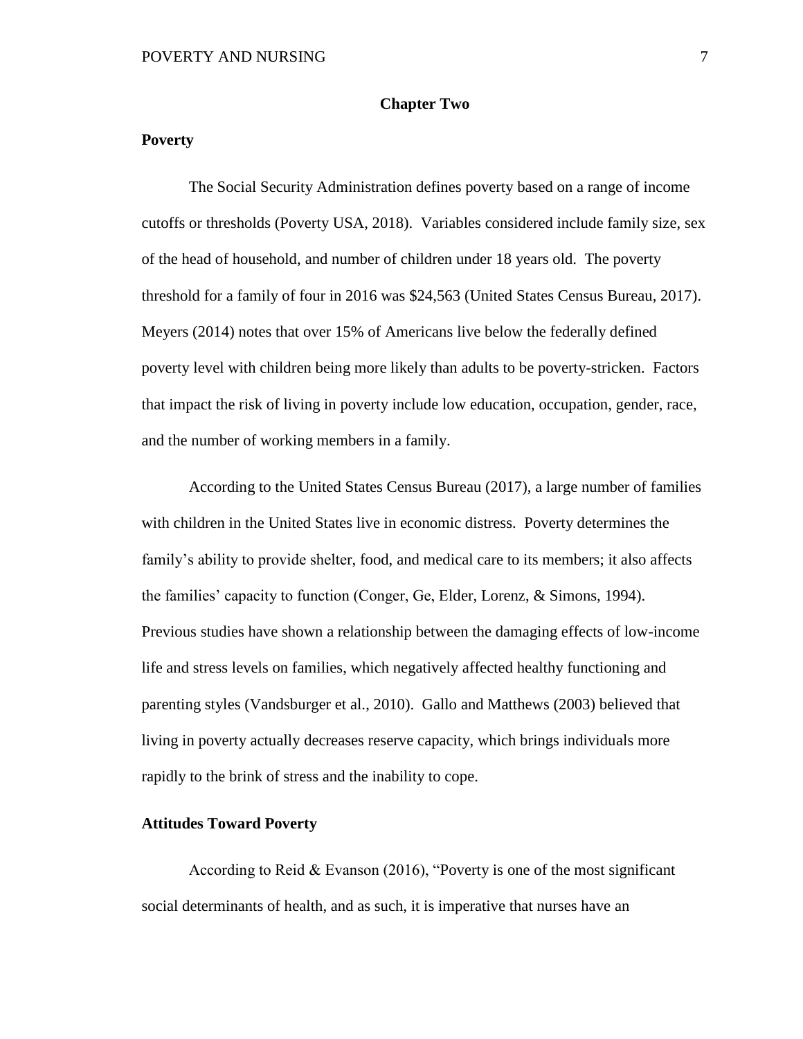# Chapter Two

## Poverty

The Social Security Administration defines poverty based on a range of income cutoffs or thresholds (Poverty USA, 2018). Variables considered include family size, sex of the head of household, and number of children under 18 years old. The poverty threshold for a family of four in 2016 was $24,563 (United States Census Bureau, 2017). Meyers (2014) notes that over 15% of Americans live below the federally defined poverty level with children being more likely than adults to be poverty-stricken. Factors that impact the risk of living in poverty include low education, occupation, gender, race, and the number of working members in a family.

According to the United States Census Bureau (2017), a large number of families with children in the United States live in economic distress. Poverty determines the family's ability to provide shelter, food, and medical care to its members; it also affects the families' capacity to function (Conger, Ge, Elder, Lorenz, & Simons, 1994). Previous studies have shown a relationship between the damaging effects of low-income life and stress levels on families, which negatively affected healthy functioning and parenting styles (Vandsburger et al., 2010). Gallo and Matthews (2003) believed that living in poverty actually decreases reserve capacity, which brings individuals more rapidly to the brink of stress and the inability to cope.

## Attitudes Toward Poverty

According to Reid & Evanson (2016), "Poverty is one of the most significant social determinants of health, and as such, it is imperative that nurses have an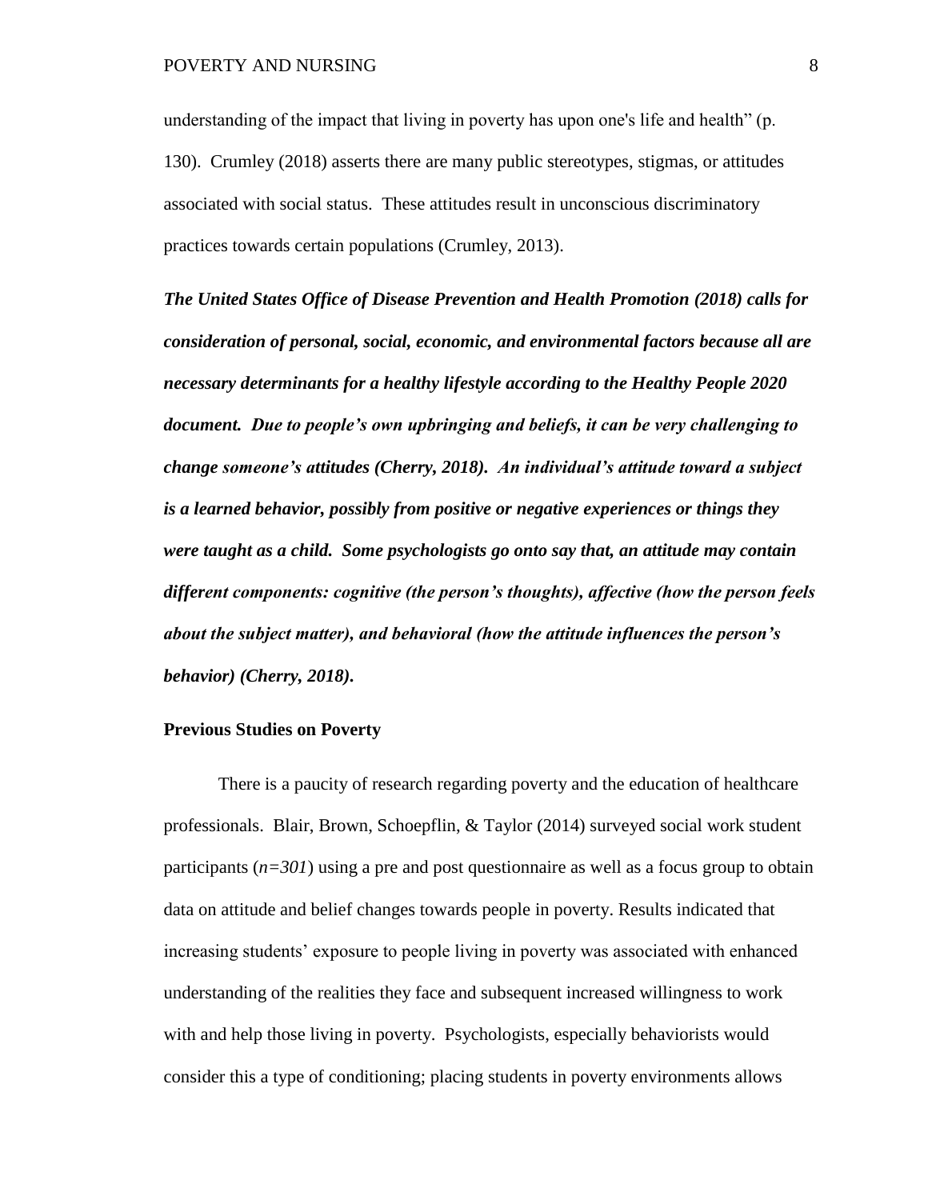understanding of the impact that living in poverty has upon one's life and health" (p. 130). Crumley (2018) asserts there are many public stereotypes, stigmas, or attitudes associated with social status. These attitudes result in unconscious discriminatory practices towards certain populations (Crumley, 2013).

***The United States Office of Disease Prevention and Health Promotion (2018) calls for consideration of personal, social, economic, and environmental factors because all are necessary determinants for a healthy lifestyle according to the Healthy People 2020 document. Due to people's own upbringing and beliefs, it can be very challenging to change someone's attitudes (Cherry, 2018). An individual's attitude toward a subject is a learned behavior, possibly from positive or negative experiences or things they were taught as a child. Some psychologists go onto say that, an attitude may contain different components: cognitive (the person's thoughts), affective (how the person feels about the subject matter), and behavioral (how the attitude influences the person's behavior) (Cherry, 2018).***

## Previous Studies on Poverty

There is a paucity of research regarding poverty and the education of healthcare professionals. Blair, Brown, Schoepflin, & Taylor (2014) surveyed social work student participants ($n=301$) using a pre and post questionnaire as well as a focus group to obtain data on attitude and belief changes towards people in poverty. Results indicated that increasing students' exposure to people living in poverty was associated with enhanced understanding of the realities they face and subsequent increased willingness to work with and help those living in poverty. Psychologists, especially behaviorists would consider this a type of conditioning; placing students in poverty environments allows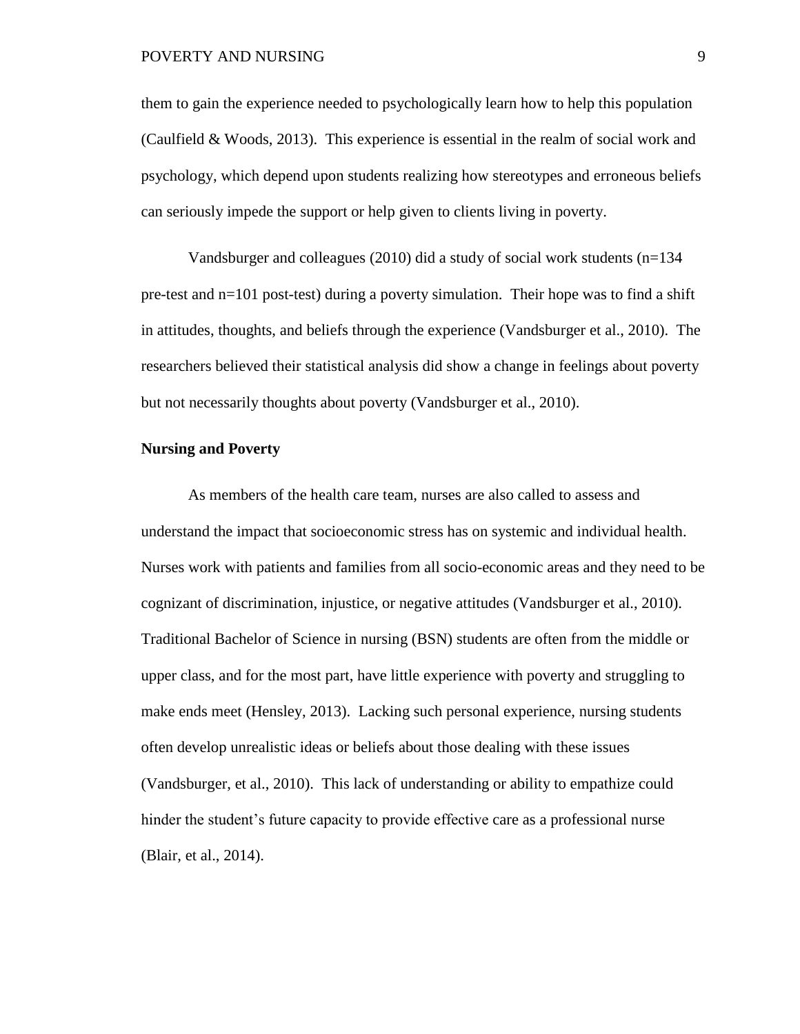them to gain the experience needed to psychologically learn how to help this population (Caulfield & Woods, 2013). This experience is essential in the realm of social work and psychology, which depend upon students realizing how stereotypes and erroneous beliefs can seriously impede the support or help given to clients living in poverty.

Vandsburger and colleagues (2010) did a study of social work students (n=134 pre-test and n=101 post-test) during a poverty simulation. Their hope was to find a shift in attitudes, thoughts, and beliefs through the experience (Vandsburger et al., 2010). The researchers believed their statistical analysis did show a change in feelings about poverty but not necessarily thoughts about poverty (Vandsburger et al., 2010).

**Nursing and Poverty**

As members of the health care team, nurses are also called to assess and understand the impact that socioeconomic stress has on systemic and individual health. Nurses work with patients and families from all socio-economic areas and they need to be cognizant of discrimination, injustice, or negative attitudes (Vandsburger et al., 2010). Traditional Bachelor of Science in nursing (BSN) students are often from the middle or upper class, and for the most part, have little experience with poverty and struggling to make ends meet (Hensley, 2013). Lacking such personal experience, nursing students often develop unrealistic ideas or beliefs about those dealing with these issues (Vandsburger, et al., 2010). This lack of understanding or ability to empathize could hinder the student's future capacity to provide effective care as a professional nurse (Blair, et al., 2014).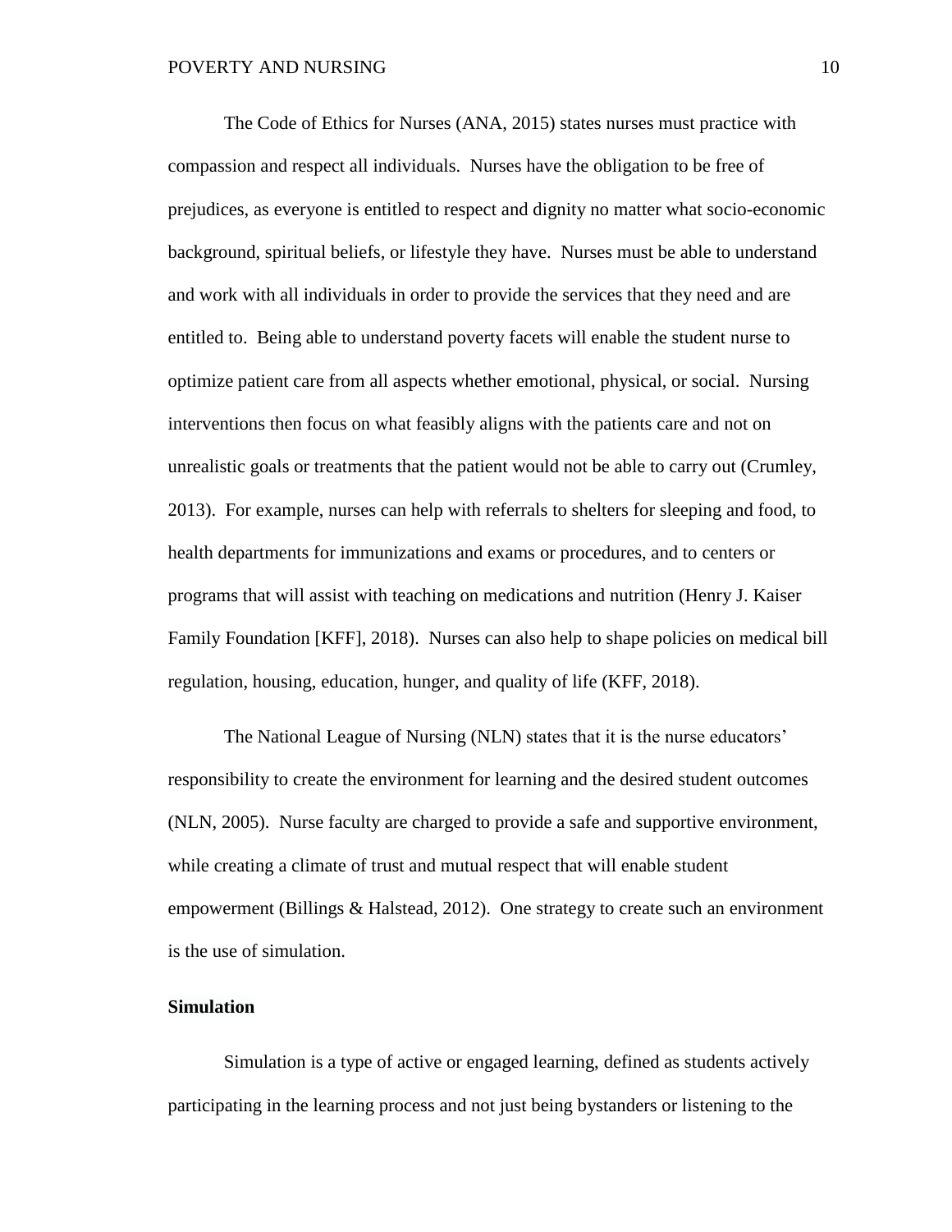The Code of Ethics for Nurses (ANA, 2015) states nurses must practice with compassion and respect all individuals. Nurses have the obligation to be free of prejudices, as everyone is entitled to respect and dignity no matter what socio-economic background, spiritual beliefs, or lifestyle they have. Nurses must be able to understand and work with all individuals in order to provide the services that they need and are entitled to. Being able to understand poverty facets will enable the student nurse to optimize patient care from all aspects whether emotional, physical, or social. Nursing interventions then focus on what feasibly aligns with the patients care and not on unrealistic goals or treatments that the patient would not be able to carry out (Crumley, 2013). For example, nurses can help with referrals to shelters for sleeping and food, to health departments for immunizations and exams or procedures, and to centers or programs that will assist with teaching on medications and nutrition (Henry J. Kaiser Family Foundation [KFF], 2018). Nurses can also help to shape policies on medical bill regulation, housing, education, hunger, and quality of life (KFF, 2018).

The National League of Nursing (NLN) states that it is the nurse educators' responsibility to create the environment for learning and the desired student outcomes (NLN, 2005). Nurse faculty are charged to provide a safe and supportive environment, while creating a climate of trust and mutual respect that will enable student empowerment (Billings & Halstead, 2012). One strategy to create such an environment is the use of simulation.

**Simulation**

Simulation is a type of active or engaged learning, defined as students actively participating in the learning process and not just being bystanders or listening to the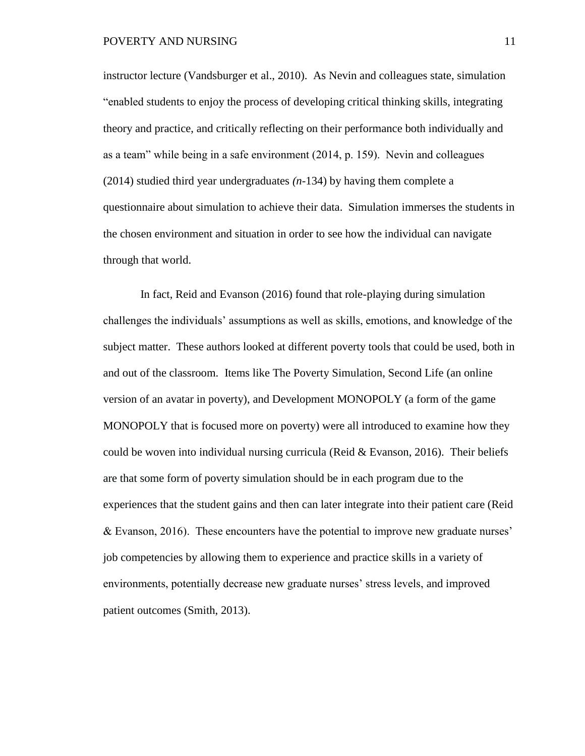instructor lecture (Vandsburger et al., 2010). As Nevin and colleagues state, simulation "enabled students to enjoy the process of developing critical thinking skills, integrating theory and practice, and critically reflecting on their performance both individually and as a team" while being in a safe environment (2014, p. 159). Nevin and colleagues (2014) studied third year undergraduates *(n*-134) by having them complete a questionnaire about simulation to achieve their data. Simulation immerses the students in the chosen environment and situation in order to see how the individual can navigate through that world.

In fact, Reid and Evanson (2016) found that role-playing during simulation challenges the individuals' assumptions as well as skills, emotions, and knowledge of the subject matter. These authors looked at different poverty tools that could be used, both in and out of the classroom. Items like The Poverty Simulation, Second Life (an online version of an avatar in poverty), and Development MONOPOLY (a form of the game MONOPOLY that is focused more on poverty) were all introduced to examine how they could be woven into individual nursing curricula (Reid & Evanson, 2016). Their beliefs are that some form of poverty simulation should be in each program due to the experiences that the student gains and then can later integrate into their patient care (Reid & Evanson, 2016). These encounters have the potential to improve new graduate nurses' job competencies by allowing them to experience and practice skills in a variety of environments, potentially decrease new graduate nurses' stress levels, and improved patient outcomes (Smith, 2013).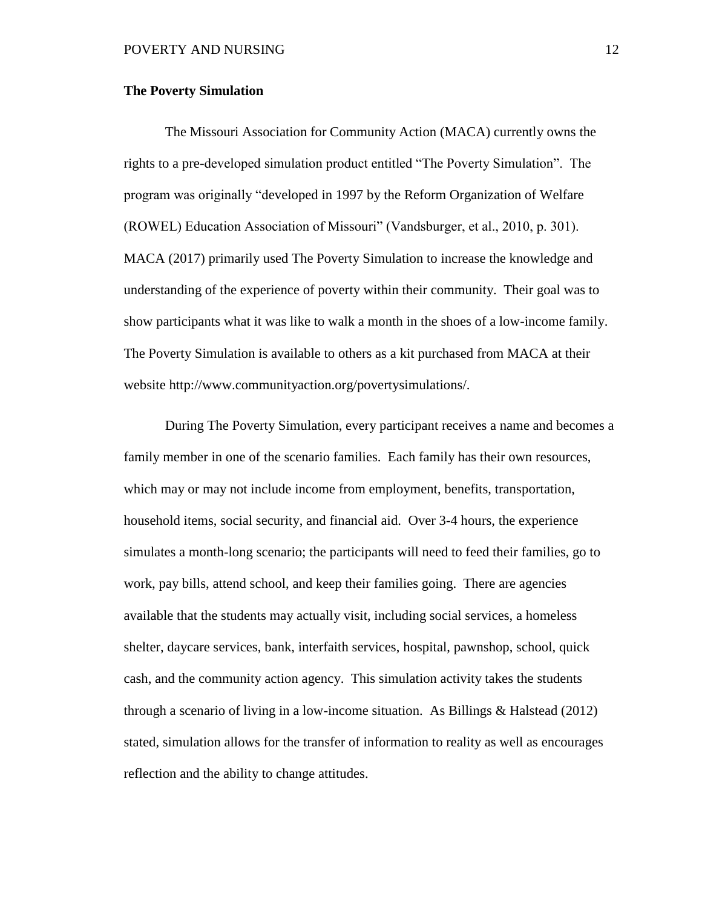**The Poverty Simulation**

The Missouri Association for Community Action (MACA) currently owns the rights to a pre-developed simulation product entitled "The Poverty Simulation". The program was originally "developed in 1997 by the Reform Organization of Welfare (ROWEL) Education Association of Missouri" (Vandsburger, et al., 2010, p. 301). MACA (2017) primarily used The Poverty Simulation to increase the knowledge and understanding of the experience of poverty within their community. Their goal was to show participants what it was like to walk a month in the shoes of a low-income family. The Poverty Simulation is available to others as a kit purchased from MACA at their website http://www.communityaction.org/povertysimulations/.

During The Poverty Simulation, every participant receives a name and becomes a family member in one of the scenario families. Each family has their own resources, which may or may not include income from employment, benefits, transportation, household items, social security, and financial aid. Over 3-4 hours, the experience simulates a month-long scenario; the participants will need to feed their families, go to work, pay bills, attend school, and keep their families going. There are agencies available that the students may actually visit, including social services, a homeless shelter, daycare services, bank, interfaith services, hospital, pawnshop, school, quick cash, and the community action agency. This simulation activity takes the students through a scenario of living in a low-income situation. As Billings & Halstead (2012) stated, simulation allows for the transfer of information to reality as well as encourages reflection and the ability to change attitudes.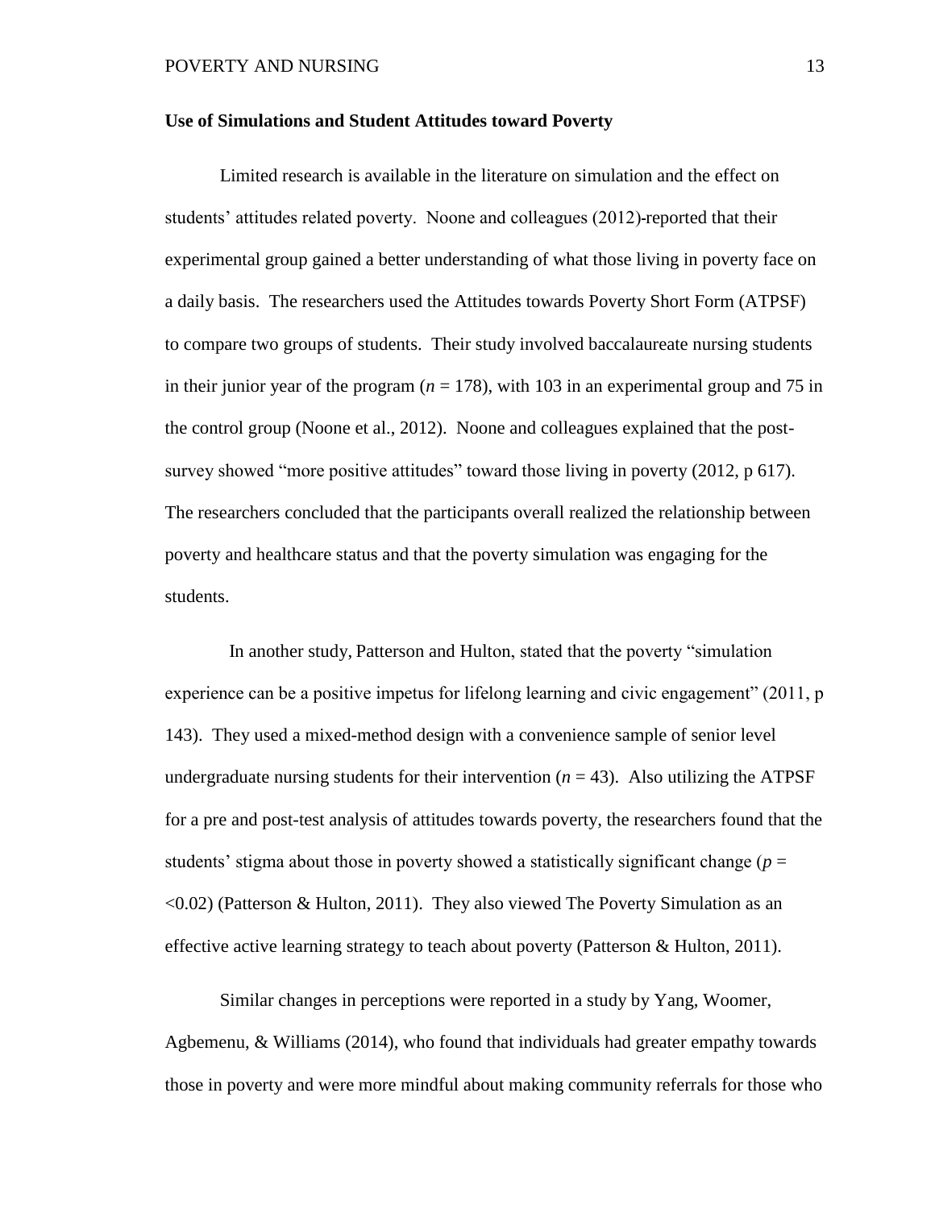**Use of Simulations and Student Attitudes toward Poverty**

Limited research is available in the literature on simulation and the effect on students' attitudes related poverty. Noone and colleagues (2012)-reported that their experimental group gained a better understanding of what those living in poverty face on a daily basis. The researchers used the Attitudes towards Poverty Short Form (ATPSF) to compare two groups of students. Their study involved baccalaureate nursing students in their junior year of the program ($n$ = 178), with 103 in an experimental group and 75 in the control group (Noone et al., 2012). Noone and colleagues explained that the post-survey showed "more positive attitudes" toward those living in poverty (2012, p 617). The researchers concluded that the participants overall realized the relationship between poverty and healthcare status and that the poverty simulation was engaging for the students.

In another study, Patterson and Hulton, stated that the poverty "simulation experience can be a positive impetus for lifelong learning and civic engagement" (2011, p 143). They used a mixed-method design with a convenience sample of senior level undergraduate nursing students for their intervention ($n$ = 43). Also utilizing the ATPSF for a pre and post-test analysis of attitudes towards poverty, the researchers found that the students' stigma about those in poverty showed a statistically significant change ($p$ = <0.02) (Patterson & Hulton, 2011). They also viewed The Poverty Simulation as an effective active learning strategy to teach about poverty (Patterson & Hulton, 2011).

Similar changes in perceptions were reported in a study by Yang, Woomer, Agbemenu, & Williams (2014), who found that individuals had greater empathy towards those in poverty and were more mindful about making community referrals for those who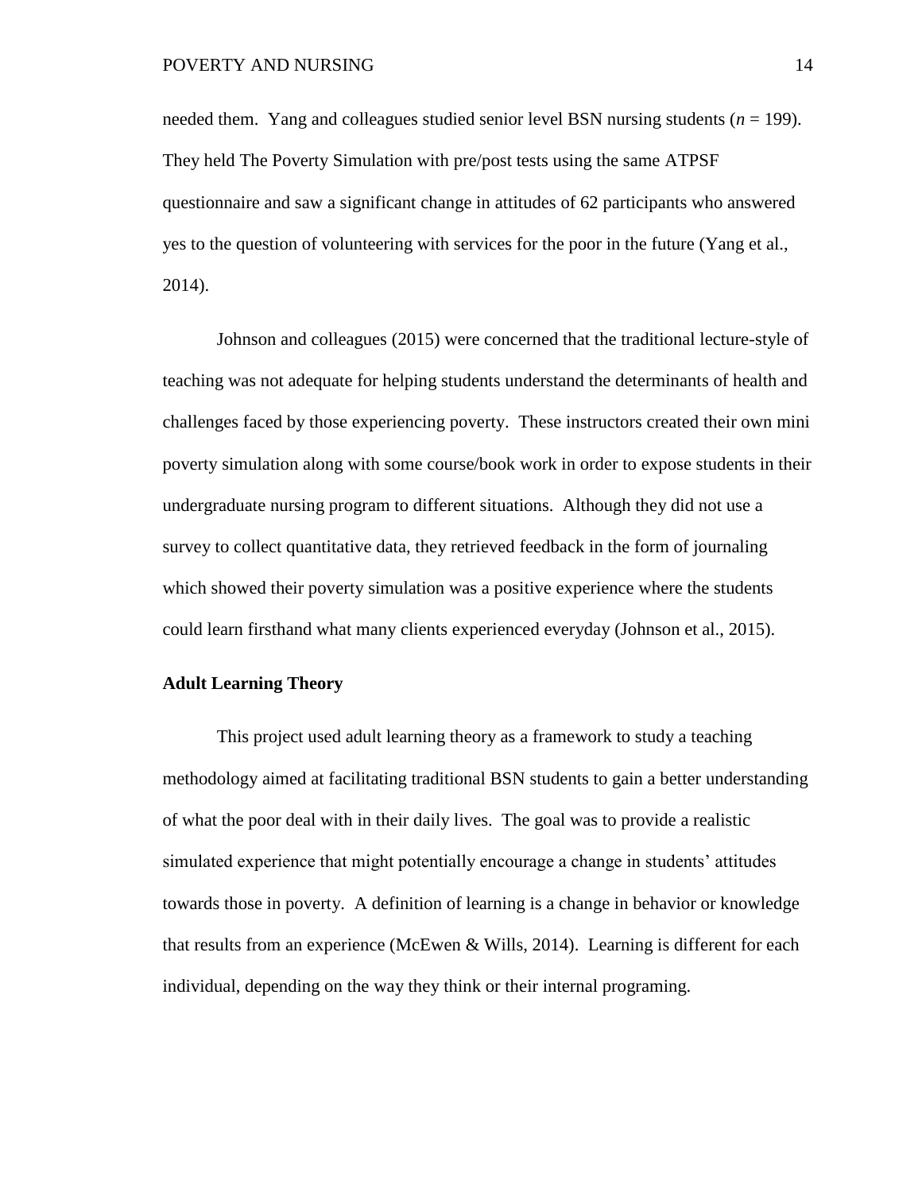needed them. Yang and colleagues studied senior level BSN nursing students (*n* = 199). They held The Poverty Simulation with pre/post tests using the same ATPSF questionnaire and saw a significant change in attitudes of 62 participants who answered yes to the question of volunteering with services for the poor in the future (Yang et al., 2014).

Johnson and colleagues (2015) were concerned that the traditional lecture-style of teaching was not adequate for helping students understand the determinants of health and challenges faced by those experiencing poverty. These instructors created their own mini poverty simulation along with some course/book work in order to expose students in their undergraduate nursing program to different situations. Although they did not use a survey to collect quantitative data, they retrieved feedback in the form of journaling which showed their poverty simulation was a positive experience where the students could learn firsthand what many clients experienced everyday (Johnson et al., 2015).

**Adult Learning Theory**

This project used adult learning theory as a framework to study a teaching methodology aimed at facilitating traditional BSN students to gain a better understanding of what the poor deal with in their daily lives. The goal was to provide a realistic simulated experience that might potentially encourage a change in students' attitudes towards those in poverty. A definition of learning is a change in behavior or knowledge that results from an experience (McEwen & Wills, 2014). Learning is different for each individual, depending on the way they think or their internal programing.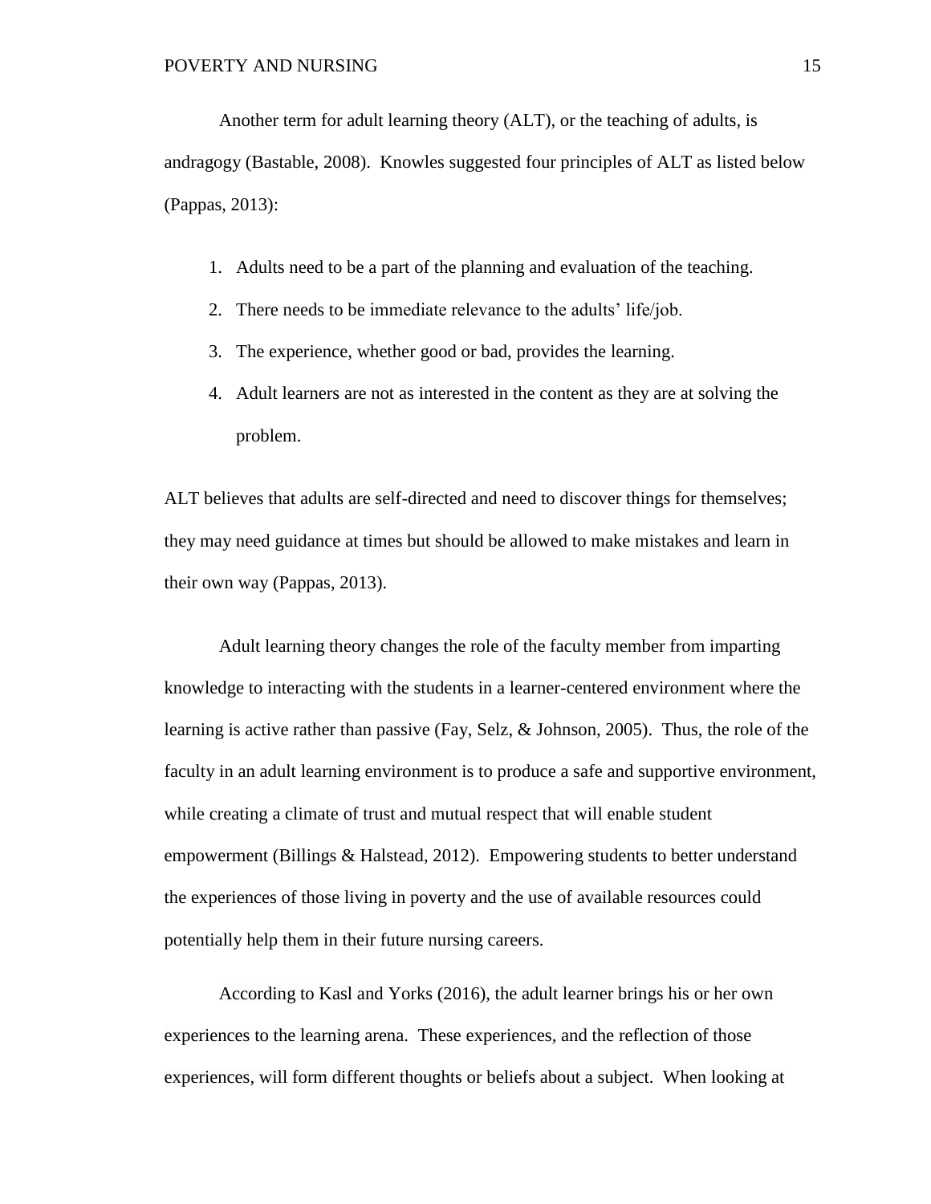Another term for adult learning theory (ALT), or the teaching of adults, is andragogy (Bastable, 2008). Knowles suggested four principles of ALT as listed below (Pappas, 2013):

1. Adults need to be a part of the planning and evaluation of the teaching.
2. There needs to be immediate relevance to the adults' life/job.
3. The experience, whether good or bad, provides the learning.
4. Adult learners are not as interested in the content as they are at solving the problem.

ALT believes that adults are self-directed and need to discover things for themselves; they may need guidance at times but should be allowed to make mistakes and learn in their own way (Pappas, 2013).

Adult learning theory changes the role of the faculty member from imparting knowledge to interacting with the students in a learner-centered environment where the learning is active rather than passive (Fay, Selz, & Johnson, 2005). Thus, the role of the faculty in an adult learning environment is to produce a safe and supportive environment, while creating a climate of trust and mutual respect that will enable student empowerment (Billings & Halstead, 2012). Empowering students to better understand the experiences of those living in poverty and the use of available resources could potentially help them in their future nursing careers.

According to Kasl and Yorks (2016), the adult learner brings his or her own experiences to the learning arena. These experiences, and the reflection of those experiences, will form different thoughts or beliefs about a subject. When looking at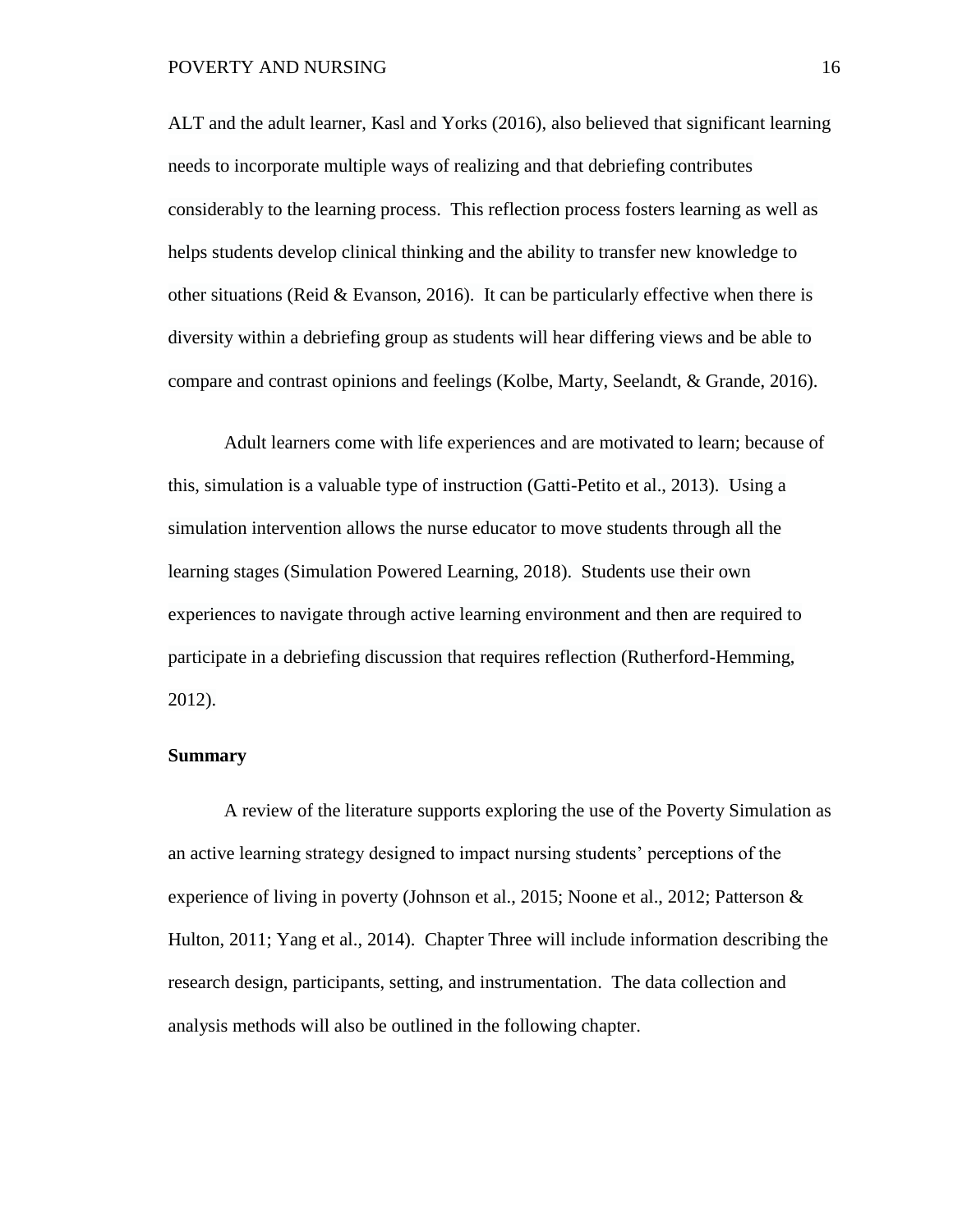ALT and the adult learner, Kasl and Yorks (2016), also believed that significant learning needs to incorporate multiple ways of realizing and that debriefing contributes considerably to the learning process. This reflection process fosters learning as well as helps students develop clinical thinking and the ability to transfer new knowledge to other situations (Reid & Evanson, 2016). It can be particularly effective when there is diversity within a debriefing group as students will hear differing views and be able to compare and contrast opinions and feelings (Kolbe, Marty, Seelandt, & Grande, 2016).

Adult learners come with life experiences and are motivated to learn; because of this, simulation is a valuable type of instruction (Gatti-Petito et al., 2013). Using a simulation intervention allows the nurse educator to move students through all the learning stages (Simulation Powered Learning, 2018). Students use their own experiences to navigate through active learning environment and then are required to participate in a debriefing discussion that requires reflection (Rutherford-Hemming, 2012).

**Summary**

A review of the literature supports exploring the use of the Poverty Simulation as an active learning strategy designed to impact nursing students' perceptions of the experience of living in poverty (Johnson et al., 2015; Noone et al., 2012; Patterson & Hulton, 2011; Yang et al., 2014). Chapter Three will include information describing the research design, participants, setting, and instrumentation. The data collection and analysis methods will also be outlined in the following chapter.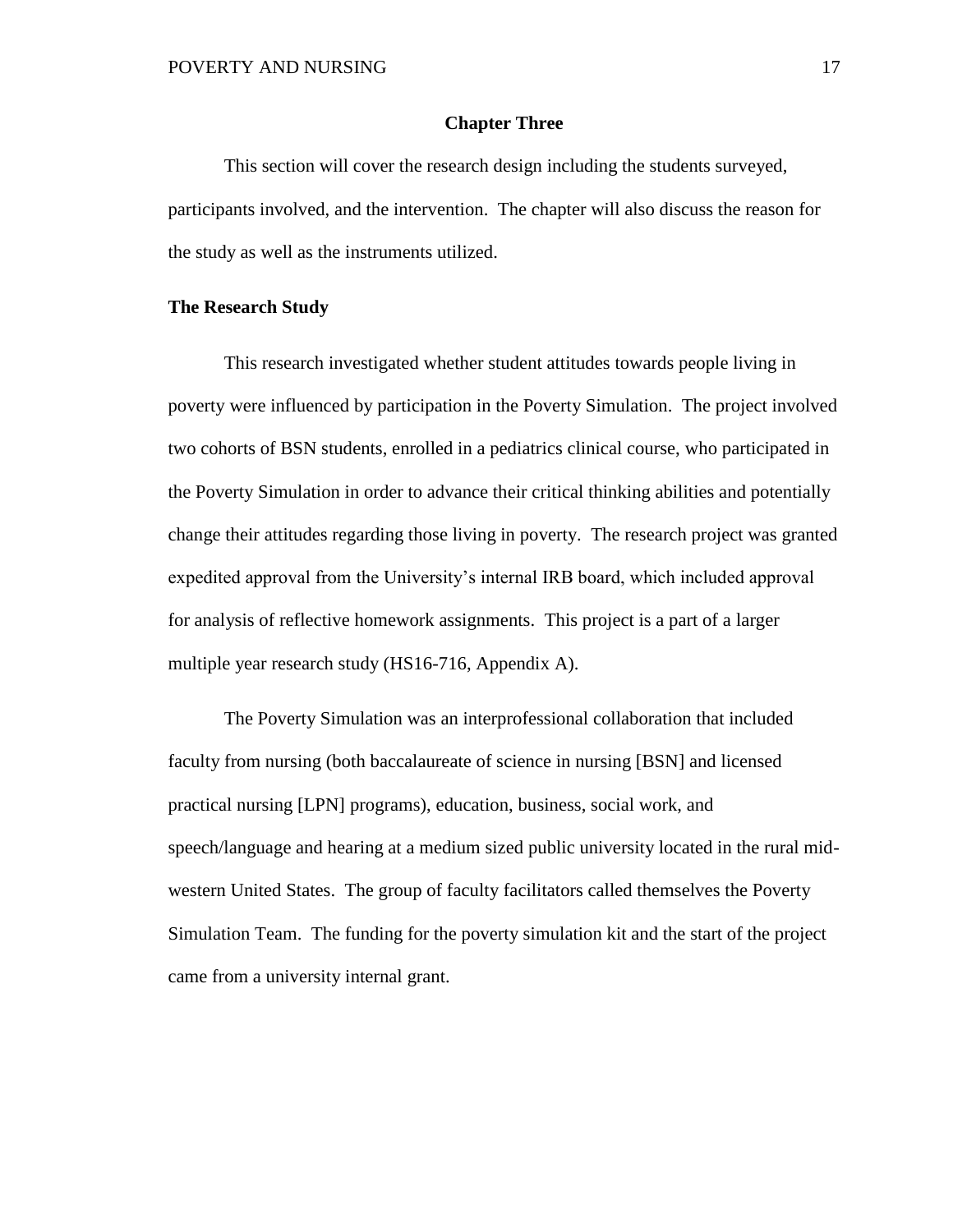# Chapter Three

This section will cover the research design including the students surveyed, participants involved, and the intervention. The chapter will also discuss the reason for the study as well as the instruments utilized.

## The Research Study

This research investigated whether student attitudes towards people living in poverty were influenced by participation in the Poverty Simulation. The project involved two cohorts of BSN students, enrolled in a pediatrics clinical course, who participated in the Poverty Simulation in order to advance their critical thinking abilities and potentially change their attitudes regarding those living in poverty. The research project was granted expedited approval from the University's internal IRB board, which included approval for analysis of reflective homework assignments. This project is a part of a larger multiple year research study (HS16-716, Appendix A).

The Poverty Simulation was an interprofessional collaboration that included faculty from nursing (both baccalaureate of science in nursing [BSN] and licensed practical nursing [LPN] programs), education, business, social work, and speech/language and hearing at a medium sized public university located in the rural mid-western United States. The group of faculty facilitators called themselves the Poverty Simulation Team. The funding for the poverty simulation kit and the start of the project came from a university internal grant.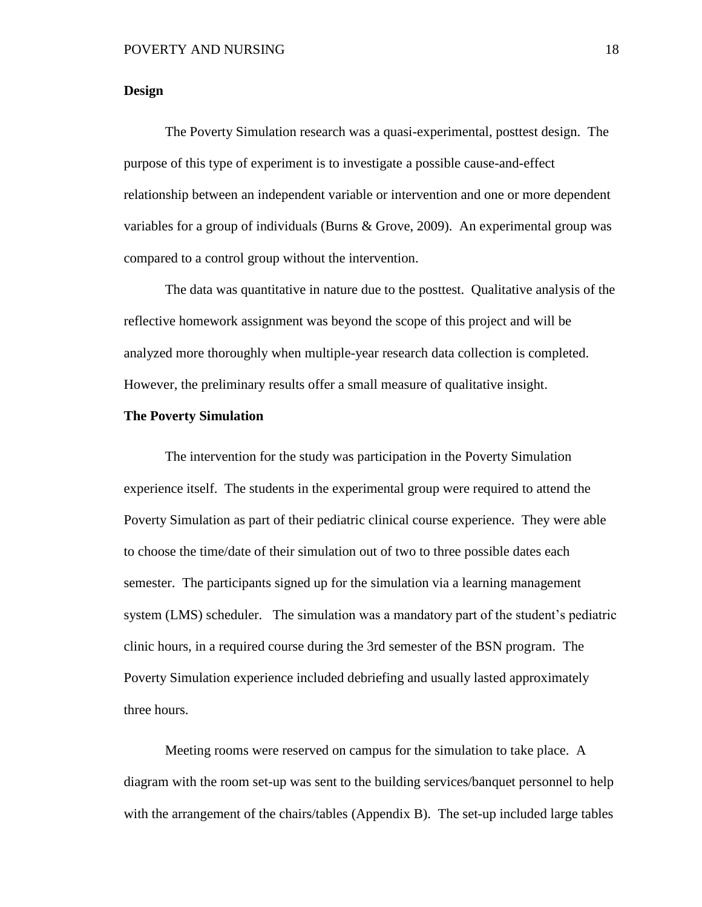**Design**

The Poverty Simulation research was a quasi-experimental, posttest design. The purpose of this type of experiment is to investigate a possible cause-and-effect relationship between an independent variable or intervention and one or more dependent variables for a group of individuals (Burns & Grove, 2009). An experimental group was compared to a control group without the intervention.

The data was quantitative in nature due to the posttest. Qualitative analysis of the reflective homework assignment was beyond the scope of this project and will be analyzed more thoroughly when multiple-year research data collection is completed. However, the preliminary results offer a small measure of qualitative insight.

**The Poverty Simulation**

The intervention for the study was participation in the Poverty Simulation experience itself. The students in the experimental group were required to attend the Poverty Simulation as part of their pediatric clinical course experience. They were able to choose the time/date of their simulation out of two to three possible dates each semester. The participants signed up for the simulation via a learning management system (LMS) scheduler. The simulation was a mandatory part of the student's pediatric clinic hours, in a required course during the 3rd semester of the BSN program. The Poverty Simulation experience included debriefing and usually lasted approximately three hours.

Meeting rooms were reserved on campus for the simulation to take place. A diagram with the room set-up was sent to the building services/banquet personnel to help with the arrangement of the chairs/tables (Appendix B). The set-up included large tables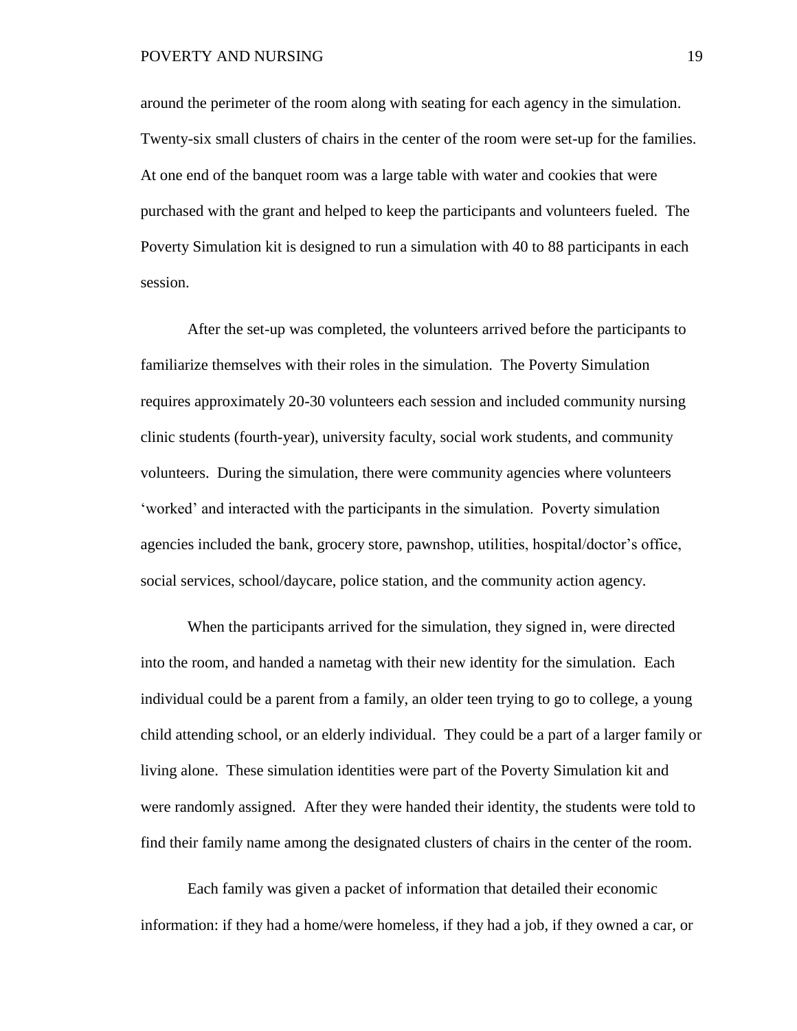around the perimeter of the room along with seating for each agency in the simulation. Twenty-six small clusters of chairs in the center of the room were set-up for the families. At one end of the banquet room was a large table with water and cookies that were purchased with the grant and helped to keep the participants and volunteers fueled. The Poverty Simulation kit is designed to run a simulation with 40 to 88 participants in each session.

After the set-up was completed, the volunteers arrived before the participants to familiarize themselves with their roles in the simulation. The Poverty Simulation requires approximately 20-30 volunteers each session and included community nursing clinic students (fourth-year), university faculty, social work students, and community volunteers. During the simulation, there were community agencies where volunteers 'worked' and interacted with the participants in the simulation. Poverty simulation agencies included the bank, grocery store, pawnshop, utilities, hospital/doctor's office, social services, school/daycare, police station, and the community action agency.

When the participants arrived for the simulation, they signed in, were directed into the room, and handed a nametag with their new identity for the simulation. Each individual could be a parent from a family, an older teen trying to go to college, a young child attending school, or an elderly individual. They could be a part of a larger family or living alone. These simulation identities were part of the Poverty Simulation kit and were randomly assigned. After they were handed their identity, the students were told to find their family name among the designated clusters of chairs in the center of the room.

Each family was given a packet of information that detailed their economic information: if they had a home/were homeless, if they had a job, if they owned a car, or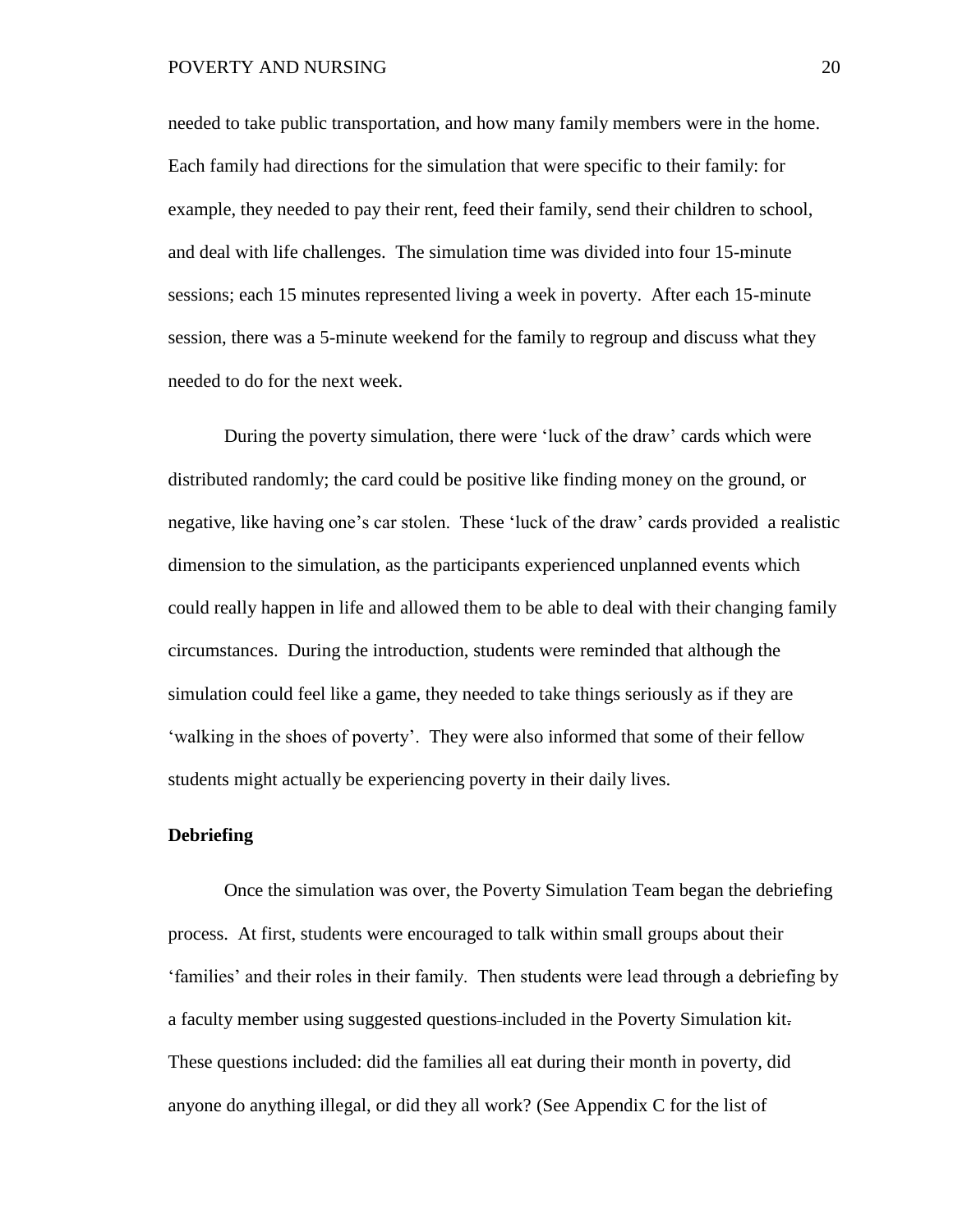needed to take public transportation, and how many family members were in the home. Each family had directions for the simulation that were specific to their family: for example, they needed to pay their rent, feed their family, send their children to school, and deal with life challenges. The simulation time was divided into four 15-minute sessions; each 15 minutes represented living a week in poverty. After each 15-minute session, there was a 5-minute weekend for the family to regroup and discuss what they needed to do for the next week.

During the poverty simulation, there were 'luck of the draw' cards which were distributed randomly; the card could be positive like finding money on the ground, or negative, like having one's car stolen. These 'luck of the draw' cards provided a realistic dimension to the simulation, as the participants experienced unplanned events which could really happen in life and allowed them to be able to deal with their changing family circumstances. During the introduction, students were reminded that although the simulation could feel like a game, they needed to take things seriously as if they are 'walking in the shoes of poverty'. They were also informed that some of their fellow students might actually be experiencing poverty in their daily lives.

## Debriefing

Once the simulation was over, the Poverty Simulation Team began the debriefing process. At first, students were encouraged to talk within small groups about their 'families' and their roles in their family. Then students were lead through a debriefing by a faculty member using suggested questions included in the Poverty Simulation kit. These questions included: did the families all eat during their month in poverty, did anyone do anything illegal, or did they all work? (See Appendix C for the list of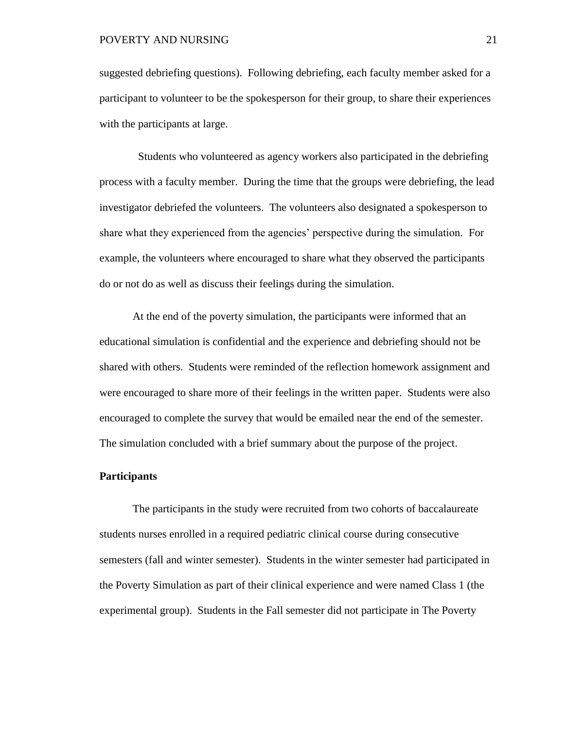suggested debriefing questions). Following debriefing, each faculty member asked for a participant to volunteer to be the spokesperson for their group, to share their experiences with the participants at large.

Students who volunteered as agency workers also participated in the debriefing process with a faculty member. During the time that the groups were debriefing, the lead investigator debriefed the volunteers. The volunteers also designated a spokesperson to share what they experienced from the agencies' perspective during the simulation. For example, the volunteers where encouraged to share what they observed the participants do or not do as well as discuss their feelings during the simulation.

At the end of the poverty simulation, the participants were informed that an educational simulation is confidential and the experience and debriefing should not be shared with others. Students were reminded of the reflection homework assignment and were encouraged to share more of their feelings in the written paper. Students were also encouraged to complete the survey that would be emailed near the end of the semester. The simulation concluded with a brief summary about the purpose of the project.

**Participants**

The participants in the study were recruited from two cohorts of baccalaureate students nurses enrolled in a required pediatric clinical course during consecutive semesters (fall and winter semester). Students in the winter semester had participated in the Poverty Simulation as part of their clinical experience and were named Class 1 (the experimental group). Students in the Fall semester did not participate in The Poverty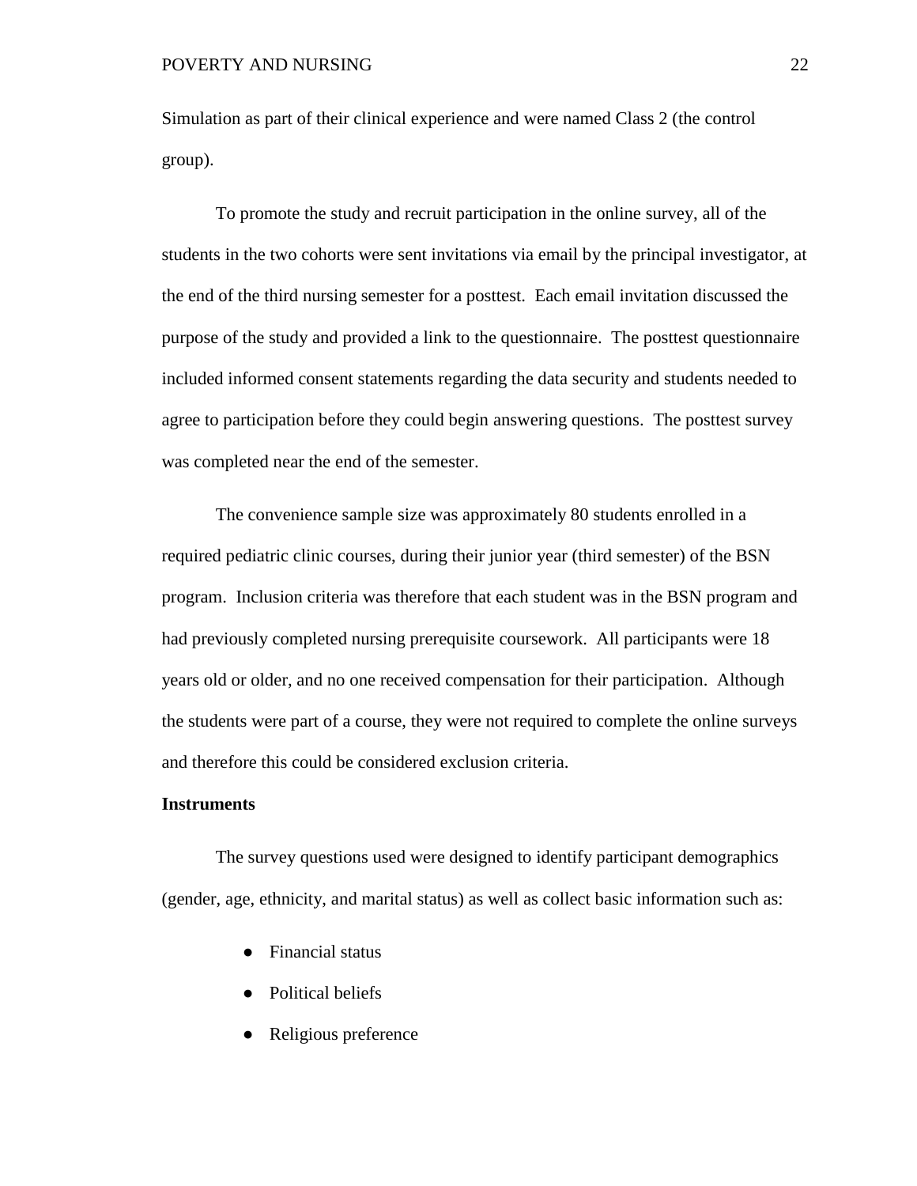Simulation as part of their clinical experience and were named Class 2 (the control group).

To promote the study and recruit participation in the online survey, all of the students in the two cohorts were sent invitations via email by the principal investigator, at the end of the third nursing semester for a posttest. Each email invitation discussed the purpose of the study and provided a link to the questionnaire. The posttest questionnaire included informed consent statements regarding the data security and students needed to agree to participation before they could begin answering questions. The posttest survey was completed near the end of the semester.

The convenience sample size was approximately 80 students enrolled in a required pediatric clinic courses, during their junior year (third semester) of the BSN program. Inclusion criteria was therefore that each student was in the BSN program and had previously completed nursing prerequisite coursework. All participants were 18 years old or older, and no one received compensation for their participation. Although the students were part of a course, they were not required to complete the online surveys and therefore this could be considered exclusion criteria.

**Instruments**

The survey questions used were designed to identify participant demographics (gender, age, ethnicity, and marital status) as well as collect basic information such as:

- Financial status
- Political beliefs
- Religious preference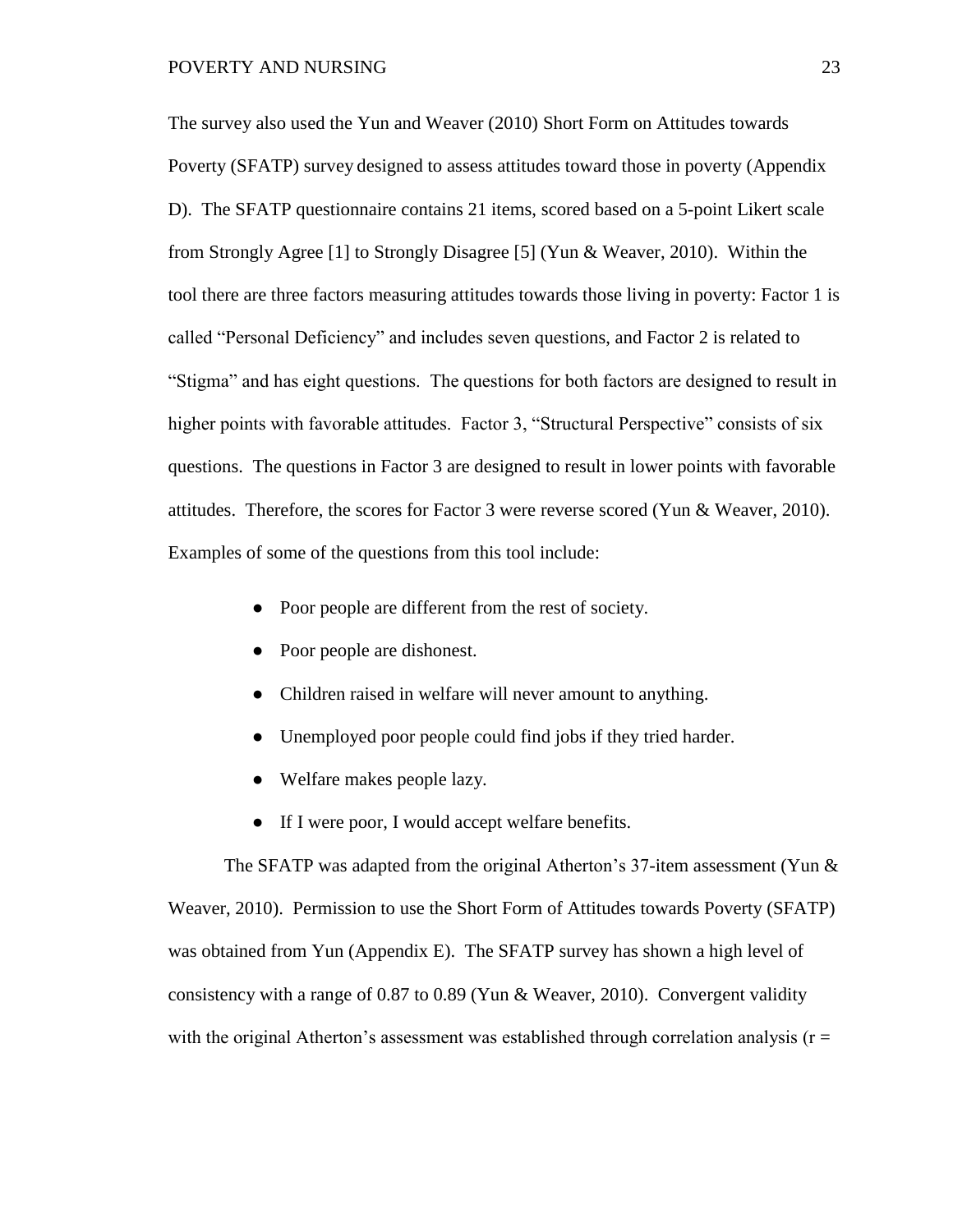The survey also used the Yun and Weaver (2010) Short Form on Attitudes towards Poverty (SFATP) survey designed to assess attitudes toward those in poverty (Appendix D). The SFATP questionnaire contains 21 items, scored based on a 5-point Likert scale from Strongly Agree [1] to Strongly Disagree [5] (Yun & Weaver, 2010). Within the tool there are three factors measuring attitudes towards those living in poverty: Factor 1 is called "Personal Deficiency" and includes seven questions, and Factor 2 is related to "Stigma" and has eight questions. The questions for both factors are designed to result in higher points with favorable attitudes. Factor 3, "Structural Perspective" consists of six questions. The questions in Factor 3 are designed to result in lower points with favorable attitudes. Therefore, the scores for Factor 3 were reverse scored (Yun & Weaver, 2010). Examples of some of the questions from this tool include:

- Poor people are different from the rest of society.
- Poor people are dishonest.
- Children raised in welfare will never amount to anything.
- Unemployed poor people could find jobs if they tried harder.
- Welfare makes people lazy.
- If I were poor, I would accept welfare benefits.

The SFATP was adapted from the original Atherton's 37-item assessment (Yun & Weaver, 2010). Permission to use the Short Form of Attitudes towards Poverty (SFATP) was obtained from Yun (Appendix E). The SFATP survey has shown a high level of consistency with a range of 0.87 to 0.89 (Yun & Weaver, 2010). Convergent validity with the original Atherton's assessment was established through correlation analysis ($r =$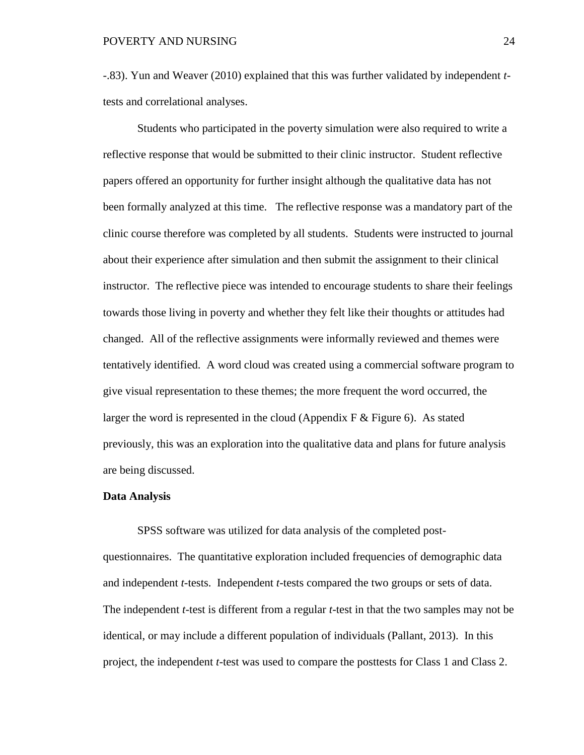-.83). Yun and Weaver (2010) explained that this was further validated by independent *t*-tests and correlational analyses.

Students who participated in the poverty simulation were also required to write a reflective response that would be submitted to their clinic instructor. Student reflective papers offered an opportunity for further insight although the qualitative data has not been formally analyzed at this time. The reflective response was a mandatory part of the clinic course therefore was completed by all students. Students were instructed to journal about their experience after simulation and then submit the assignment to their clinical instructor. The reflective piece was intended to encourage students to share their feelings towards those living in poverty and whether they felt like their thoughts or attitudes had changed. All of the reflective assignments were informally reviewed and themes were tentatively identified. A word cloud was created using a commercial software program to give visual representation to these themes; the more frequent the word occurred, the larger the word is represented in the cloud (Appendix F & Figure 6). As stated previously, this was an exploration into the qualitative data and plans for future analysis are being discussed.

**Data Analysis**

SPSS software was utilized for data analysis of the completed post-questionnaires. The quantitative exploration included frequencies of demographic data and independent *t*-tests. Independent *t*-tests compared the two groups or sets of data. The independent *t*-test is different from a regular *t*-test in that the two samples may not be identical, or may include a different population of individuals (Pallant, 2013). In this project, the independent *t*-test was used to compare the posttests for Class 1 and Class 2.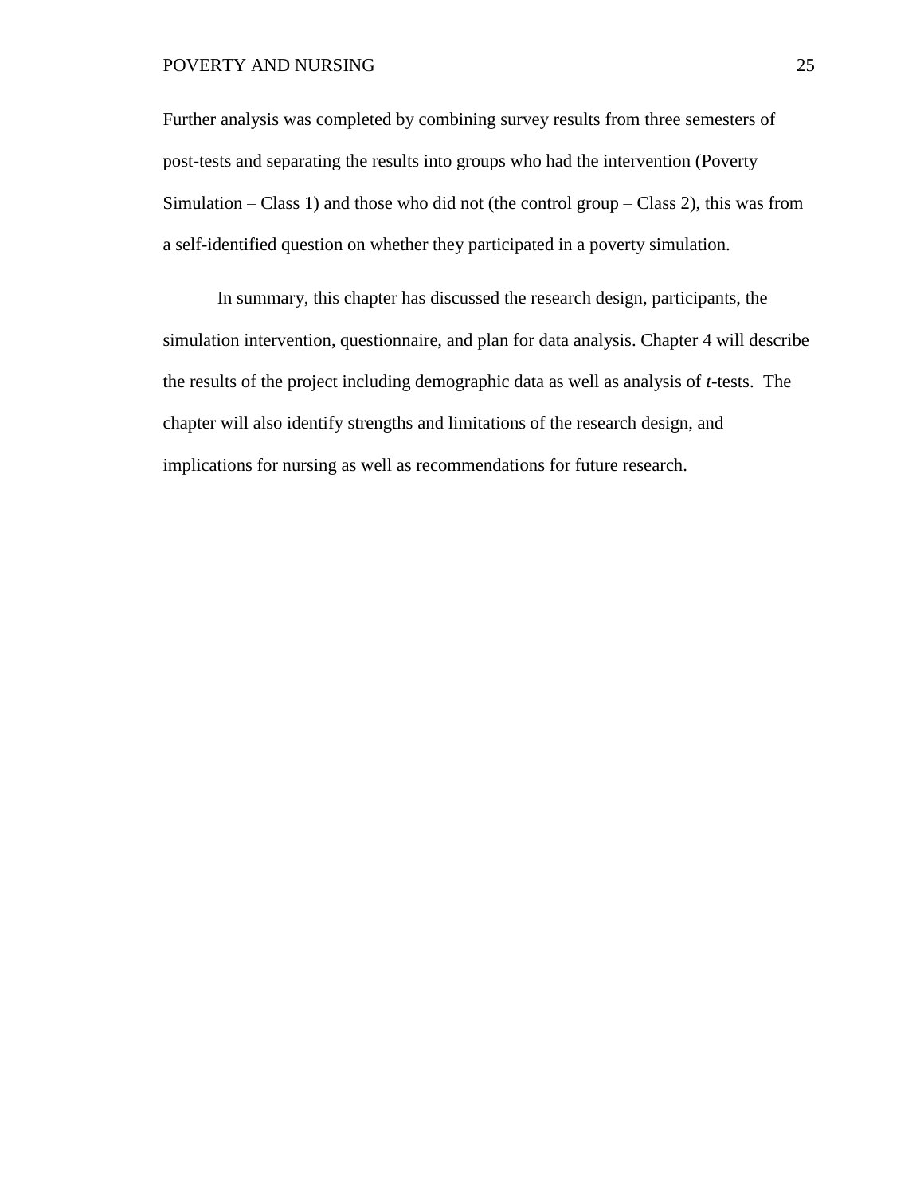Further analysis was completed by combining survey results from three semesters of post-tests and separating the results into groups who had the intervention (Poverty Simulation – Class 1) and those who did not (the control group – Class 2), this was from a self-identified question on whether they participated in a poverty simulation.

In summary, this chapter has discussed the research design, participants, the simulation intervention, questionnaire, and plan for data analysis. Chapter 4 will describe the results of the project including demographic data as well as analysis of *t*-tests. The chapter will also identify strengths and limitations of the research design, and implications for nursing as well as recommendations for future research.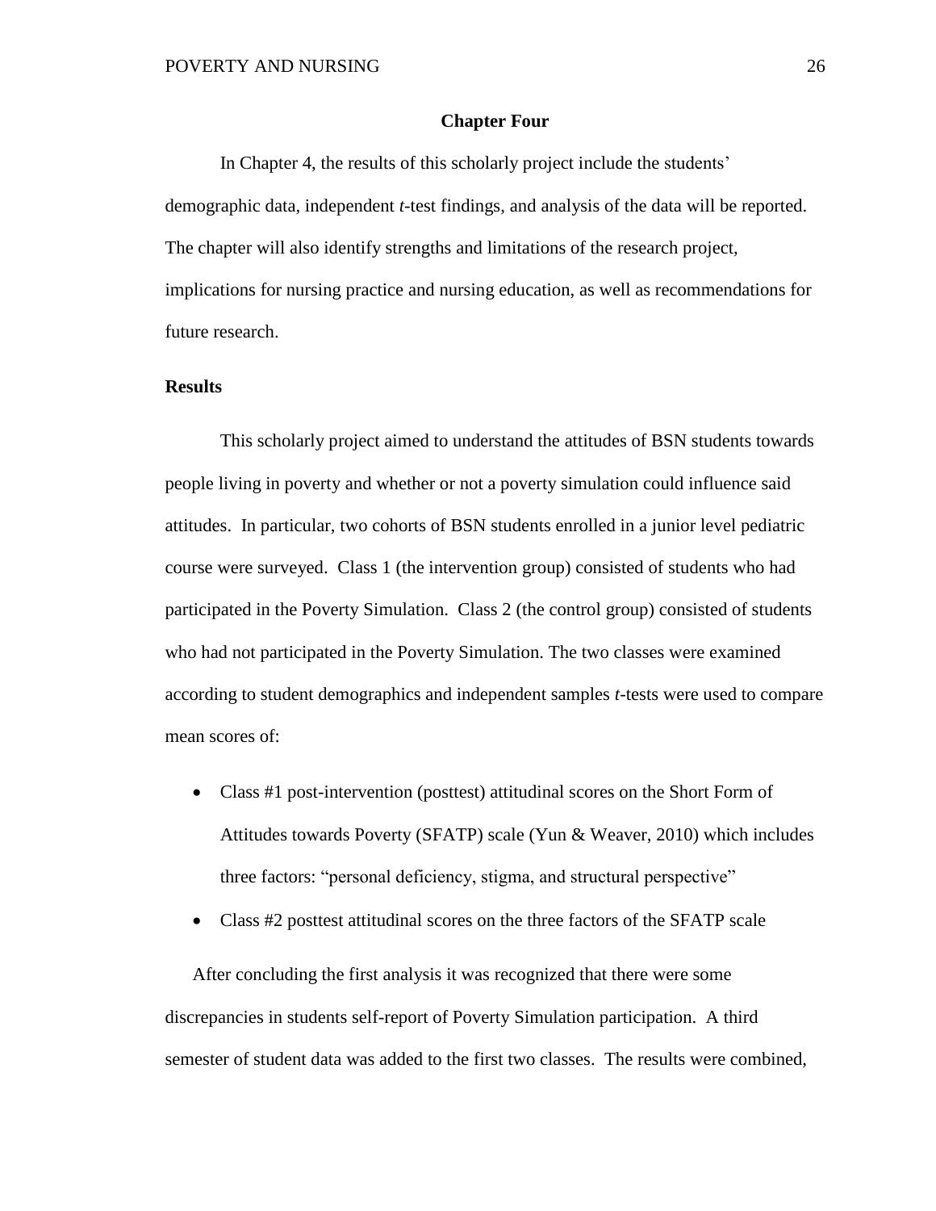## Chapter Four

In Chapter 4, the results of this scholarly project include the students' demographic data, independent *t*-test findings, and analysis of the data will be reported. The chapter will also identify strengths and limitations of the research project, implications for nursing practice and nursing education, as well as recommendations for future research.

### Results

This scholarly project aimed to understand the attitudes of BSN students towards people living in poverty and whether or not a poverty simulation could influence said attitudes. In particular, two cohorts of BSN students enrolled in a junior level pediatric course were surveyed. Class 1 (the intervention group) consisted of students who had participated in the Poverty Simulation. Class 2 (the control group) consisted of students who had not participated in the Poverty Simulation. The two classes were examined according to student demographics and independent samples *t*-tests were used to compare mean scores of:

- Class #1 post-intervention (posttest) attitudinal scores on the Short Form of Attitudes towards Poverty (SFATP) scale (Yun & Weaver, 2010) which includes three factors: "personal deficiency, stigma, and structural perspective"
- Class #2 posttest attitudinal scores on the three factors of the SFATP scale

After concluding the first analysis it was recognized that there were some discrepancies in students self-report of Poverty Simulation participation. A third semester of student data was added to the first two classes. The results were combined,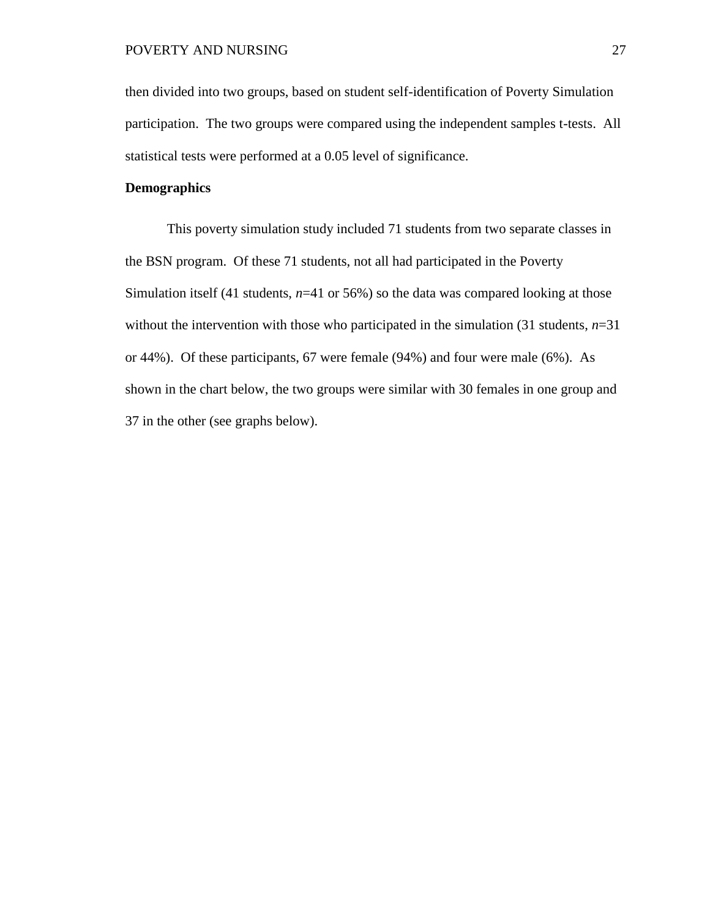then divided into two groups, based on student self-identification of Poverty Simulation participation. The two groups were compared using the independent samples t-tests. All statistical tests were performed at a 0.05 level of significance.

**Demographics**

This poverty simulation study included 71 students from two separate classes in the BSN program. Of these 71 students, not all had participated in the Poverty Simulation itself (41 students, *n*=41 or 56%) so the data was compared looking at those without the intervention with those who participated in the simulation (31 students, *n*=31 or 44%). Of these participants, 67 were female (94%) and four were male (6%). As shown in the chart below, the two groups were similar with 30 females in one group and 37 in the other (see graphs below).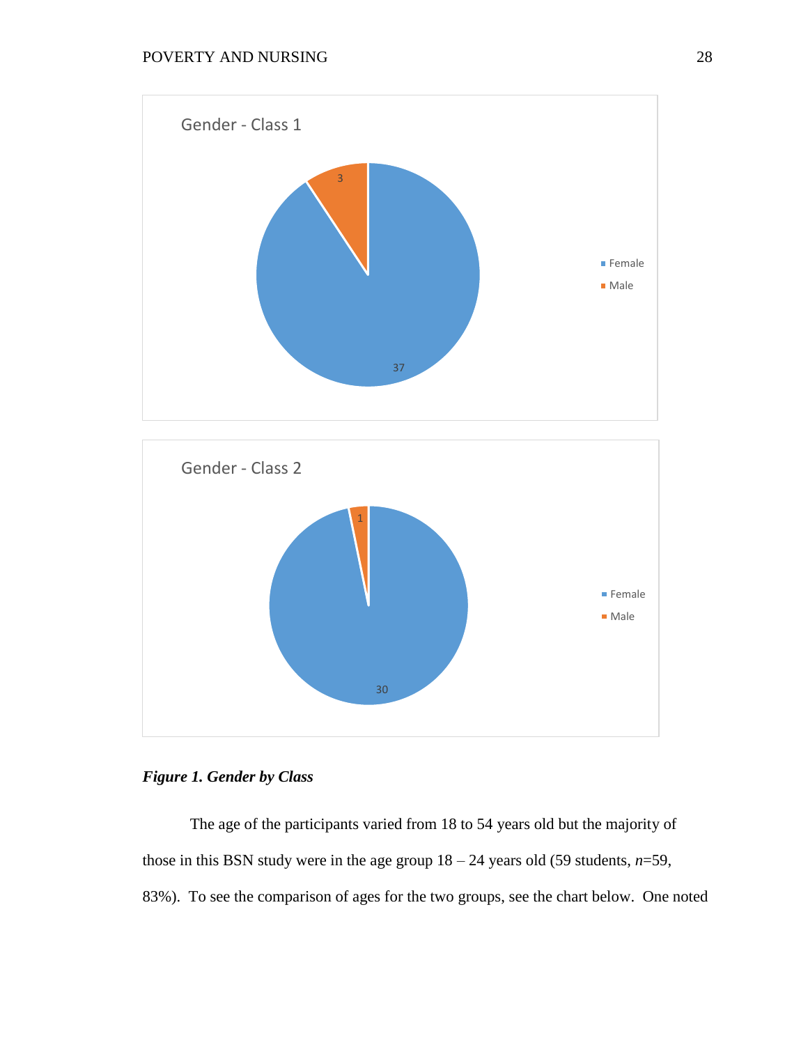Gender - Class 1

| Gender | Count |
| --- | --- |
| Female | 37 |
| Male | 3 |

Gender - Class 2

| Gender | Count |
| --- | --- |
| Female | 30 |
| Male | 1 |

***Figure 1. Gender by Class***

The age of the participants varied from 18 to 54 years old but the majority of those in this BSN study were in the age group 18 – 24 years old (59 students, *n*=59, 83%). To see the comparison of ages for the two groups, see the chart below. One noted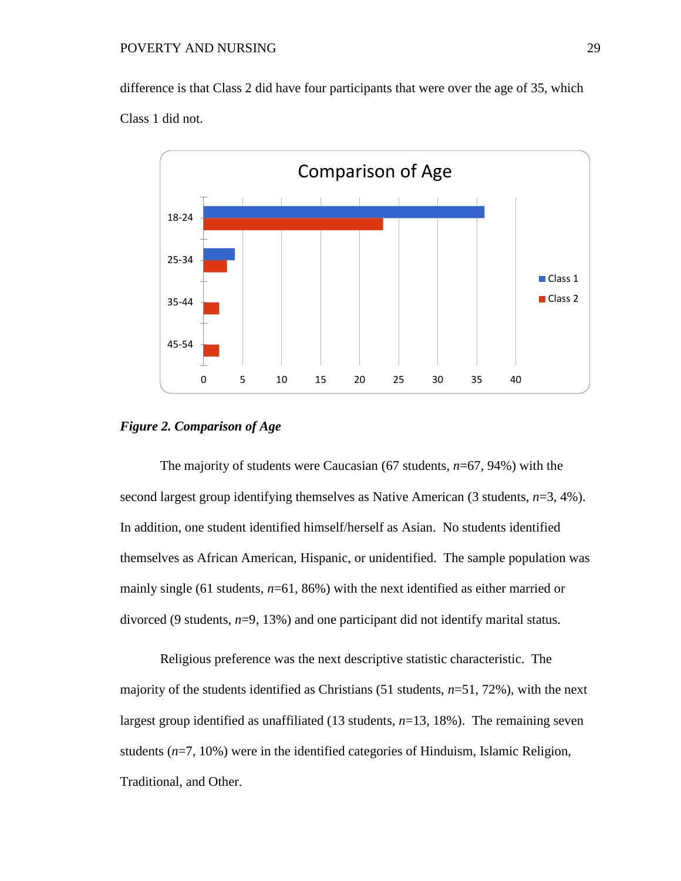difference is that Class 2 did have four participants that were over the age of 35, which Class 1 did not.

***Figure 2. Comparison of Age***

The majority of students were Caucasian (67 students, *n*=67, 94%) with the second largest group identifying themselves as Native American (3 students, *n*=3, 4%). In addition, one student identified himself/herself as Asian. No students identified themselves as African American, Hispanic, or unidentified. The sample population was mainly single (61 students, *n*=61, 86%) with the next identified as either married or divorced (9 students, *n*=9, 13%) and one participant did not identify marital status.

Religious preference was the next descriptive statistic characteristic. The majority of the students identified as Christians (51 students, *n*=51, 72%), with the next largest group identified as unaffiliated (13 students, *n*=13, 18%). The remaining seven students (*n*=7, 10%) were in the identified categories of Hinduism, Islamic Religion, Traditional, and Other.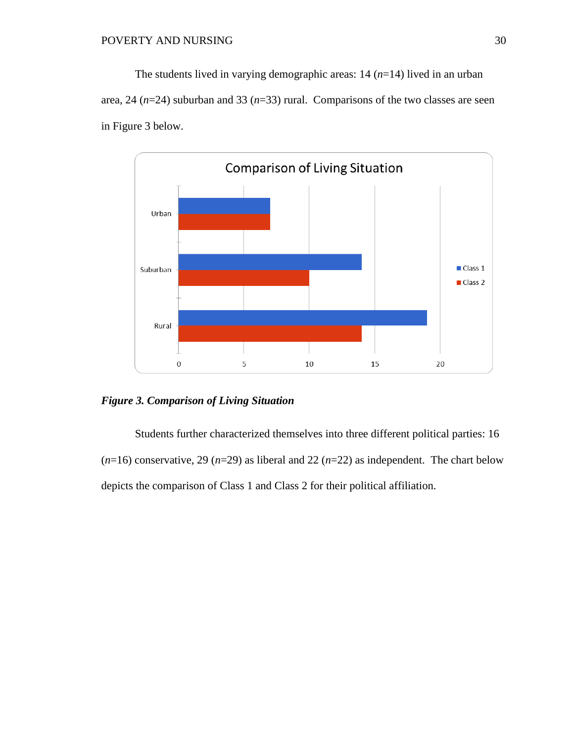The students lived in varying demographic areas: 14 (*n*=14) lived in an urban area, 24 (*n*=24) suburban and 33 (*n*=33) rural. Comparisons of the two classes are seen in Figure 3 below.

***Figure 3. Comparison of Living Situation***

Students further characterized themselves into three different political parties: 16 (*n*=16) conservative, 29 (*n*=29) as liberal and 22 (*n*=22) as independent. The chart below depicts the comparison of Class 1 and Class 2 for their political affiliation.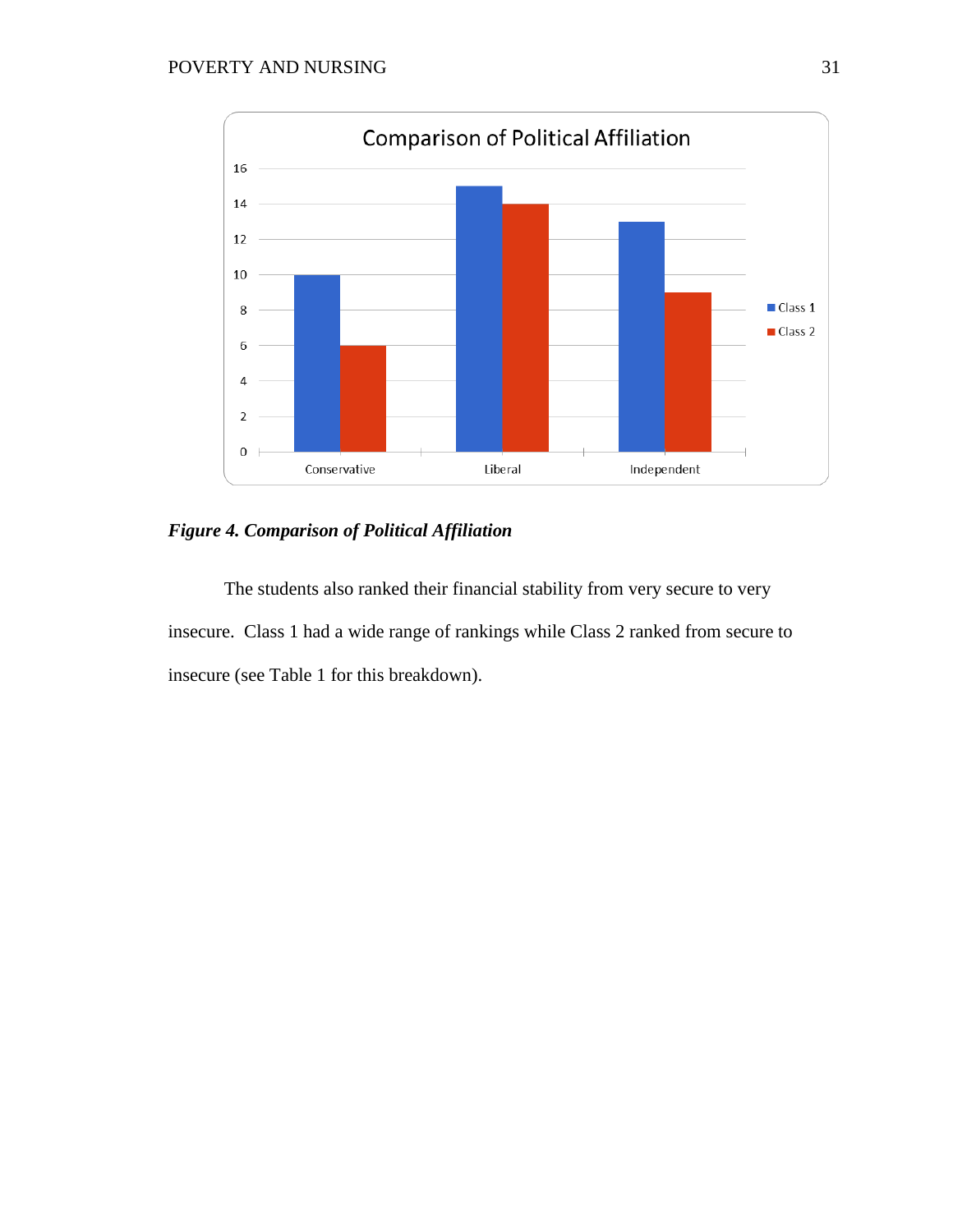*Figure 4.* ***Comparison of Political Affiliation***

The students also ranked their financial stability from very secure to very insecure. Class 1 had a wide range of rankings while Class 2 ranked from secure to insecure (see Table 1 for this breakdown).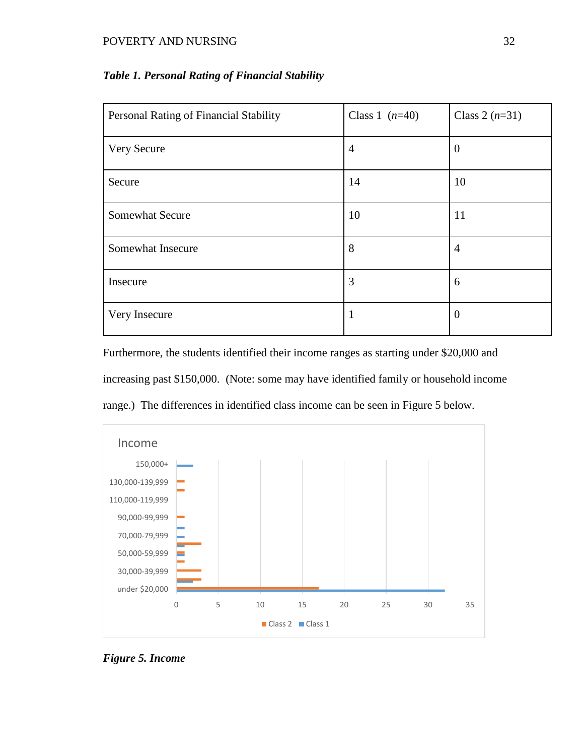***Table 1. Personal Rating of Financial Stability***

| Personal Rating of Financial Stability | Class 1 (*n*=40) | Class 2 (*n*=31) |
|---|---|---|
| Very Secure | 4 | 0 |
| Secure | 14 | 10 |
| Somewhat Secure | 10 | 11 |
| Somewhat Insecure | 8 | 4 |
| Insecure | 3 | 6 |
| Very Insecure | 1 | 0 |

Furthermore, the students identified their income ranges as starting under $20,000 and increasing past $150,000. (Note: some may have identified family or household income range.) The differences in identified class income can be seen in Figure 5 below.

***Figure 5. Income***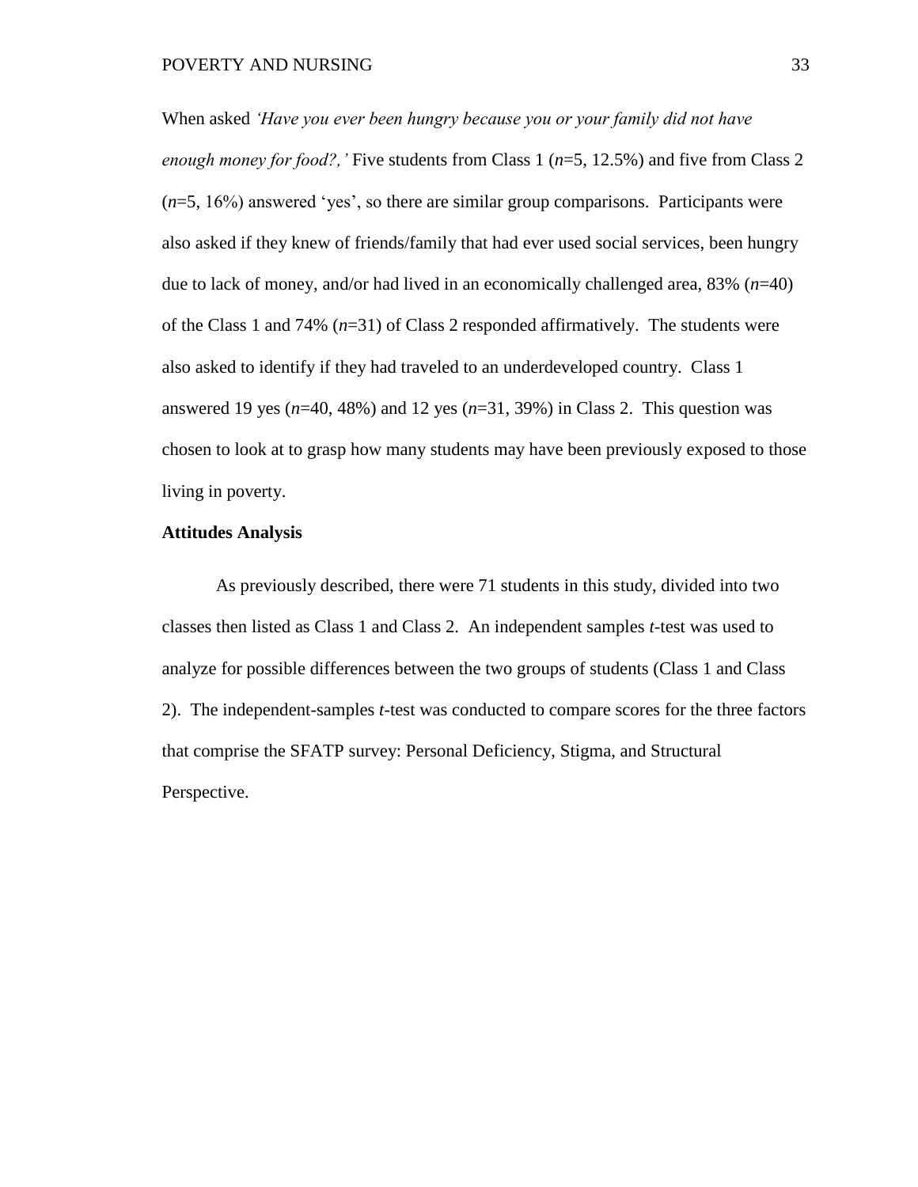When asked *'Have you ever been hungry because you or your family did not have enough money for food?,'* Five students from Class 1 (*n*=5, 12.5%) and five from Class 2 (*n*=5, 16%) answered 'yes', so there are similar group comparisons. Participants were also asked if they knew of friends/family that had ever used social services, been hungry due to lack of money, and/or had lived in an economically challenged area, 83% (*n*=40) of the Class 1 and 74% (*n*=31) of Class 2 responded affirmatively. The students were also asked to identify if they had traveled to an underdeveloped country. Class 1 answered 19 yes (*n*=40, 48%) and 12 yes (*n*=31, 39%) in Class 2. This question was chosen to look at to grasp how many students may have been previously exposed to those living in poverty.

**Attitudes Analysis**

As previously described, there were 71 students in this study, divided into two classes then listed as Class 1 and Class 2. An independent samples *t*-test was used to analyze for possible differences between the two groups of students (Class 1 and Class 2). The independent-samples *t*-test was conducted to compare scores for the three factors that comprise the SFATP survey: Personal Deficiency, Stigma, and Structural Perspective.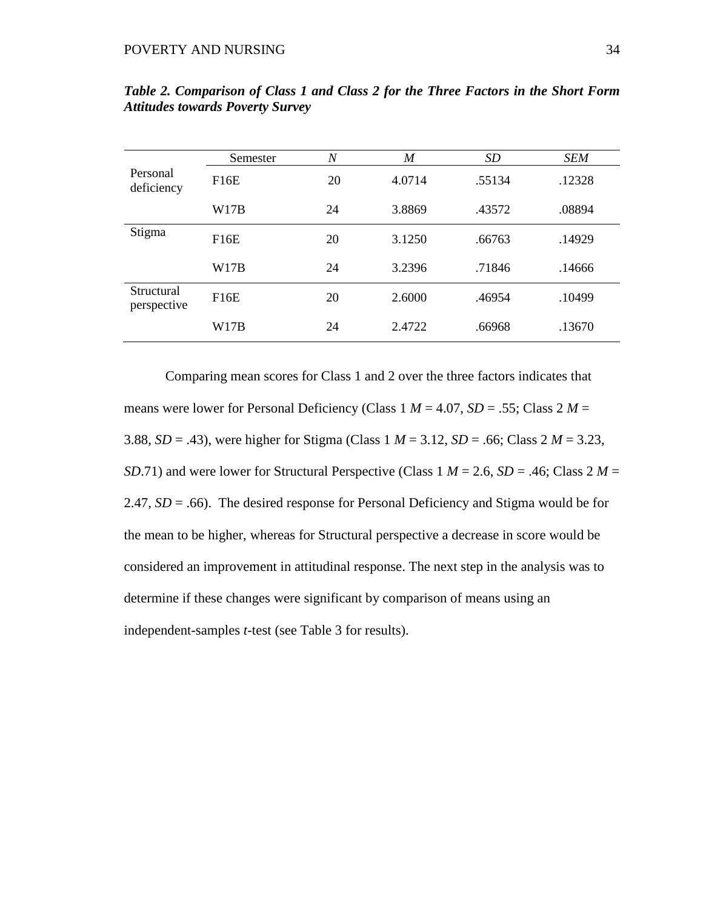***Table 2. Comparison of Class 1 and Class 2 for the Three Factors in the Short Form Attitudes towards Poverty Survey***

| | Semester | *N* | *M* | *SD* | *SEM* |
|---|---|---|---|---|---|
| Personal deficiency | F16E | 20 | 4.0714 | .55134 | .12328 |
| | W17B | 24 | 3.8869 | .43572 | .08894 |
| Stigma | F16E | 20 | 3.1250 | .66763 | .14929 |
| | W17B | 24 | 3.2396 | .71846 | .14666 |
| Structural perspective | F16E | 20 | 2.6000 | .46954 | .10499 |
| | W17B | 24 | 2.4722 | .66968 | .13670 |

Comparing mean scores for Class 1 and 2 over the three factors indicates that means were lower for Personal Deficiency (Class 1 $M$ = 4.07, $SD$ = .55; Class 2 $M$ = 3.88, $SD$ = .43), were higher for Stigma (Class 1 $M$ = 3.12, $SD$ = .66; Class 2 $M$ = 3.23, $SD$.71) and were lower for Structural Perspective (Class 1 $M$ = 2.6, $SD$ = .46; Class 2 $M$ = 2.47, $SD$ = .66). The desired response for Personal Deficiency and Stigma would be for the mean to be higher, whereas for Structural perspective a decrease in score would be considered an improvement in attitudinal response. The next step in the analysis was to determine if these changes were significant by comparison of means using an independent-samples $t$-test (see Table 3 for results).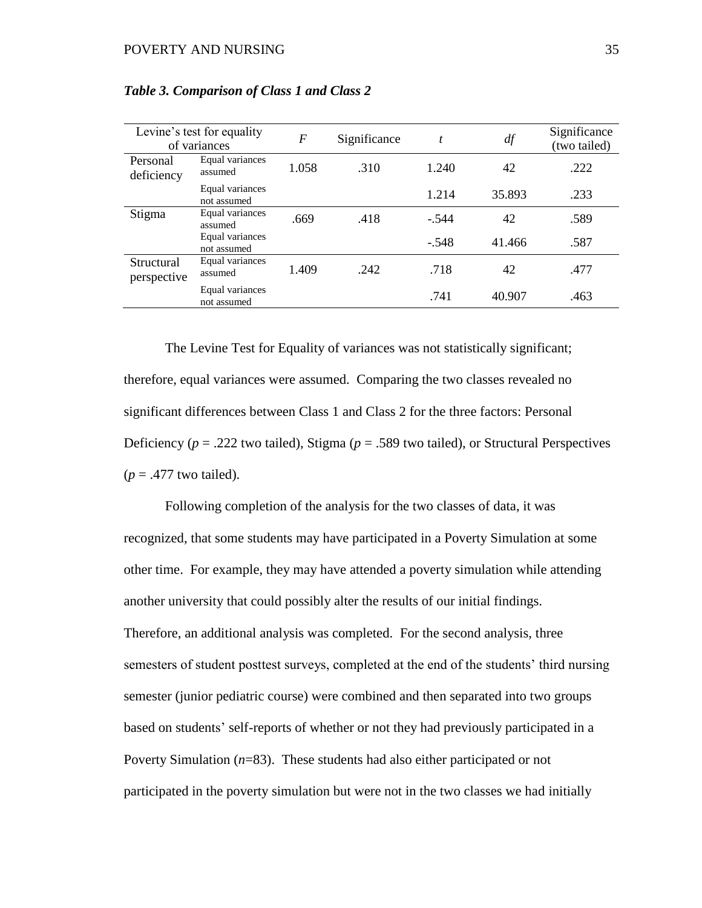***Table 3. Comparison of Class 1 and Class 2***

| Levine's test for equality of variances | | *F* | Significance | *t* | *df* | Significance (two tailed) |
|---|---|---|---|---|---|---|
| Personal deficiency | Equal variances assumed | 1.058 | .310 | 1.240 | 42 | .222 |
| | Equal variances not assumed | | | 1.214 | 35.893 | .233 |
| Stigma | Equal variances assumed | .669 | .418 | -.544 | 42 | .589 |
| | Equal variances not assumed | | | -.548 | 41.466 | .587 |
| Structural perspective | Equal variances assumed | 1.409 | .242 | .718 | 42 | .477 |
| | Equal variances not assumed | | | .741 | 40.907 | .463 |

The Levine Test for Equality of variances was not statistically significant; therefore, equal variances were assumed. Comparing the two classes revealed no significant differences between Class 1 and Class 2 for the three factors: Personal Deficiency ($p$ = .222 two tailed), Stigma ($p$ = .589 two tailed), or Structural Perspectives ($p$ = .477 two tailed).

Following completion of the analysis for the two classes of data, it was recognized, that some students may have participated in a Poverty Simulation at some other time. For example, they may have attended a poverty simulation while attending another university that could possibly alter the results of our initial findings. Therefore, an additional analysis was completed. For the second analysis, three semesters of student posttest surveys, completed at the end of the students' third nursing semester (junior pediatric course) were combined and then separated into two groups based on students' self-reports of whether or not they had previously participated in a Poverty Simulation ($n$=83). These students had also either participated or not participated in the poverty simulation but were not in the two classes we had initially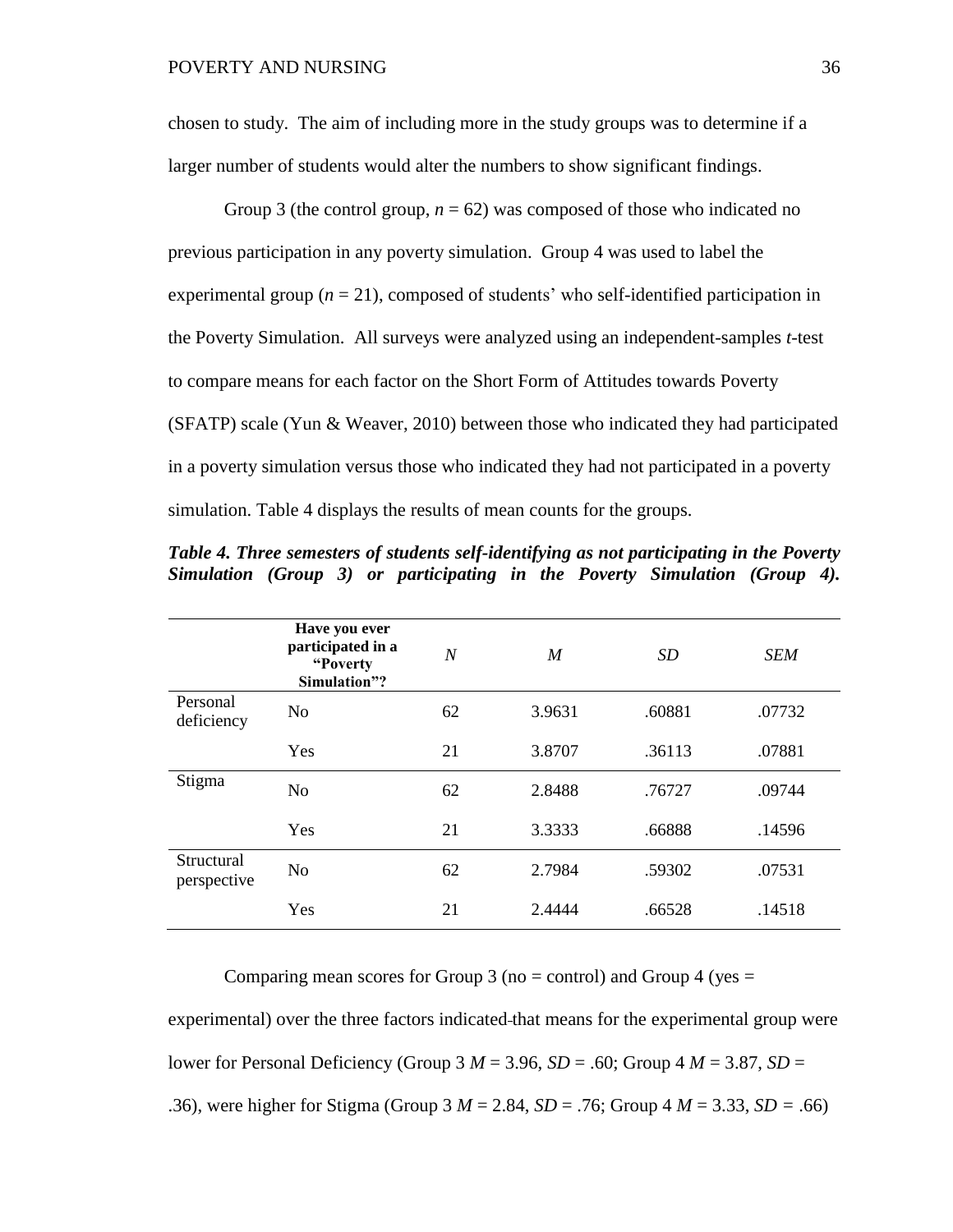chosen to study. The aim of including more in the study groups was to determine if a larger number of students would alter the numbers to show significant findings.

Group 3 (the control group, $n = 62$) was composed of those who indicated no previous participation in any poverty simulation. Group 4 was used to label the experimental group ($n = 21$), composed of students' who self-identified participation in the Poverty Simulation. All surveys were analyzed using an independent-samples *t*-test to compare means for each factor on the Short Form of Attitudes towards Poverty (SFATP) scale (Yun & Weaver, 2010) between those who indicated they had participated in a poverty simulation versus those who indicated they had not participated in a poverty simulation. Table 4 displays the results of mean counts for the groups.

***Table 4. Three semesters of students self-identifying as not participating in the Poverty Simulation (Group 3) or participating in the Poverty Simulation (Group 4).***

| | **Have you ever participated in a "Poverty Simulation"?** | *N* | *M* | *SD* | *SEM* |
|---|---|---|---|---|---|
| Personal deficiency | No | 62 | 3.9631 | .60881 | .07732 |
| | Yes | 21 | 3.8707 | .36113 | .07881 |
| Stigma | No | 62 | 2.8488 | .76727 | .09744 |
| | Yes | 21 | 3.3333 | .66888 | .14596 |
| Structural perspective | No | 62 | 2.7984 | .59302 | .07531 |
| | Yes | 21 | 2.4444 | .66528 | .14518 |

Comparing mean scores for Group 3 (no = control) and Group 4 (yes = experimental) over the three factors indicated that means for the experimental group were lower for Personal Deficiency (Group 3 $M = 3.96$, $SD = .60$; Group 4 $M = 3.87$, $SD = .36$), were higher for Stigma (Group 3 $M = 2.84$, $SD = .76$; Group 4 $M = 3.33$, $SD = .66$)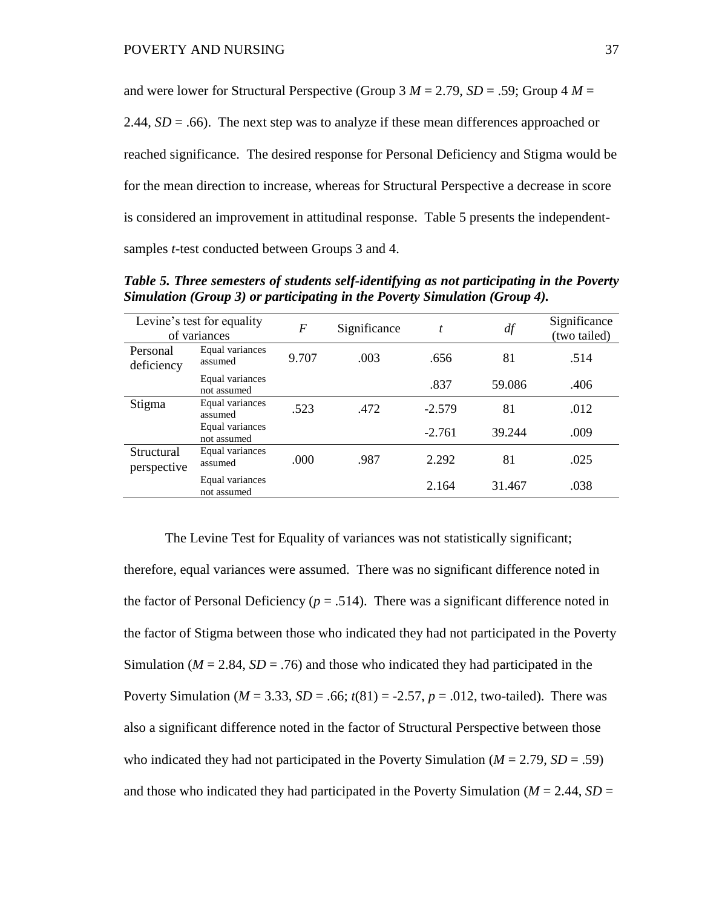and were lower for Structural Perspective (Group 3 $M$ = 2.79, $SD$ = .59; Group 4 $M$ = 2.44, $SD$ = .66). The next step was to analyze if these mean differences approached or reached significance. The desired response for Personal Deficiency and Stigma would be for the mean direction to increase, whereas for Structural Perspective a decrease in score is considered an improvement in attitudinal response. Table 5 presents the independent-samples $t$-test conducted between Groups 3 and 4.

***Table 5. Three semesters of students self-identifying as not participating in the Poverty Simulation (Group 3) or participating in the Poverty Simulation (Group 4).***

| Levine's test for equality of variances | | $F$ | Significance | $t$ | $df$ | Significance (two tailed) |
|---|---|---|---|---|---|---|
| Personal deficiency | Equal variances assumed | 9.707 | .003 | .656 | 81 | .514 |
| | Equal variances not assumed | | | .837 | 59.086 | .406 |
| Stigma | Equal variances assumed | .523 | .472 | -2.579 | 81 | .012 |
| | Equal variances not assumed | | | -2.761 | 39.244 | .009 |
| Structural perspective | Equal variances assumed | .000 | .987 | 2.292 | 81 | .025 |
| | Equal variances not assumed | | | 2.164 | 31.467 | .038 |

The Levine Test for Equality of variances was not statistically significant; therefore, equal variances were assumed. There was no significant difference noted in the factor of Personal Deficiency ($p$ = .514). There was a significant difference noted in the factor of Stigma between those who indicated they had not participated in the Poverty Simulation ($M$ = 2.84, $SD$ = .76) and those who indicated they had participated in the Poverty Simulation ($M$ = 3.33, $SD$ = .66; $t(81)$ = -2.57, $p$ = .012, two-tailed). There was also a significant difference noted in the factor of Structural Perspective between those who indicated they had not participated in the Poverty Simulation ($M$ = 2.79, $SD$ = .59) and those who indicated they had participated in the Poverty Simulation ($M$ = 2.44, $SD$ =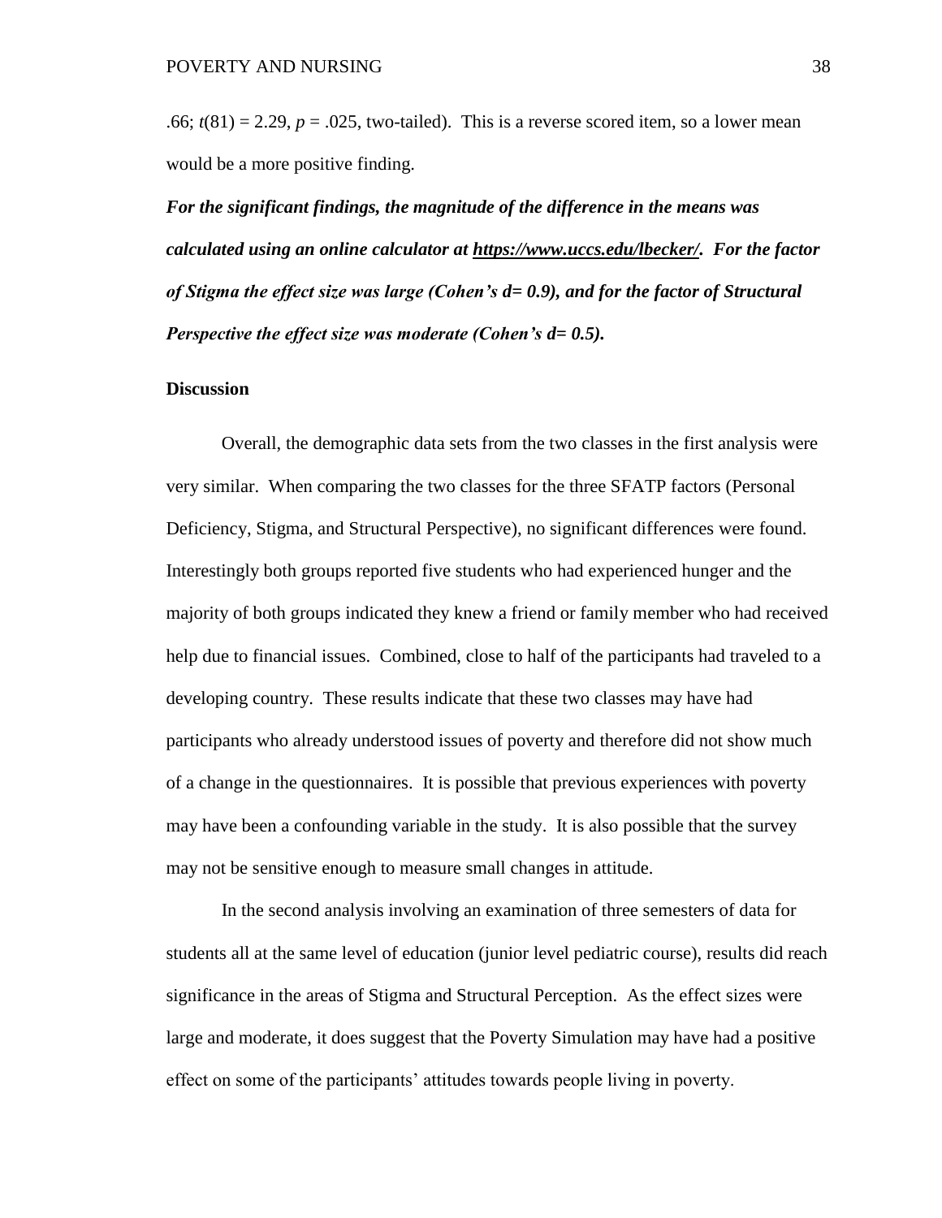.66; $t(81) = 2.29$, $p = .025$, two-tailed). This is a reverse scored item, so a lower mean would be a more positive finding.

***For the significant findings, the magnitude of the difference in the means was calculated using an online calculator at https://www.uccs.edu/lbecker/. For the factor of Stigma the effect size was large (Cohen's d= 0.9), and for the factor of Structural Perspective the effect size was moderate (Cohen's d= 0.5).***

**Discussion**

Overall, the demographic data sets from the two classes in the first analysis were very similar. When comparing the two classes for the three SFATP factors (Personal Deficiency, Stigma, and Structural Perspective), no significant differences were found. Interestingly both groups reported five students who had experienced hunger and the majority of both groups indicated they knew a friend or family member who had received help due to financial issues. Combined, close to half of the participants had traveled to a developing country. These results indicate that these two classes may have had participants who already understood issues of poverty and therefore did not show much of a change in the questionnaires. It is possible that previous experiences with poverty may have been a confounding variable in the study. It is also possible that the survey may not be sensitive enough to measure small changes in attitude.

In the second analysis involving an examination of three semesters of data for students all at the same level of education (junior level pediatric course), results did reach significance in the areas of Stigma and Structural Perception. As the effect sizes were large and moderate, it does suggest that the Poverty Simulation may have had a positive effect on some of the participants' attitudes towards people living in poverty.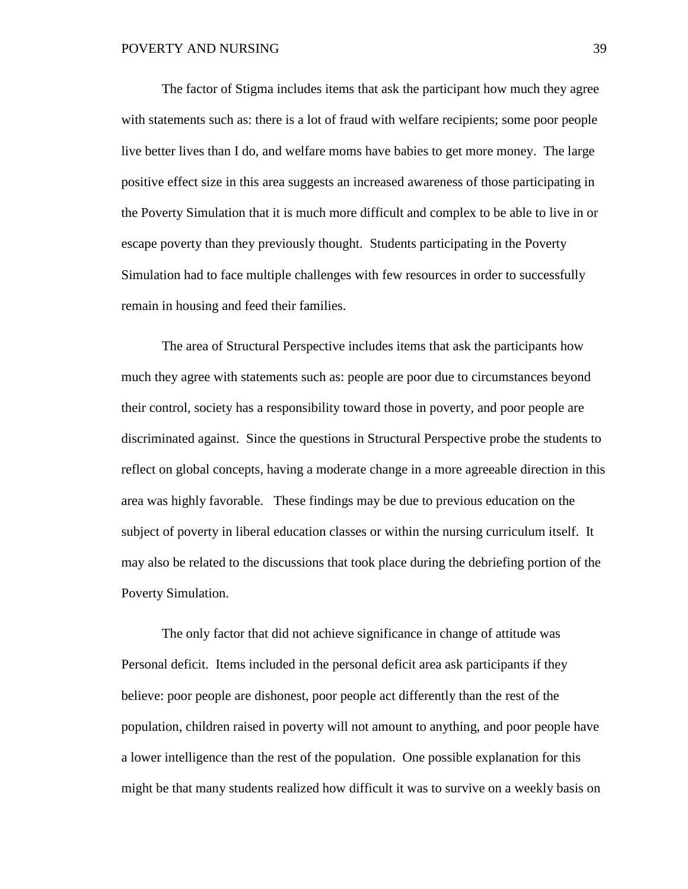The factor of Stigma includes items that ask the participant how much they agree with statements such as: there is a lot of fraud with welfare recipients; some poor people live better lives than I do, and welfare moms have babies to get more money. The large positive effect size in this area suggests an increased awareness of those participating in the Poverty Simulation that it is much more difficult and complex to be able to live in or escape poverty than they previously thought. Students participating in the Poverty Simulation had to face multiple challenges with few resources in order to successfully remain in housing and feed their families.

The area of Structural Perspective includes items that ask the participants how much they agree with statements such as: people are poor due to circumstances beyond their control, society has a responsibility toward those in poverty, and poor people are discriminated against. Since the questions in Structural Perspective probe the students to reflect on global concepts, having a moderate change in a more agreeable direction in this area was highly favorable. These findings may be due to previous education on the subject of poverty in liberal education classes or within the nursing curriculum itself. It may also be related to the discussions that took place during the debriefing portion of the Poverty Simulation.

The only factor that did not achieve significance in change of attitude was Personal deficit. Items included in the personal deficit area ask participants if they believe: poor people are dishonest, poor people act differently than the rest of the population, children raised in poverty will not amount to anything, and poor people have a lower intelligence than the rest of the population. One possible explanation for this might be that many students realized how difficult it was to survive on a weekly basis on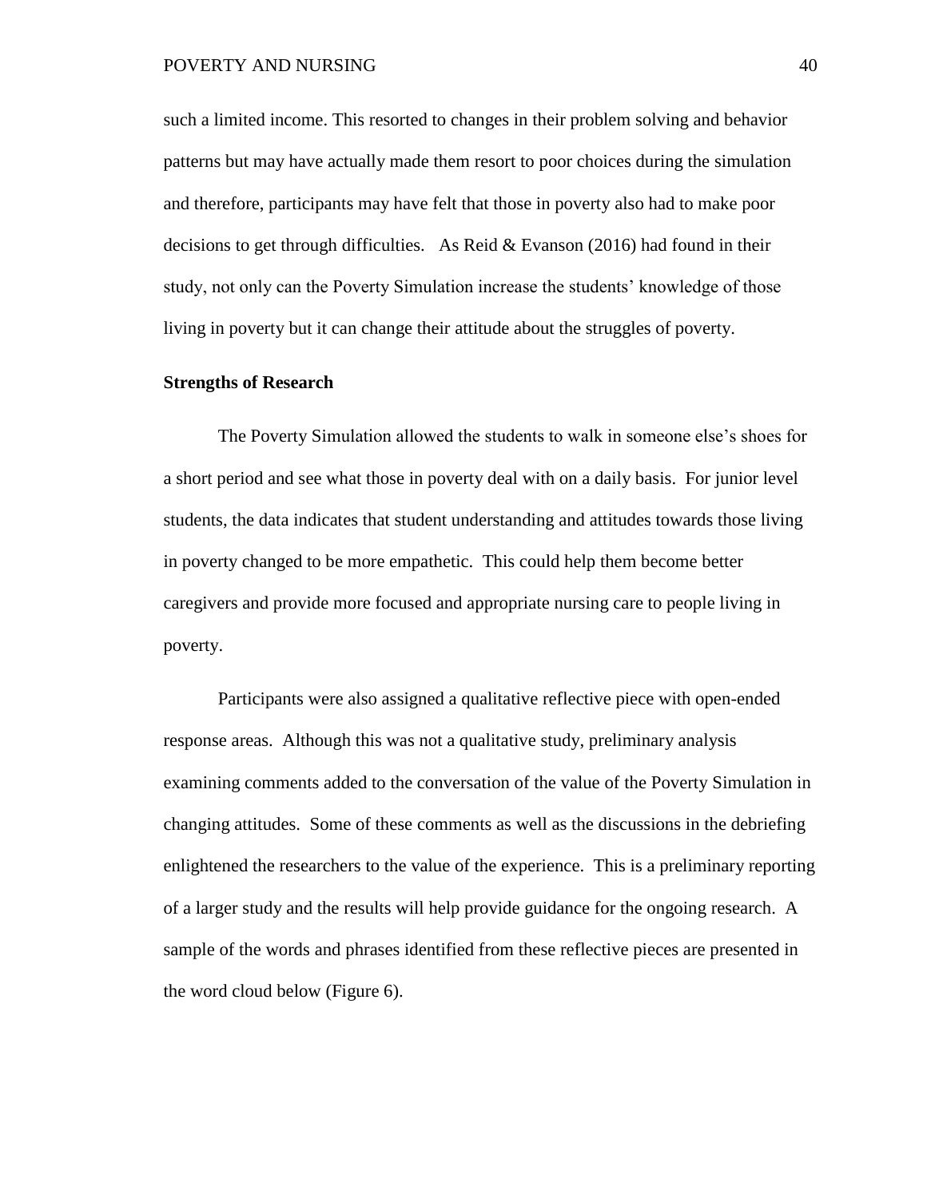such a limited income. This resorted to changes in their problem solving and behavior patterns but may have actually made them resort to poor choices during the simulation and therefore, participants may have felt that those in poverty also had to make poor decisions to get through difficulties. As Reid & Evanson (2016) had found in their study, not only can the Poverty Simulation increase the students' knowledge of those living in poverty but it can change their attitude about the struggles of poverty.

**Strengths of Research**

The Poverty Simulation allowed the students to walk in someone else's shoes for a short period and see what those in poverty deal with on a daily basis. For junior level students, the data indicates that student understanding and attitudes towards those living in poverty changed to be more empathetic. This could help them become better caregivers and provide more focused and appropriate nursing care to people living in poverty.

Participants were also assigned a qualitative reflective piece with open-ended response areas. Although this was not a qualitative study, preliminary analysis examining comments added to the conversation of the value of the Poverty Simulation in changing attitudes. Some of these comments as well as the discussions in the debriefing enlightened the researchers to the value of the experience. This is a preliminary reporting of a larger study and the results will help provide guidance for the ongoing research. A sample of the words and phrases identified from these reflective pieces are presented in the word cloud below (Figure 6).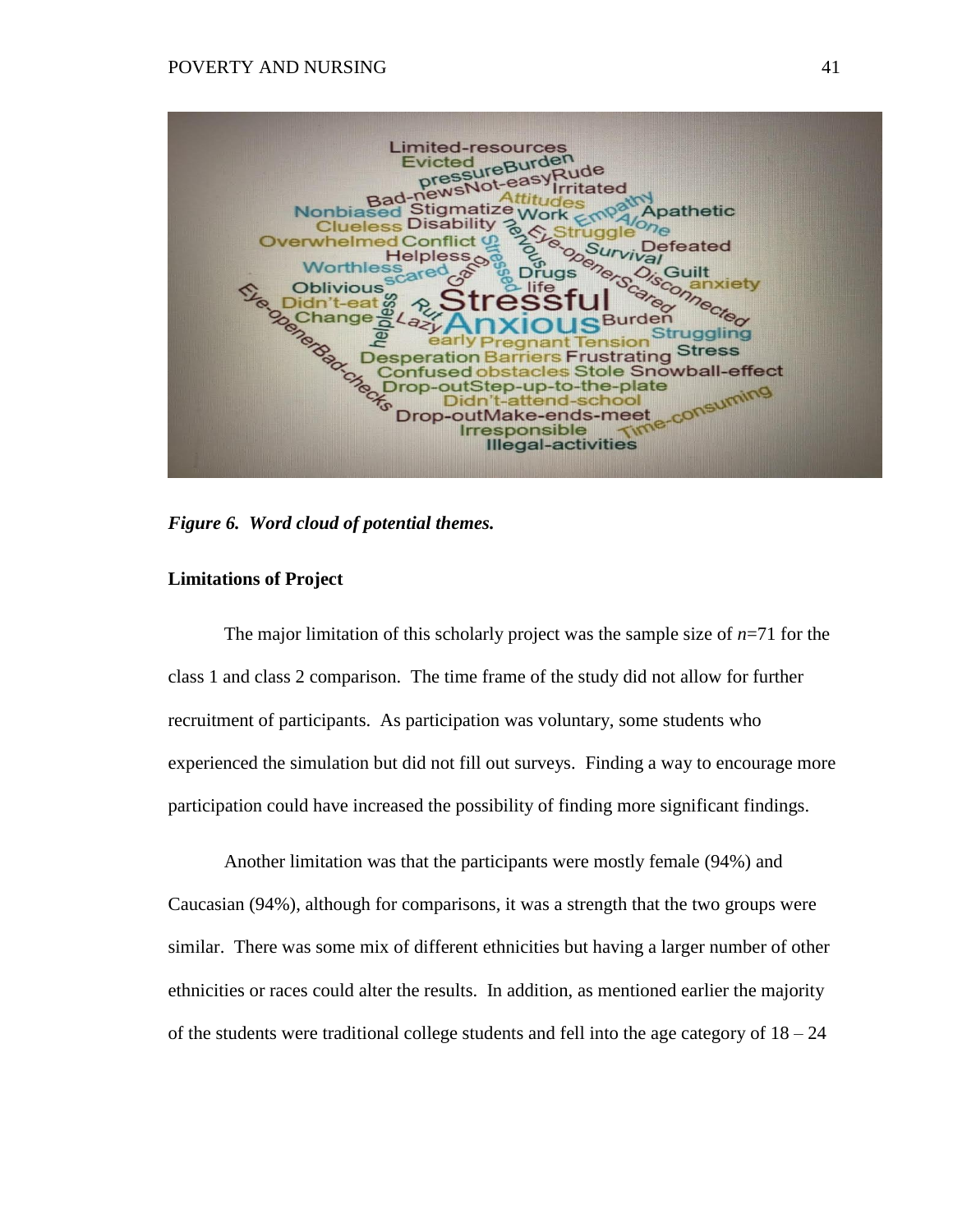*Figure 6. Word cloud of potential themes.*

**Limitations of Project**

The major limitation of this scholarly project was the sample size of $n$=71 for the class 1 and class 2 comparison. The time frame of the study did not allow for further recruitment of participants. As participation was voluntary, some students who experienced the simulation but did not fill out surveys. Finding a way to encourage more participation could have increased the possibility of finding more significant findings.

Another limitation was that the participants were mostly female (94%) and Caucasian (94%), although for comparisons, it was a strength that the two groups were similar. There was some mix of different ethnicities but having a larger number of other ethnicities or races could alter the results. In addition, as mentioned earlier the majority of the students were traditional college students and fell into the age category of 18 – 24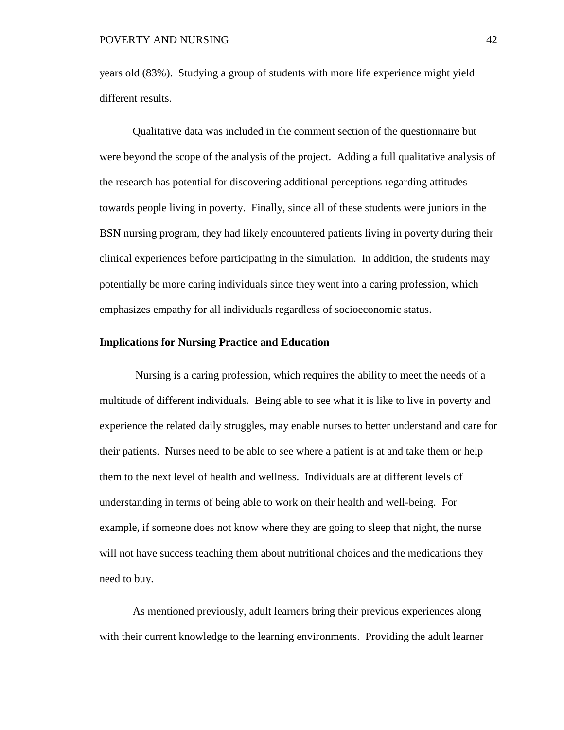years old (83%). Studying a group of students with more life experience might yield different results.

Qualitative data was included in the comment section of the questionnaire but were beyond the scope of the analysis of the project. Adding a full qualitative analysis of the research has potential for discovering additional perceptions regarding attitudes towards people living in poverty. Finally, since all of these students were juniors in the BSN nursing program, they had likely encountered patients living in poverty during their clinical experiences before participating in the simulation. In addition, the students may potentially be more caring individuals since they went into a caring profession, which emphasizes empathy for all individuals regardless of socioeconomic status.

**Implications for Nursing Practice and Education**

Nursing is a caring profession, which requires the ability to meet the needs of a multitude of different individuals. Being able to see what it is like to live in poverty and experience the related daily struggles, may enable nurses to better understand and care for their patients. Nurses need to be able to see where a patient is at and take them or help them to the next level of health and wellness. Individuals are at different levels of understanding in terms of being able to work on their health and well-being. For example, if someone does not know where they are going to sleep that night, the nurse will not have success teaching them about nutritional choices and the medications they need to buy.

As mentioned previously, adult learners bring their previous experiences along with their current knowledge to the learning environments. Providing the adult learner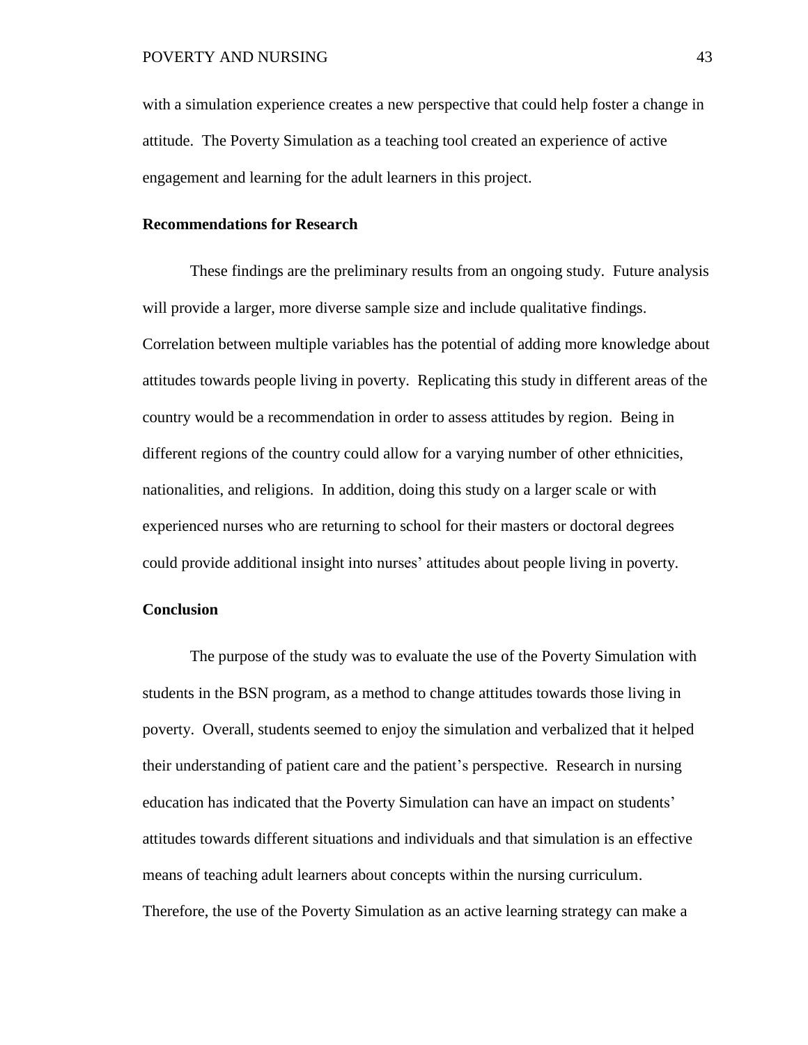with a simulation experience creates a new perspective that could help foster a change in attitude. The Poverty Simulation as a teaching tool created an experience of active engagement and learning for the adult learners in this project.

**Recommendations for Research**

These findings are the preliminary results from an ongoing study. Future analysis will provide a larger, more diverse sample size and include qualitative findings. Correlation between multiple variables has the potential of adding more knowledge about attitudes towards people living in poverty. Replicating this study in different areas of the country would be a recommendation in order to assess attitudes by region. Being in different regions of the country could allow for a varying number of other ethnicities, nationalities, and religions. In addition, doing this study on a larger scale or with experienced nurses who are returning to school for their masters or doctoral degrees could provide additional insight into nurses' attitudes about people living in poverty.

**Conclusion**

The purpose of the study was to evaluate the use of the Poverty Simulation with students in the BSN program, as a method to change attitudes towards those living in poverty. Overall, students seemed to enjoy the simulation and verbalized that it helped their understanding of patient care and the patient's perspective. Research in nursing education has indicated that the Poverty Simulation can have an impact on students' attitudes towards different situations and individuals and that simulation is an effective means of teaching adult learners about concepts within the nursing curriculum. Therefore, the use of the Poverty Simulation as an active learning strategy can make a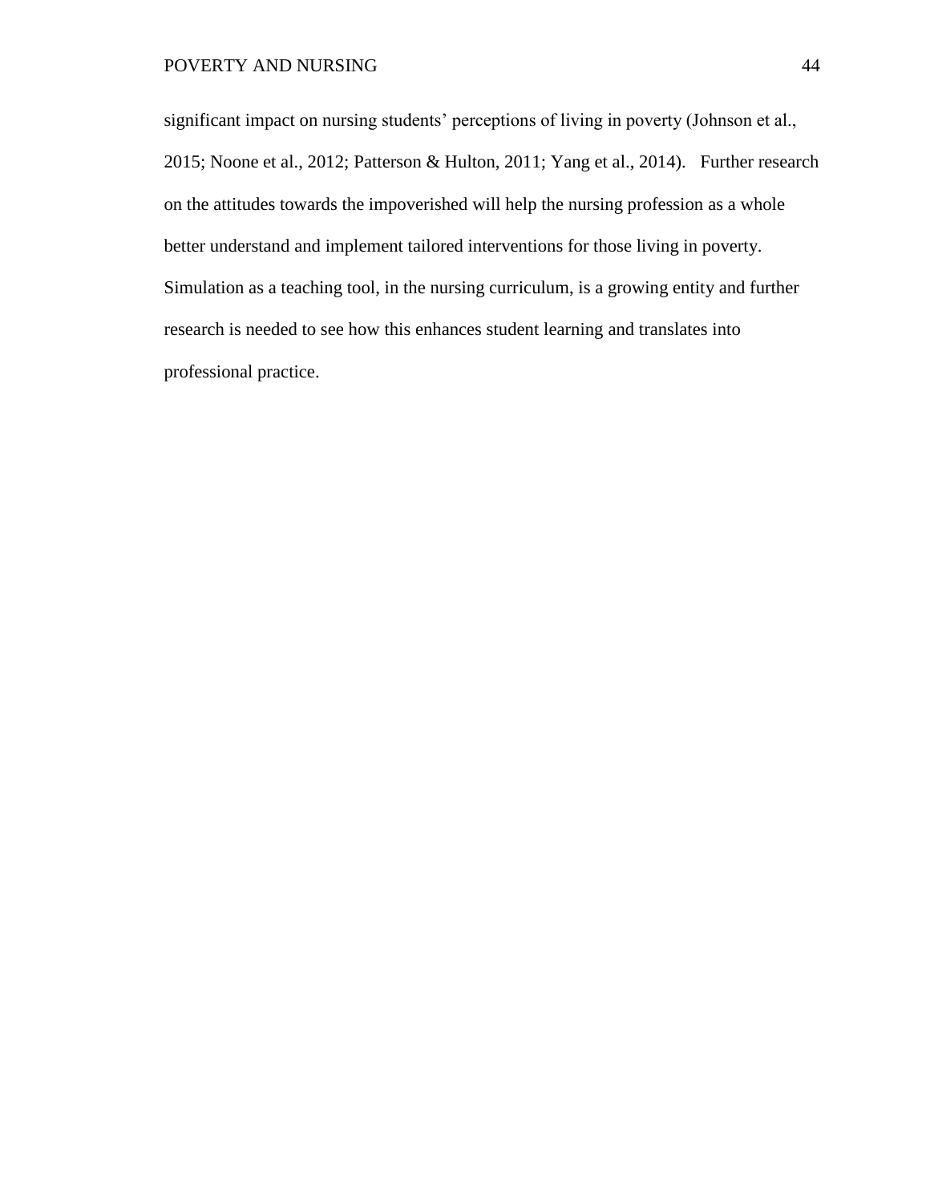significant impact on nursing students' perceptions of living in poverty (Johnson et al., 2015; Noone et al., 2012; Patterson & Hulton, 2011; Yang et al., 2014). Further research on the attitudes towards the impoverished will help the nursing profession as a whole better understand and implement tailored interventions for those living in poverty. Simulation as a teaching tool, in the nursing curriculum, is a growing entity and further research is needed to see how this enhances student learning and translates into professional practice.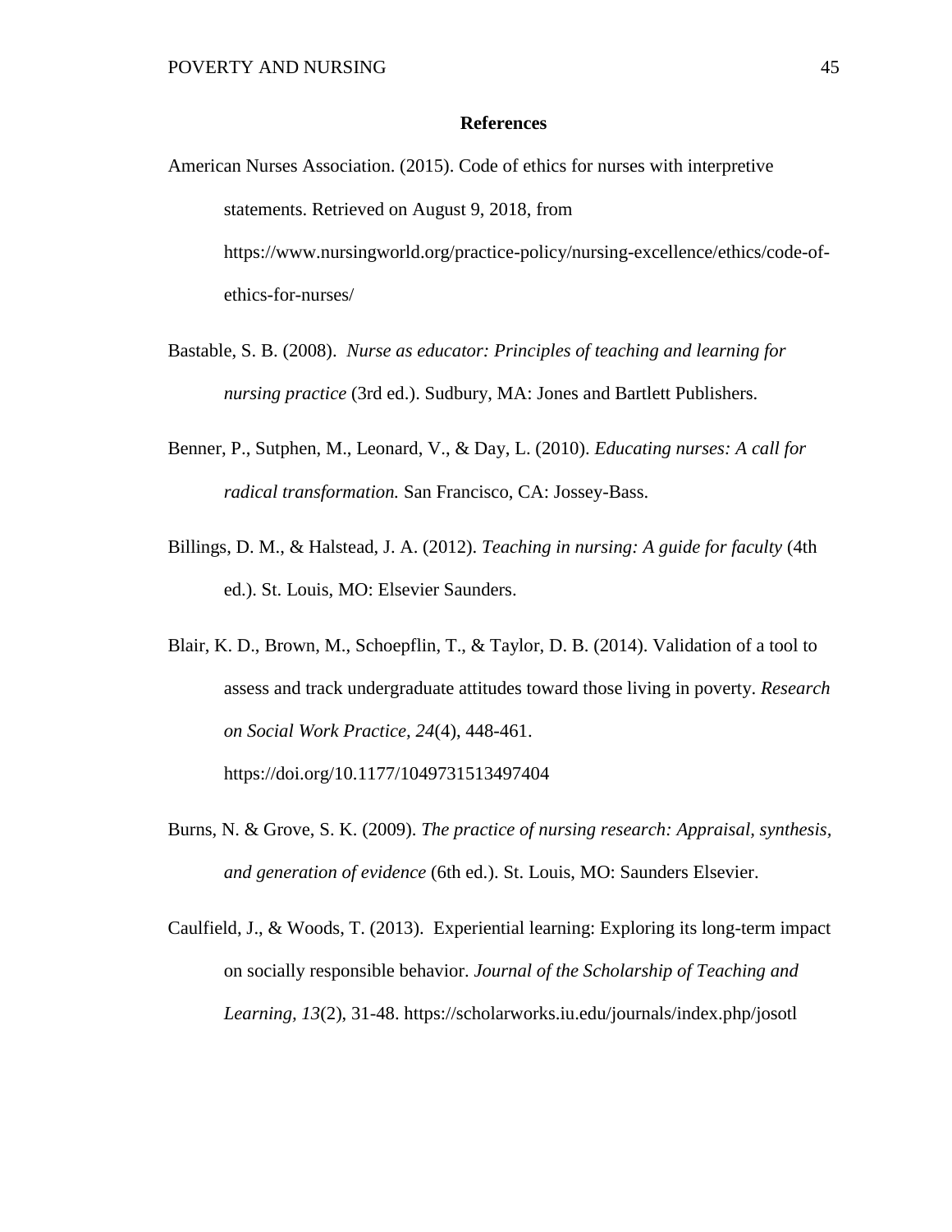## References

American Nurses Association. (2015). Code of ethics for nurses with interpretive statements. Retrieved on August 9, 2018, from https://www.nursingworld.org/practice-policy/nursing-excellence/ethics/code-of-ethics-for-nurses/

Bastable, S. B. (2008). *Nurse as educator: Principles of teaching and learning for nursing practice* (3rd ed.). Sudbury, MA: Jones and Bartlett Publishers.

Benner, P., Sutphen, M., Leonard, V., & Day, L. (2010). *Educating nurses: A call for radical transformation.* San Francisco, CA: Jossey-Bass.

Billings, D. M., & Halstead, J. A. (2012). *Teaching in nursing: A guide for faculty* (4th ed.). St. Louis, MO: Elsevier Saunders.

Blair, K. D., Brown, M., Schoepflin, T., & Taylor, D. B. (2014). Validation of a tool to assess and track undergraduate attitudes toward those living in poverty. *Research on Social Work Practice, 24*(4), 448-461. https://doi.org/10.1177/1049731513497404

Burns, N. & Grove, S. K. (2009). *The practice of nursing research: Appraisal, synthesis, and generation of evidence* (6th ed.). St. Louis, MO: Saunders Elsevier.

Caulfield, J., & Woods, T. (2013). Experiential learning: Exploring its long-term impact on socially responsible behavior. *Journal of the Scholarship of Teaching and Learning, 13*(2), 31-48. https://scholarworks.iu.edu/journals/index.php/josotl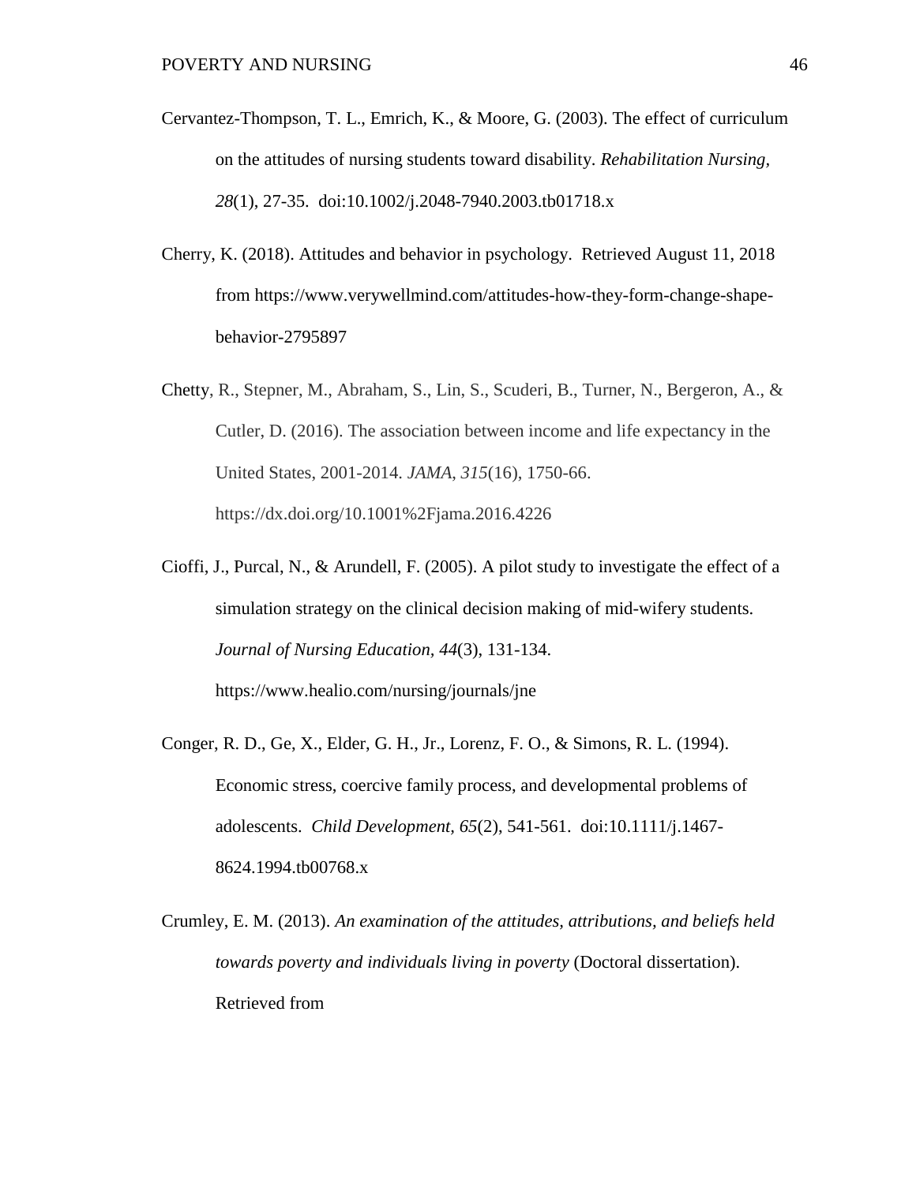Cervantez-Thompson, T. L., Emrich, K., & Moore, G. (2003). The effect of curriculum on the attitudes of nursing students toward disability. *Rehabilitation Nursing, 28*(1), 27-35. doi:10.1002/j.2048-7940.2003.tb01718.x

Cherry, K. (2018). Attitudes and behavior in psychology. Retrieved August 11, 2018 from https://www.verywellmind.com/attitudes-how-they-form-change-shape-behavior-2795897

Chetty, R., Stepner, M., Abraham, S., Lin, S., Scuderi, B., Turner, N., Bergeron, A., & Cutler, D. (2016). The association between income and life expectancy in the United States, 2001-2014. *JAMA, 315*(16), 1750-66. https://dx.doi.org/10.1001%2Fjama.2016.4226

Cioffi, J., Purcal, N., & Arundell, F. (2005). A pilot study to investigate the effect of a simulation strategy on the clinical decision making of mid-wifery students. *Journal of Nursing Education, 44*(3), 131-134. https://www.healio.com/nursing/journals/jne

Conger, R. D., Ge, X., Elder, G. H., Jr., Lorenz, F. O., & Simons, R. L. (1994). Economic stress, coercive family process, and developmental problems of adolescents. *Child Development, 65*(2), 541-561. doi:10.1111/j.1467-8624.1994.tb00768.x

Crumley, E. M. (2013). *An examination of the attitudes, attributions, and beliefs held towards poverty and individuals living in poverty* (Doctoral dissertation). Retrieved from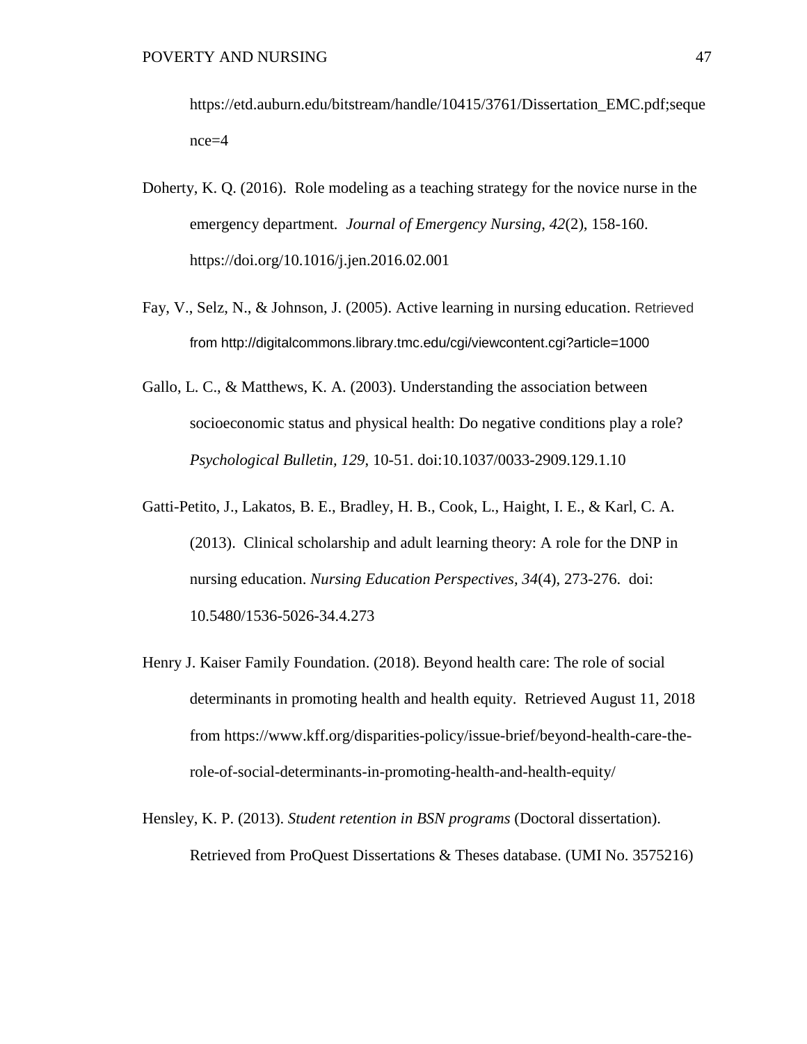https://etd.auburn.edu/bitstream/handle/10415/3761/Dissertation_EMC.pdf;sequence=4

Doherty, K. Q. (2016). Role modeling as a teaching strategy for the novice nurse in the emergency department. *Journal of Emergency Nursing, 42*(2), 158-160. https://doi.org/10.1016/j.jen.2016.02.001

Fay, V., Selz, N., & Johnson, J. (2005). Active learning in nursing education. Retrieved from http://digitalcommons.library.tmc.edu/cgi/viewcontent.cgi?article=1000

Gallo, L. C., & Matthews, K. A. (2003). Understanding the association between socioeconomic status and physical health: Do negative conditions play a role? *Psychological Bulletin, 129*, 10-51. doi:10.1037/0033-2909.129.1.10

Gatti-Petito, J., Lakatos, B. E., Bradley, H. B., Cook, L., Haight, I. E., & Karl, C. A. (2013). Clinical scholarship and adult learning theory: A role for the DNP in nursing education. *Nursing Education Perspectives, 34*(4), 273-276. doi: 10.5480/1536-5026-34.4.273

Henry J. Kaiser Family Foundation. (2018). Beyond health care: The role of social determinants in promoting health and health equity. Retrieved August 11, 2018 from https://www.kff.org/disparities-policy/issue-brief/beyond-health-care-the-role-of-social-determinants-in-promoting-health-and-health-equity/

Hensley, K. P. (2013). *Student retention in BSN programs* (Doctoral dissertation). Retrieved from ProQuest Dissertations & Theses database. (UMI No. 3575216)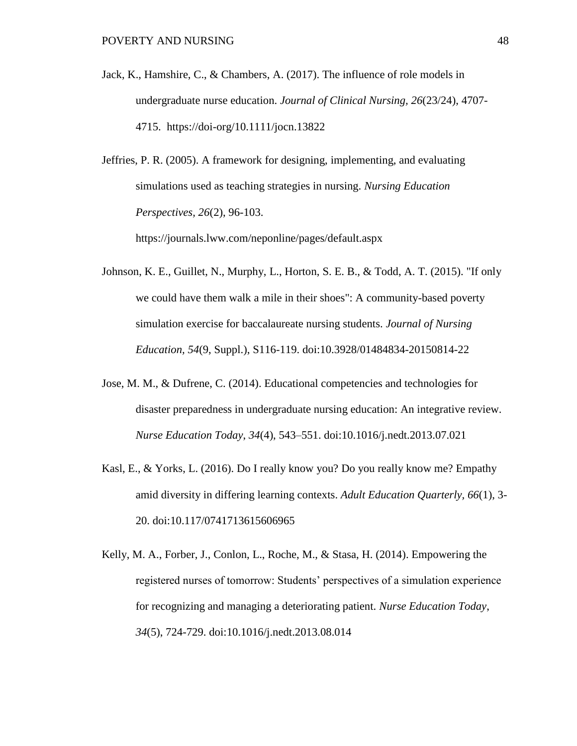Jack, K., Hamshire, C., & Chambers, A. (2017). The influence of role models in undergraduate nurse education. *Journal of Clinical Nursing, 26*(23/24), 4707-4715. https://doi-org/10.1111/jocn.13822

Jeffries, P. R. (2005). A framework for designing, implementing, and evaluating simulations used as teaching strategies in nursing. *Nursing Education Perspectives, 26*(2), 96-103. https://journals.lww.com/neponline/pages/default.aspx

Johnson, K. E., Guillet, N., Murphy, L., Horton, S. E. B., & Todd, A. T. (2015). "If only we could have them walk a mile in their shoes": A community-based poverty simulation exercise for baccalaureate nursing students. *Journal of Nursing Education, 54*(9, Suppl.), S116-119. doi:10.3928/01484834-20150814-22

Jose, M. M., & Dufrene, C. (2014). Educational competencies and technologies for disaster preparedness in undergraduate nursing education: An integrative review. *Nurse Education Today, 34*(4), 543–551. doi:10.1016/j.nedt.2013.07.021

Kasl, E., & Yorks, L. (2016). Do I really know you? Do you really know me? Empathy amid diversity in differing learning contexts. *Adult Education Quarterly, 66*(1), 3-20. doi:10.117/0741713615606965

Kelly, M. A., Forber, J., Conlon, L., Roche, M., & Stasa, H. (2014). Empowering the registered nurses of tomorrow: Students' perspectives of a simulation experience for recognizing and managing a deteriorating patient. *Nurse Education Today, 34*(5), 724-729. doi:10.1016/j.nedt.2013.08.014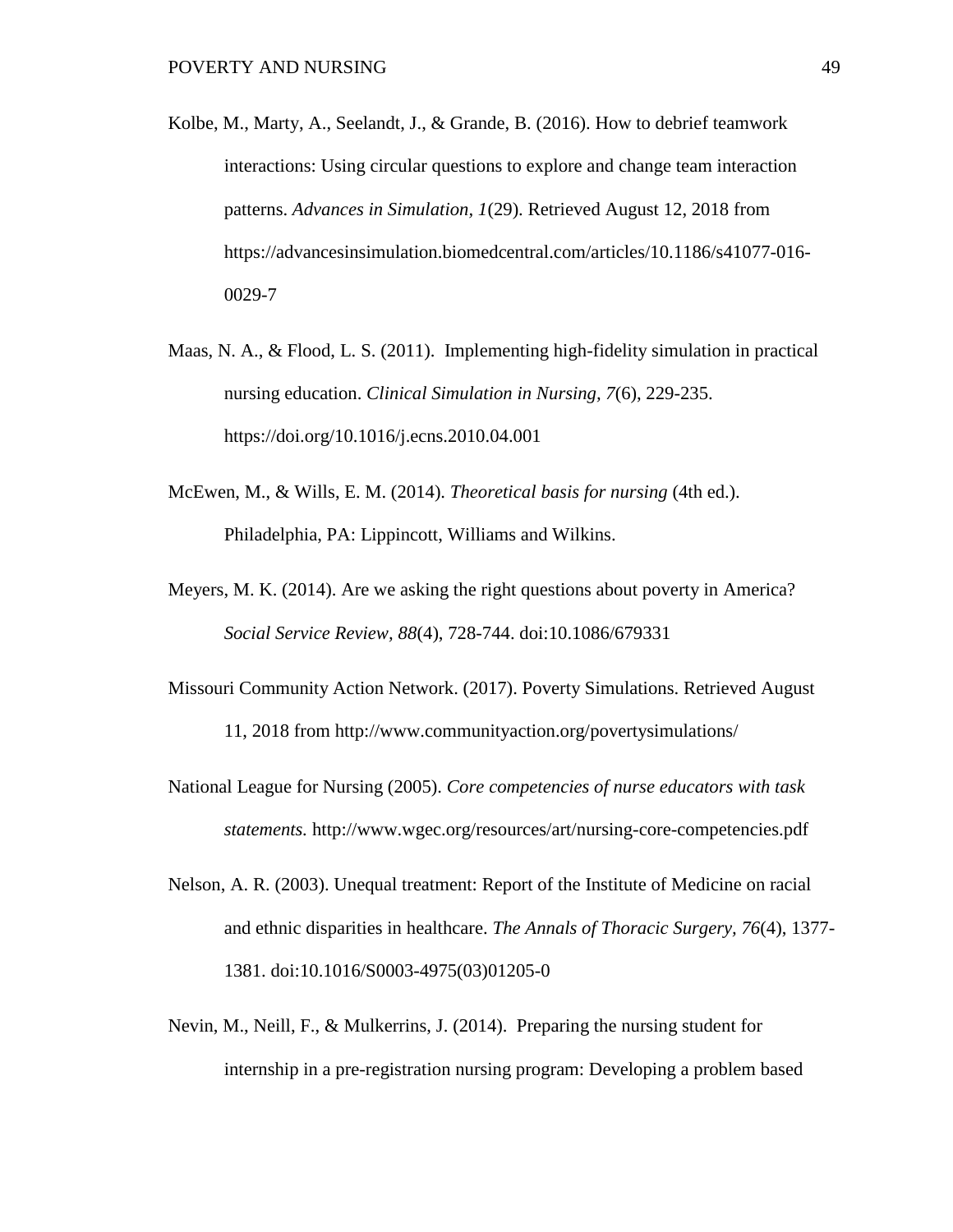Kolbe, M., Marty, A., Seelandt, J., & Grande, B. (2016). How to debrief teamwork interactions: Using circular questions to explore and change team interaction patterns. *Advances in Simulation, 1*(29). Retrieved August 12, 2018 from https://advancesinsimulation.biomedcentral.com/articles/10.1186/s41077-016-0029-7

Maas, N. A., & Flood, L. S. (2011). Implementing high-fidelity simulation in practical nursing education. *Clinical Simulation in Nursing, 7*(6), 229-235. https://doi.org/10.1016/j.ecns.2010.04.001

McEwen, M., & Wills, E. M. (2014). *Theoretical basis for nursing* (4th ed.). Philadelphia, PA: Lippincott, Williams and Wilkins.

Meyers, M. K. (2014). Are we asking the right questions about poverty in America? *Social Service Review, 88*(4), 728-744. doi:10.1086/679331

Missouri Community Action Network. (2017). Poverty Simulations. Retrieved August 11, 2018 from http://www.communityaction.org/povertysimulations/

National League for Nursing (2005). *Core competencies of nurse educators with task statements.* http://www.wgec.org/resources/art/nursing-core-competencies.pdf

Nelson, A. R. (2003). Unequal treatment: Report of the Institute of Medicine on racial and ethnic disparities in healthcare. *The Annals of Thoracic Surgery, 76*(4), 1377-1381. doi:10.1016/S0003-4975(03)01205-0

Nevin, M., Neill, F., & Mulkerrins, J. (2014). Preparing the nursing student for internship in a pre-registration nursing program: Developing a problem based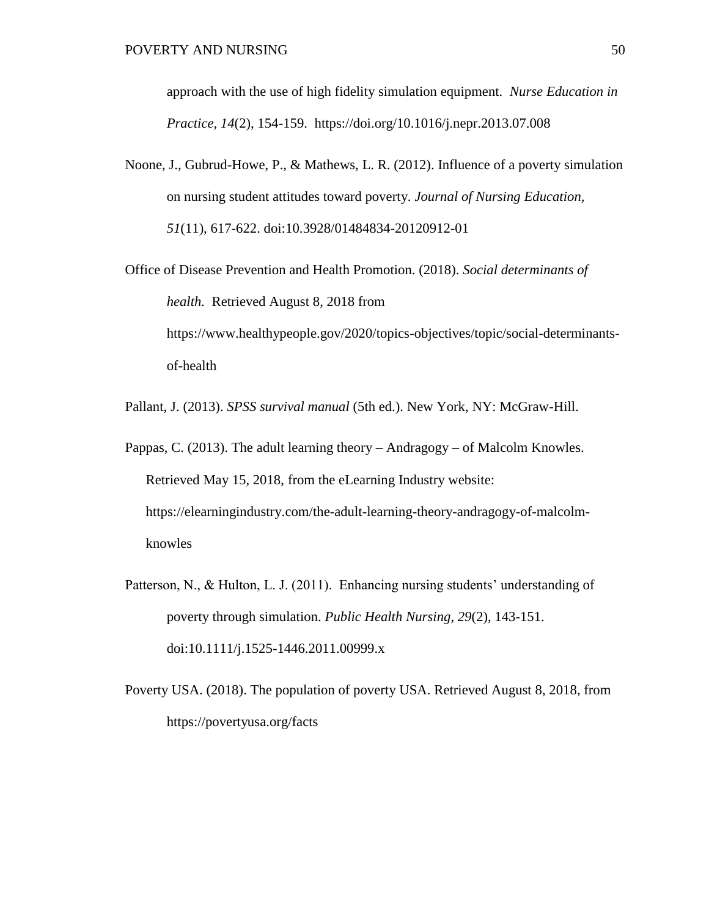approach with the use of high fidelity simulation equipment. *Nurse Education in Practice*, *14*(2), 154-159. https://doi.org/10.1016/j.nepr.2013.07.008

Noone, J., Gubrud-Howe, P., & Mathews, L. R. (2012). Influence of a poverty simulation on nursing student attitudes toward poverty. *Journal of Nursing Education*, *51*(11), 617-622. doi:10.3928/01484834-20120912-01

Office of Disease Prevention and Health Promotion. (2018). *Social determinants of health.* Retrieved August 8, 2018 from https://www.healthypeople.gov/2020/topics-objectives/topic/social-determinants-of-health

Pallant, J. (2013). *SPSS survival manual* (5th ed.). New York, NY: McGraw-Hill.

Pappas, C. (2013). The adult learning theory – Andragogy – of Malcolm Knowles. Retrieved May 15, 2018, from the eLearning Industry website: https://elearningindustry.com/the-adult-learning-theory-andragogy-of-malcolm-knowles

Patterson, N., & Hulton, L. J. (2011). Enhancing nursing students' understanding of poverty through simulation. *Public Health Nursing*, *29*(2), 143-151. doi:10.1111/j.1525-1446.2011.00999.x

Poverty USA. (2018). The population of poverty USA. Retrieved August 8, 2018, from https://povertyusa.org/facts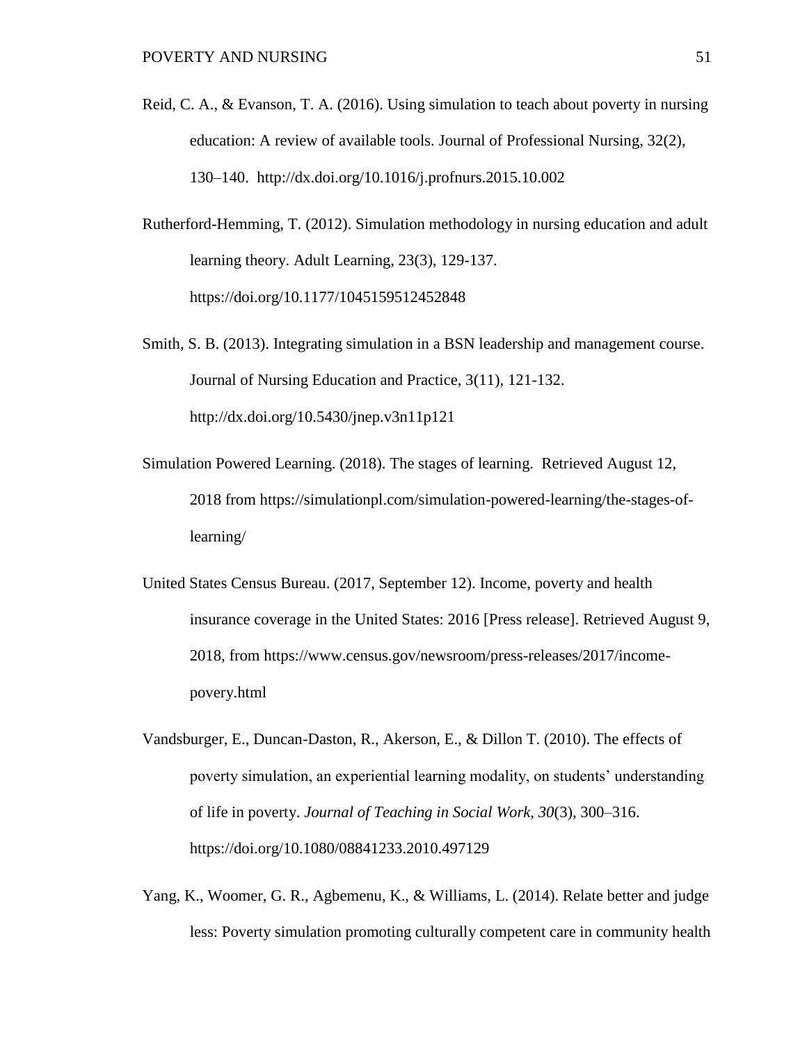Reid, C. A., & Evanson, T. A. (2016). Using simulation to teach about poverty in nursing education: A review of available tools. Journal of Professional Nursing, 32(2), 130–140. http://dx.doi.org/10.1016/j.profnurs.2015.10.002

Rutherford-Hemming, T. (2012). Simulation methodology in nursing education and adult learning theory. Adult Learning, 23(3), 129-137. https://doi.org/10.1177/1045159512452848

Smith, S. B. (2013). Integrating simulation in a BSN leadership and management course. Journal of Nursing Education and Practice, 3(11), 121-132. http://dx.doi.org/10.5430/jnep.v3n11p121

Simulation Powered Learning. (2018). The stages of learning. Retrieved August 12, 2018 from https://simulationpl.com/simulation-powered-learning/the-stages-of-learning/

United States Census Bureau. (2017, September 12). Income, poverty and health insurance coverage in the United States: 2016 [Press release]. Retrieved August 9, 2018, from https://www.census.gov/newsroom/press-releases/2017/income-povery.html

Vandsburger, E., Duncan-Daston, R., Akerson, E., & Dillon T. (2010). The effects of poverty simulation, an experiential learning modality, on students' understanding of life in poverty. *Journal of Teaching in Social Work, 30*(3), 300–316. https://doi.org/10.1080/08841233.2010.497129

Yang, K., Woomer, G. R., Agbemenu, K., & Williams, L. (2014). Relate better and judge less: Poverty simulation promoting culturally competent care in community health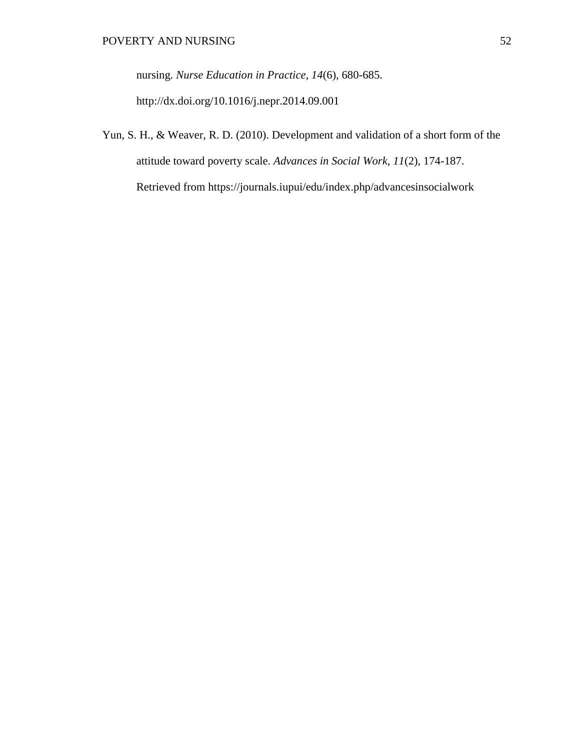nursing. *Nurse Education in Practice, 14*(6), 680-685. http://dx.doi.org/10.1016/j.nepr.2014.09.001

Yun, S. H., & Weaver, R. D. (2010). Development and validation of a short form of the attitude toward poverty scale. *Advances in Social Work, 11*(2), 174-187. Retrieved from https://journals.iupui/edu/index.php/advancesinsocialwork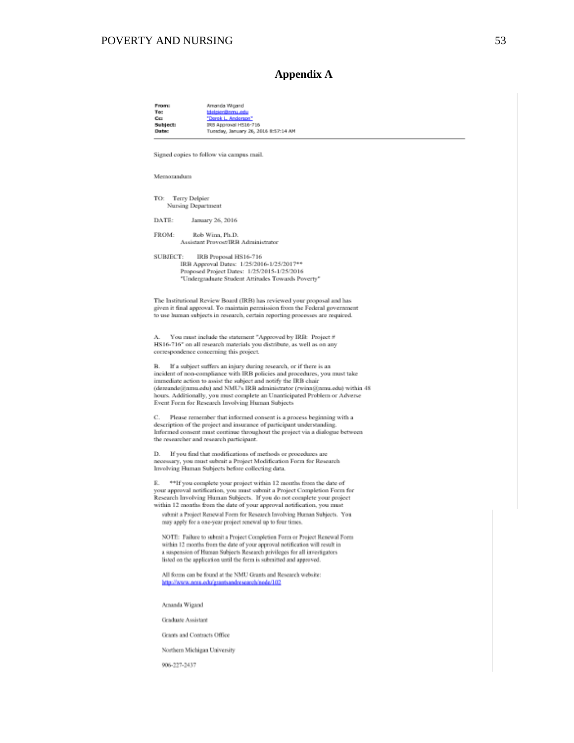## Appendix A

**From:** Amanda Wigand
**To:** tdelpier@nmu.edu
**Cc:** "Derek L. Anderson"
**Subject:** IRB Approval HS16-716
**Date:** Tuesday, January 26, 2016 8:57:14 AM

---

Signed copies to follow via campus mail.

Memorandum

TO: Terry Delpier
Nursing Department

DATE: January 26, 2016

FROM: Rob Winn, Ph.D.
Assistant Provost/IRB Administrator

SUBJECT: IRB Proposal HS16-716
IRB Approval Dates: 1/25/2016-1/25/2017**
Proposed Project Dates: 1/25/2015-1/25/2016
"Undergraduate Student Attitudes Towards Poverty"

The Institutional Review Board (IRB) has reviewed your proposal and has given it final approval. To maintain permission from the Federal government to use human subjects in research, certain reporting processes are required.

A. You must include the statement "Approved by IRB: Project # HS16-716" on all research materials you distribute, as well as on any correspondence concerning this project.

B. If a subject suffers an injury during research, or if there is an incident of non-compliance with IRB policies and procedures, you must take immediate action to assist the subject and notify the IRB chair (dereande@nmu.edu) and NMU's IRB administrator (rwinn@nmu.edu) within 48 hours. Additionally, you must complete an Unanticipated Problem or Adverse Event Form for Research Involving Human Subjects

C. Please remember that informed consent is a process beginning with a description of the project and insurance of participant understanding. Informed consent must continue throughout the project via a dialogue between the researcher and research participant.

D. If you find that modifications of methods or procedures are necessary, you must submit a Project Modification Form for Research Involving Human Subjects before collecting data.

E. **If you complete your project within 12 months from the date of your approval notification, you must submit a Project Completion Form for Research Involving Human Subjects. If you do not complete your project within 12 months from the date of your approval notification, you must submit a Project Renewal Form for Research Involving Human Subjects. You may apply for a one-year project renewal up to four times.

NOTE: Failure to submit a Project Completion Form or Project Renewal Form within 12 months from the date of your approval notification will result in a suspension of Human Subjects Research privileges for all investigators listed on the application until the form is submitted and approved.

All forms can be found at the NMU Grants and Research website:
http://www.nmu.edu/grantsandresearch/node/102

Amanda Wigand

Graduate Assistant

Grants and Contracts Office

Northern Michigan University

906-227-2437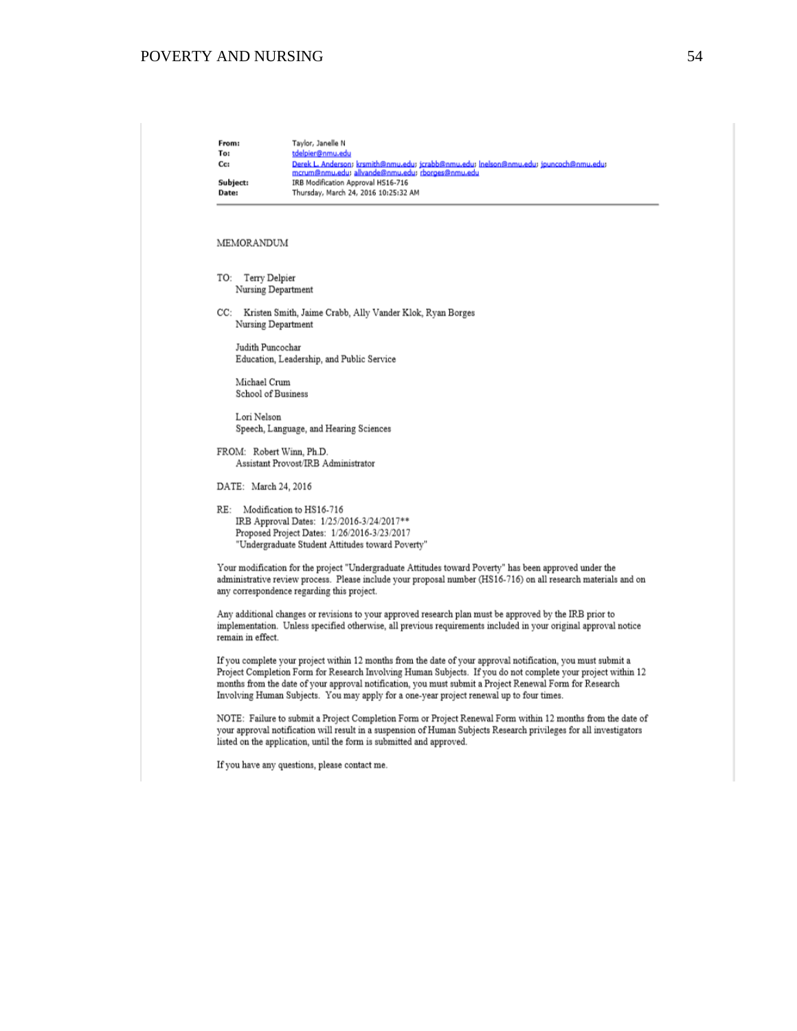**From:** Taylor, Janelle N
**To:** tdelpier@nmu.edu
**Cc:** Derek L. Anderson; krsmith@nmu.edu; jcrabb@nmu.edu; lnelson@nmu.edu; jpuncoch@nmu.edu; mcrum@nmu.edu; allvande@nmu.edu; rborges@nmu.edu
**Subject:** IRB Modification Approval HS16-716
**Date:** Thursday, March 24, 2016 10:25:32 AM

---

MEMORANDUM

TO: Terry Delpier
Nursing Department

CC: Kristen Smith, Jaime Crabb, Ally Vander Klok, Ryan Borges
Nursing Department

Judith Puncochar
Education, Leadership, and Public Service

Michael Crum
School of Business

Lori Nelson
Speech, Language, and Hearing Sciences

FROM: Robert Winn, Ph.D.
Assistant Provost/IRB Administrator

DATE: March 24, 2016

RE: Modification to HS16-716
IRB Approval Dates: 1/25/2016-3/24/2017**
Proposed Project Dates: 1/26/2016-3/23/2017
"Undergraduate Student Attitudes toward Poverty"

Your modification for the project "Undergraduate Attitudes toward Poverty" has been approved under the administrative review process. Please include your proposal number (HS16-716) on all research materials and on any correspondence regarding this project.

Any additional changes or revisions to your approved research plan must be approved by the IRB prior to implementation. Unless specified otherwise, all previous requirements included in your original approval notice remain in effect.

If you complete your project within 12 months from the date of your approval notification, you must submit a Project Completion Form for Research Involving Human Subjects. If you do not complete your project within 12 months from the date of your approval notification, you must submit a Project Renewal Form for Research Involving Human Subjects. You may apply for a one-year project renewal up to four times.

NOTE: Failure to submit a Project Completion Form or Project Renewal Form within 12 months from the date of your approval notification will result in a suspension of Human Subjects Research privileges for all investigators listed on the application, until the form is submitted and approved.

If you have any questions, please contact me.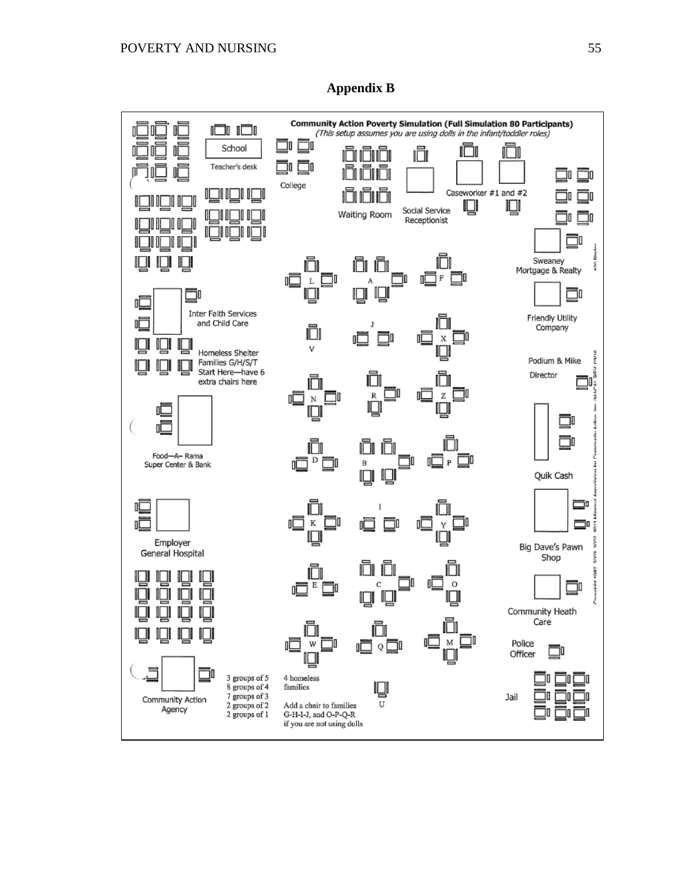## Appendix B

**Community Action Poverty Simulation (Full Simulation 80 Participants)**

*(This setup assumes you are using dolls in the infant/toddler roles)*

School

Teacher's desk

College

Waiting Room

Social Service Receptionist

Caseworker #1 and #2

Sweaney Mortgage & Realty

Friendly Utility Company

Podium & Mike

Director

Inter Faith Services and Child Care

Homeless Shelter Families G/H/S/T Start Here—have 6 extra chairs here

L A F

J

V X

N R Z

Food—A— Rama Super Center & Bank

D B P

Quik Cash

I

K Y

Employer General Hospital

Big Dave's Pawn Shop

E C O

Community Heath Care

W Q M

Police Officer

Community Action Agency

3 groups of 5
8 groups of 4
7 groups of 3
2 groups of 2
2 groups of 1

4 homeless families

Add a chair to families G-H-I-J, and O-P-Q-R if you are not using dolls

U

Jail

Copyright 1987, 2002, 2007, 2011 Missouri Association for Community Action, Inc. (MACA) REV 07/08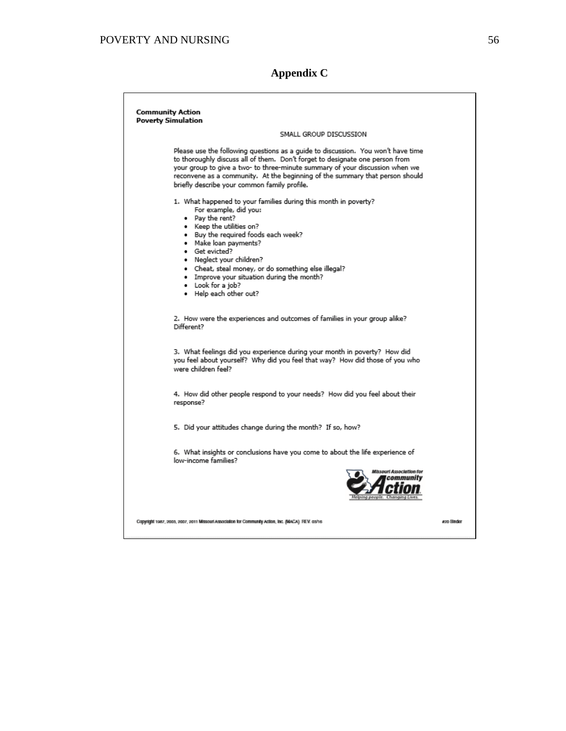## Appendix C

**Community Action**
**Poverty Simulation**

SMALL GROUP DISCUSSION

Please use the following questions as a guide to discussion. You won't have time to thoroughly discuss all of them. Don't forget to designate one person from your group to give a two- to three-minute summary of your discussion when we reconvene as a community. At the beginning of the summary that person should briefly describe your common family profile.

1. What happened to your families during this month in poverty?
   For example, did you:
   - Pay the rent?
   - Keep the utilities on?
   - Buy the required foods each week?
   - Make loan payments?
   - Get evicted?
   - Neglect your children?
   - Cheat, steal money, or do something else illegal?
   - Improve your situation during the month?
   - Look for a job?
   - Help each other out?

2. How were the experiences and outcomes of families in your group alike? Different?

3. What feelings did you experience during your month in poverty? How did you feel about yourself? Why did you feel that way? How did those of you who were children feel?

4. How did other people respond to your needs? How did you feel about their response?

5. Did your attitudes change during the month? If so, how?

6. What insights or conclusions have you come to about the life experience of low-income families?

Missouri Association for community Action
Helping people. Changing Lives.

Copyright 1987, 2005, 2007, 2011 Missouri Association for Community Action, Inc. (MACA) REV. 03/16

#20 Binder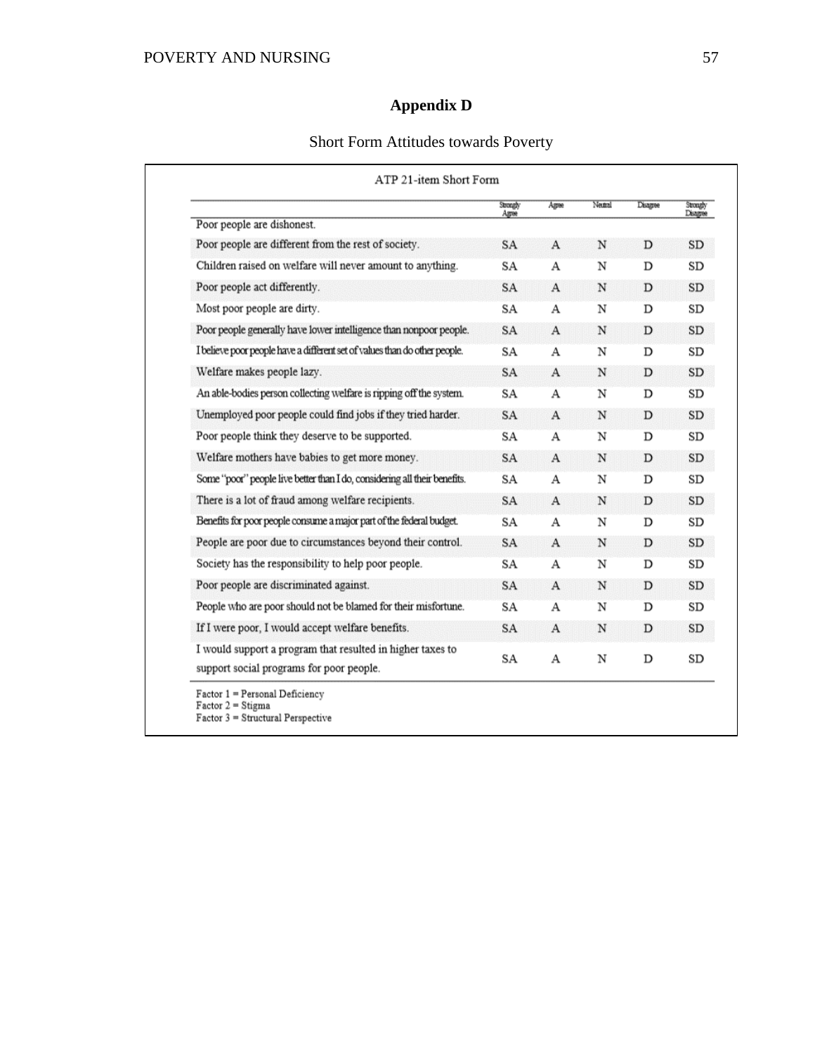# Appendix D

Short Form Attitudes towards Poverty

ATP 21-item Short Form

| | Strongly Agree | Agree | Neutral | Disagree | Strongly Disagree |
|---|---|---|---|---|---|
| Poor people are dishonest. | | | | | |
| Poor people are different from the rest of society. | SA | A | N | D | SD |
| Children raised on welfare will never amount to anything. | SA | A | N | D | SD |
| Poor people act differently. | SA | A | N | D | SD |
| Most poor people are dirty. | SA | A | N | D | SD |
| Poor people generally have lower intelligence than nonpoor people. | SA | A | N | D | SD |
| I believe poor people have a different set of values than do other people. | SA | A | N | D | SD |
| Welfare makes people lazy. | SA | A | N | D | SD |
| An able-bodies person collecting welfare is ripping off the system. | SA | A | N | D | SD |
| Unemployed poor people could find jobs if they tried harder. | SA | A | N | D | SD |
| Poor people think they deserve to be supported. | SA | A | N | D | SD |
| Welfare mothers have babies to get more money. | SA | A | N | D | SD |
| Some "poor" people live better than I do, considering all their benefits. | SA | A | N | D | SD |
| There is a lot of fraud among welfare recipients. | SA | A | N | D | SD |
| Benefits for poor people consume a major part of the federal budget. | SA | A | N | D | SD |
| People are poor due to circumstances beyond their control. | SA | A | N | D | SD |
| Society has the responsibility to help poor people. | SA | A | N | D | SD |
| Poor people are discriminated against. | SA | A | N | D | SD |
| People who are poor should not be blamed for their misfortune. | SA | A | N | D | SD |
| If I were poor, I would accept welfare benefits. | SA | A | N | D | SD |
| I would support a program that resulted in higher taxes to support social programs for poor people. | SA | A | N | D | SD |

Factor 1 = Personal Deficiency
Factor 2 = Stigma
Factor 3 = Structural Perspective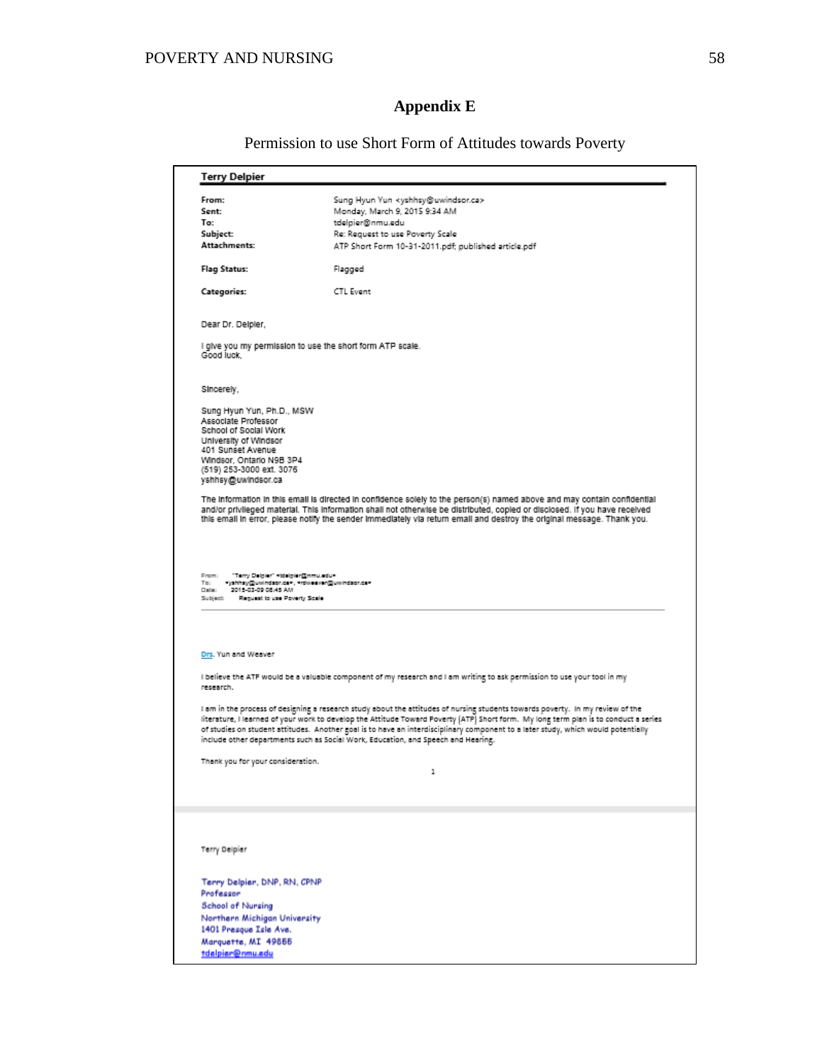## Appendix E

Permission to use Short Form of Attitudes towards Poverty

**Terry Delpier**

| | |
|---|---|
| **From:** | Sung Hyun Yun <yshhsy@uwindsor.ca> |
| **Sent:** | Monday, March 9, 2015 9:34 AM |
| **To:** | tdelpier@nmu.edu |
| **Subject:** | Re: Request to use Poverty Scale |
| **Attachments:** | ATP Short Form 10-31-2011.pdf; published article.pdf |
| **Flag Status:** | Flagged |
| **Categories:** | CTL Event |

Dear Dr. Delpier,

I give you my permission to use the short form ATP scale.
Good luck,

Sincerely,

Sung Hyun Yun, Ph.D., MSW
Associate Professor
School of Social Work
University of Windsor
401 Sunset Avenue
Windsor, Ontario N9B 3P4
(519) 253-3000 ext. 3076
yshhsy@uwindsor.ca

The information in this email is directed in confidence solely to the person(s) named above and may contain confidential and/or privileged material. This information shall not otherwise be distributed, copied or disclosed. If you have received this email in error, please notify the sender immediately via return email and destroy the original message. Thank you.

From: "Terry Delpier" <tdelpier@nmu.edu>
To: <yshhsy@uwindsor.ca>, <rdweaver@uwindsor.ca>
Date: 2015-03-09 08:45 AM
Subject: Request to use Poverty Scale

Drs. Yun and Weaver

I believe the ATP would be a valuable component of my research and I am writing to ask permission to use your tool in my research.

I am in the process of designing a research study about the attitudes of nursing students towards poverty. In my review of the literature, I learned of your work to develop the Attitude Toward Poverty (ATP) Short form. My long term plan is to conduct a series of studies on student attitudes. Another goal is to have an interdisciplinary component to a later study, which would potentially include other departments such as Social Work, Education, and Speech and Hearing.

Thank you for your consideration.

Terry Delpier

Terry Delpier, DNP, RN, CPNP
Professor
School of Nursing
Northern Michigan University
1401 Presque Isle Ave.
Marquette, MI 49855
tdelpier@nmu.edu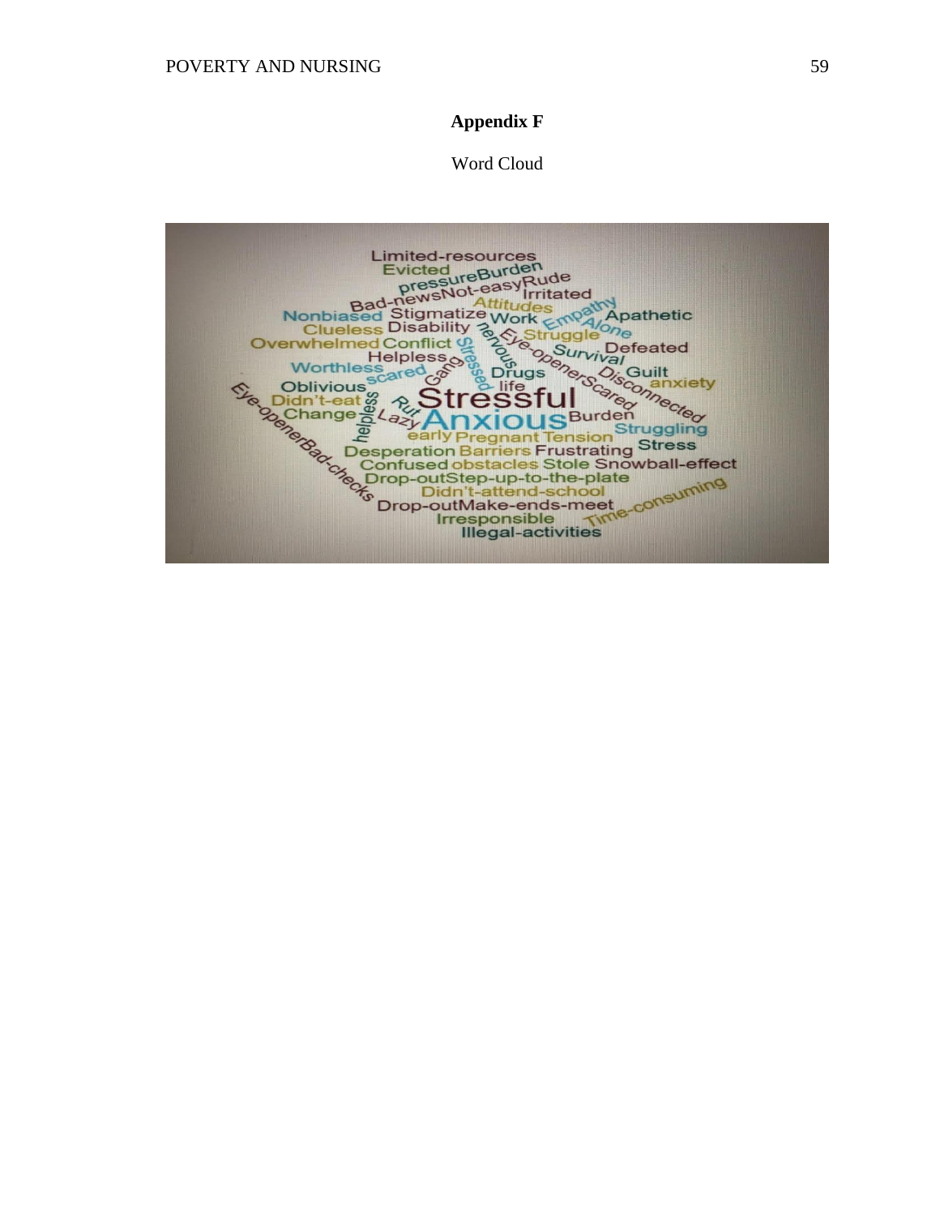## Appendix F

Word Cloud

Limited-resources
Evicted
pressure Burden
Bad-news Not-easy Rude
Irritated
Attitudes
Nonbiased Stigmatize Work Empathy Apathetic
Clueless Disability Struggle Alone
Overwhelmed Conflict Survival Defeated
Helpless nervous Eye-opener Scared
Worthless scared Gang Stressed Drugs Disconnected Guilt
anxiety
Oblivious life
Didn't-eat Stressful
Change helpless Rut Lazy Anxious Burden
Struggling
early Pregnant Tension Stress
Eye-opener Bad-checks
Desperation Barriers Frustrating
Confused obstacles Stole Snowball-effect
Drop-out Step-up-to-the-plate
Didn't-attend-school
Time-consuming
Drop-out Make-ends-meet
Irresponsible
Illegal-activities